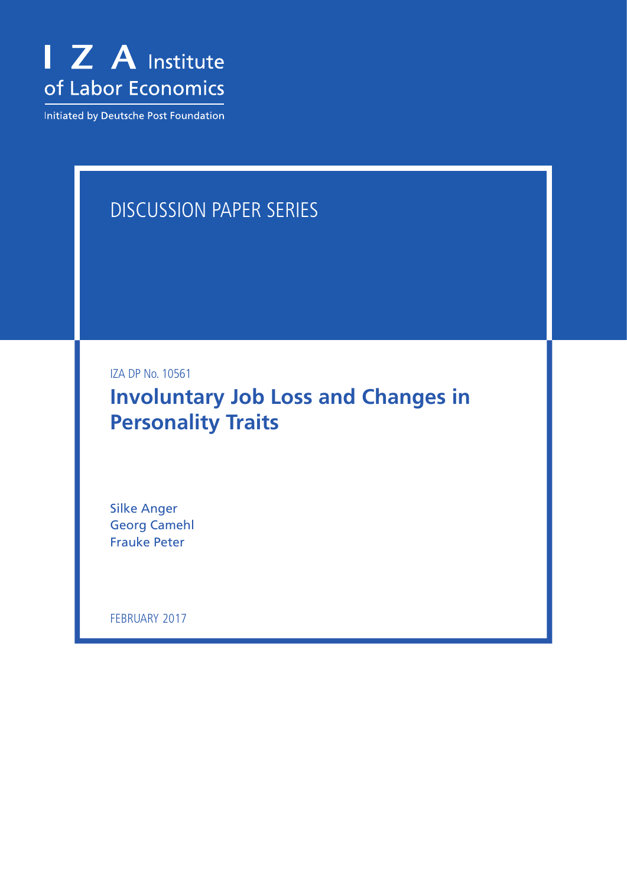I Z A Institute of Labor Economics

Initiated by Deutsche Post Foundation

DISCUSSION PAPER SERIES

IZA DP No. 10561

# Involuntary Job Loss and Changes in Personality Traits

Silke Anger
Georg Camehl
Frauke Peter

FEBRUARY 2017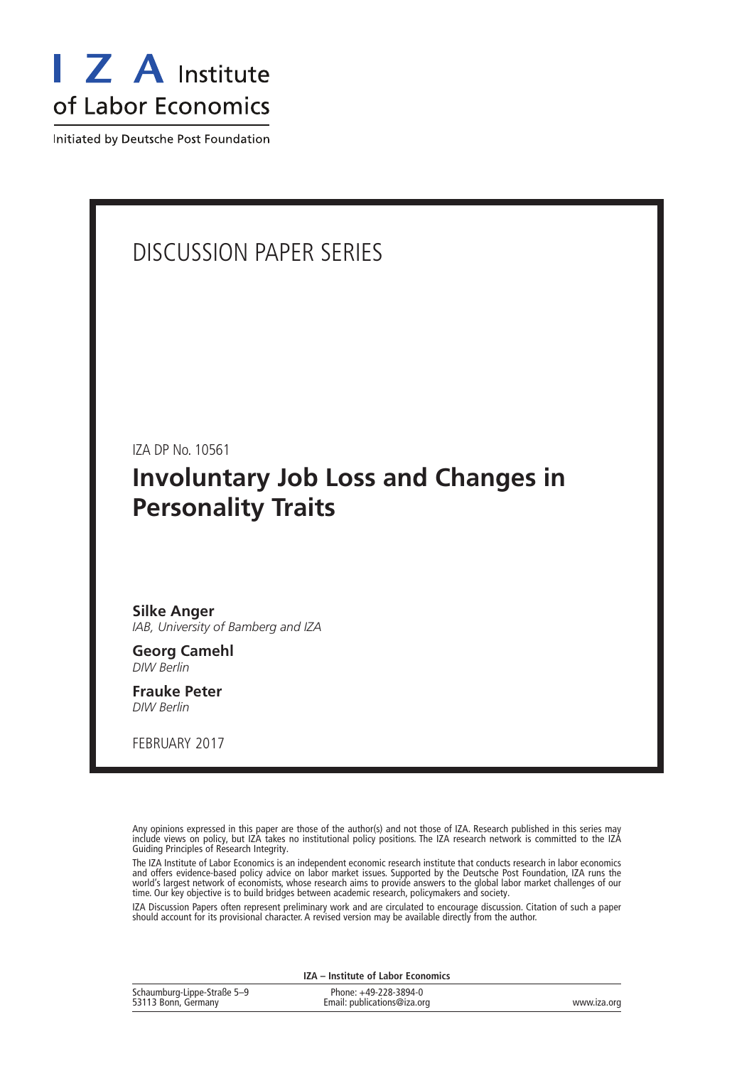# I Z A Institute of Labor Economics

Initiated by Deutsche Post Foundation

DISCUSSION PAPER SERIES

IZA DP No. 10561

## Involuntary Job Loss and Changes in Personality Traits

**Silke Anger**
*IAB, University of Bamberg and IZA*

**Georg Camehl**
*DIW Berlin*

**Frauke Peter**
*DIW Berlin*

FEBRUARY 2017

Any opinions expressed in this paper are those of the author(s) and not those of IZA. Research published in this series may include views on policy, but IZA takes no institutional policy positions. The IZA research network is committed to the IZA Guiding Principles of Research Integrity.

The IZA Institute of Labor Economics is an independent economic research institute that conducts research in labor economics and offers evidence-based policy advice on labor market issues. Supported by the Deutsche Post Foundation, IZA runs the world's largest network of economists, whose research aims to provide answers to the global labor market challenges of our time. Our key objective is to build bridges between academic research, policymakers and society.

IZA Discussion Papers often represent preliminary work and are circulated to encourage discussion. Citation of such a paper should account for its provisional character. A revised version may be available directly from the author.

**IZA – Institute of Labor Economics**

| | | |
|---|---|---|
| Schaumburg-Lippe-Straße 5–9<br>53113 Bonn, Germany | Phone: +49-228-3894-0<br>Email: publications@iza.org | www.iza.org |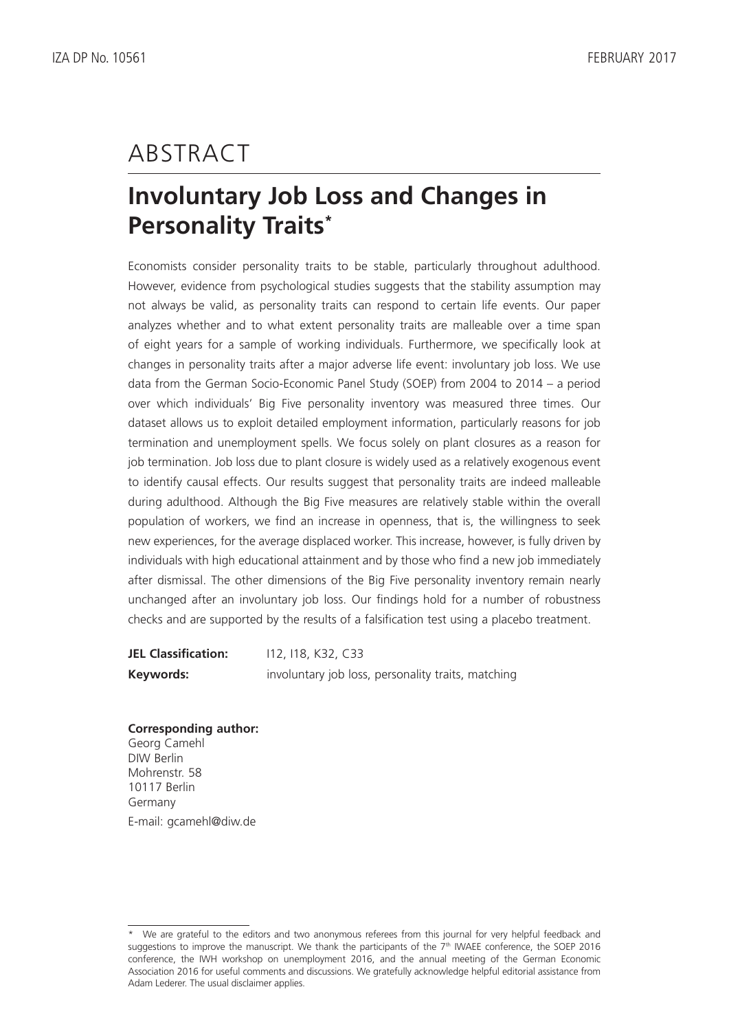# ABSTRACT

## Involuntary Job Loss and Changes in Personality Traits[*]

Economists consider personality traits to be stable, particularly throughout adulthood. However, evidence from psychological studies suggests that the stability assumption may not always be valid, as personality traits can respond to certain life events. Our paper analyzes whether and to what extent personality traits are malleable over a time span of eight years for a sample of working individuals. Furthermore, we specifically look at changes in personality traits after a major adverse life event: involuntary job loss. We use data from the German Socio-Economic Panel Study (SOEP) from 2004 to 2014 – a period over which individuals' Big Five personality inventory was measured three times. Our dataset allows us to exploit detailed employment information, particularly reasons for job termination and unemployment spells. We focus solely on plant closures as a reason for job termination. Job loss due to plant closure is widely used as a relatively exogenous event to identify causal effects. Our results suggest that personality traits are indeed malleable during adulthood. Although the Big Five measures are relatively stable within the overall population of workers, we find an increase in openness, that is, the willingness to seek new experiences, for the average displaced worker. This increase, however, is fully driven by individuals with high educational attainment and by those who find a new job immediately after dismissal. The other dimensions of the Big Five personality inventory remain nearly unchanged after an involuntary job loss. Our findings hold for a number of robustness checks and are supported by the results of a falsification test using a placebo treatment.

**JEL Classification:** I12, I18, K32, C33

**Keywords:** involuntary job loss, personality traits, matching

**Corresponding author:**
Georg Camehl
DIW Berlin
Mohrenstr. 58
10117 Berlin
Germany
E-mail: gcamehl@diw.de

---

[*] We are grateful to the editors and two anonymous referees from this journal for very helpful feedback and suggestions to improve the manuscript. We thank the participants of the 7th IWAEE conference, the SOEP 2016 conference, the IWH workshop on unemployment 2016, and the annual meeting of the German Economic Association 2016 for useful comments and discussions. We gratefully acknowledge helpful editorial assistance from Adam Lederer. The usual disclaimer applies.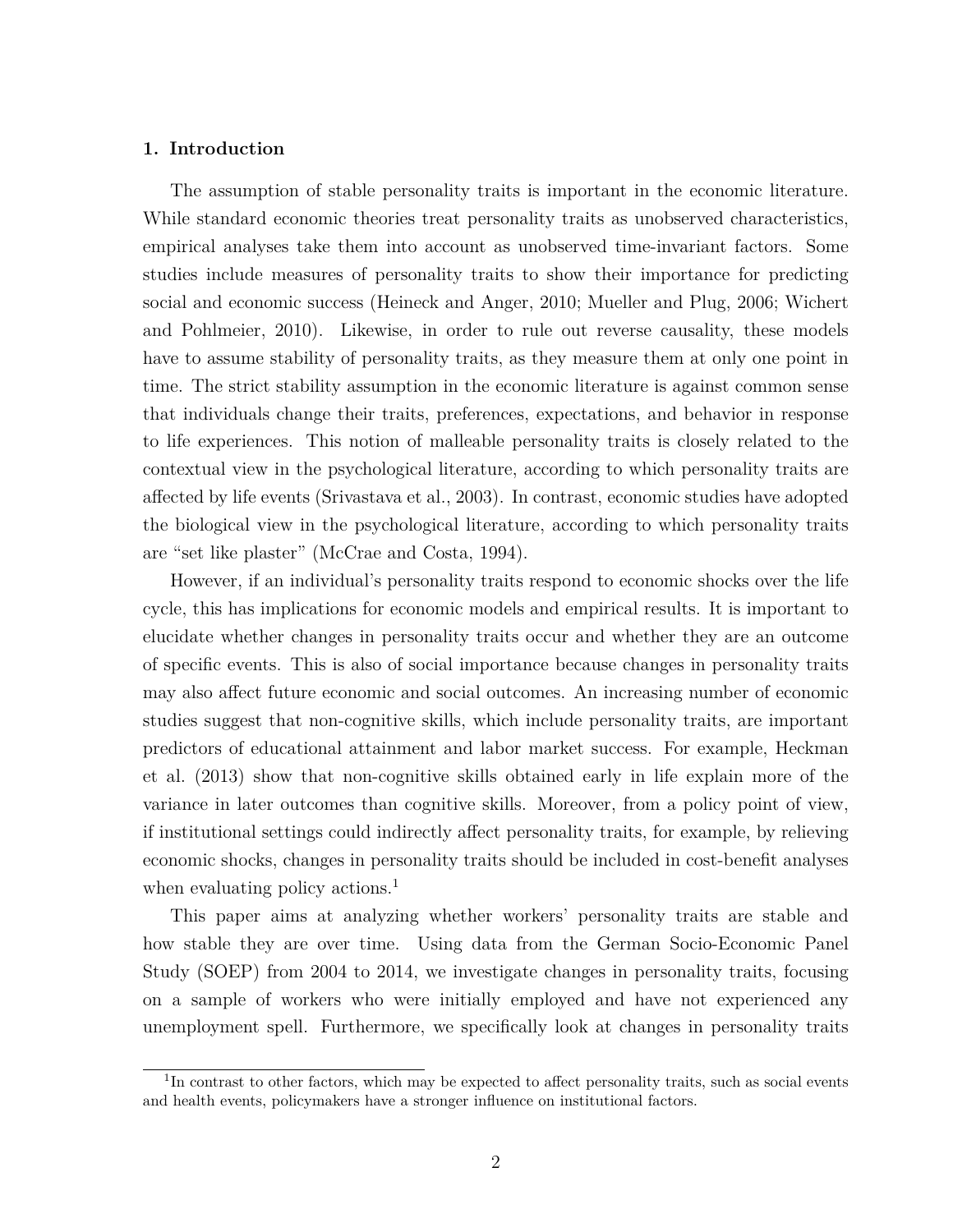## 1. Introduction

The assumption of stable personality traits is important in the economic literature. While standard economic theories treat personality traits as unobserved characteristics, empirical analyses take them into account as unobserved time-invariant factors. Some studies include measures of personality traits to show their importance for predicting social and economic success (Heineck and Anger, 2010; Mueller and Plug, 2006; Wichert and Pohlmeier, 2010). Likewise, in order to rule out reverse causality, these models have to assume stability of personality traits, as they measure them at only one point in time. The strict stability assumption in the economic literature is against common sense that individuals change their traits, preferences, expectations, and behavior in response to life experiences. This notion of malleable personality traits is closely related to the contextual view in the psychological literature, according to which personality traits are affected by life events (Srivastava et al., 2003). In contrast, economic studies have adopted the biological view in the psychological literature, according to which personality traits are "set like plaster" (McCrae and Costa, 1994).

However, if an individual's personality traits respond to economic shocks over the life cycle, this has implications for economic models and empirical results. It is important to elucidate whether changes in personality traits occur and whether they are an outcome of specific events. This is also of social importance because changes in personality traits may also affect future economic and social outcomes. An increasing number of economic studies suggest that non-cognitive skills, which include personality traits, are important predictors of educational attainment and labor market success. For example, Heckman et al. (2013) show that non-cognitive skills obtained early in life explain more of the variance in later outcomes than cognitive skills. Moreover, from a policy point of view, if institutional settings could indirectly affect personality traits, for example, by relieving economic shocks, changes in personality traits should be included in cost-benefit analyses when evaluating policy actions.[1]

This paper aims at analyzing whether workers' personality traits are stable and how stable they are over time. Using data from the German Socio-Economic Panel Study (SOEP) from 2004 to 2014, we investigate changes in personality traits, focusing on a sample of workers who were initially employed and have not experienced any unemployment spell. Furthermore, we specifically look at changes in personality traits

[1] In contrast to other factors, which may be expected to affect personality traits, such as social events and health events, policymakers have a stronger influence on institutional factors.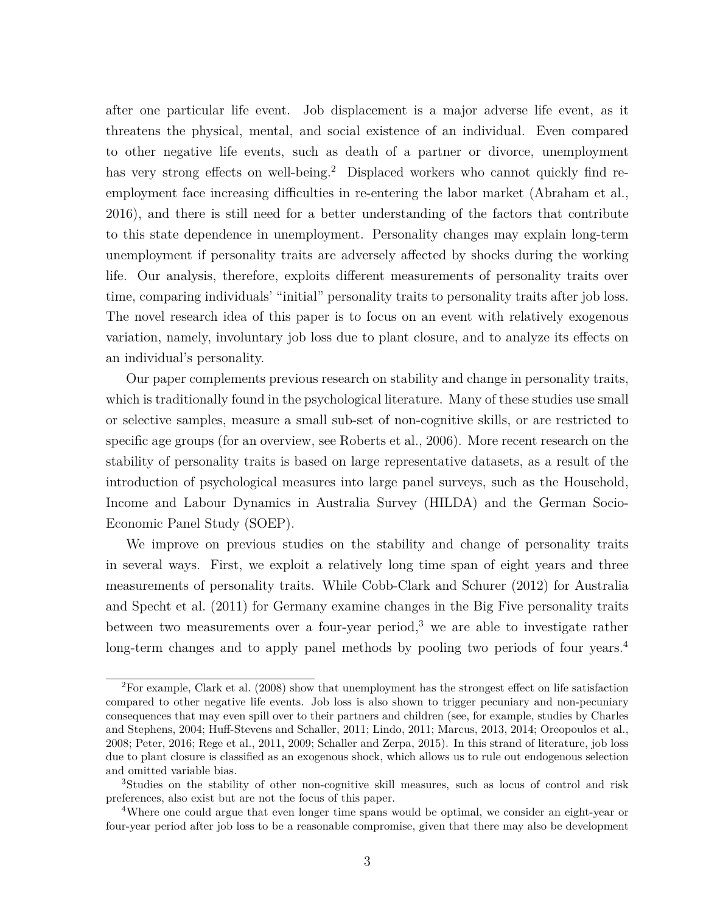after one particular life event. Job displacement is a major adverse life event, as it threatens the physical, mental, and social existence of an individual. Even compared to other negative life events, such as death of a partner or divorce, unemployment has very strong effects on well-being.[2] Displaced workers who cannot quickly find re-employment face increasing difficulties in re-entering the labor market (Abraham et al., 2016), and there is still need for a better understanding of the factors that contribute to this state dependence in unemployment. Personality changes may explain long-term unemployment if personality traits are adversely affected by shocks during the working life. Our analysis, therefore, exploits different measurements of personality traits over time, comparing individuals' "initial" personality traits to personality traits after job loss. The novel research idea of this paper is to focus on an event with relatively exogenous variation, namely, involuntary job loss due to plant closure, and to analyze its effects on an individual's personality.

Our paper complements previous research on stability and change in personality traits, which is traditionally found in the psychological literature. Many of these studies use small or selective samples, measure a small sub-set of non-cognitive skills, or are restricted to specific age groups (for an overview, see Roberts et al., 2006). More recent research on the stability of personality traits is based on large representative datasets, as a result of the introduction of psychological measures into large panel surveys, such as the Household, Income and Labour Dynamics in Australia Survey (HILDA) and the German Socio-Economic Panel Study (SOEP).

We improve on previous studies on the stability and change of personality traits in several ways. First, we exploit a relatively long time span of eight years and three measurements of personality traits. While Cobb-Clark and Schurer (2012) for Australia and Specht et al. (2011) for Germany examine changes in the Big Five personality traits between two measurements over a four-year period,[3] we are able to investigate rather long-term changes and to apply panel methods by pooling two periods of four years.[4]

---

[2]For example, Clark et al. (2008) show that unemployment has the strongest effect on life satisfaction compared to other negative life events. Job loss is also shown to trigger pecuniary and non-pecuniary consequences that may even spill over to their partners and children (see, for example, studies by Charles and Stephens, 2004; Huff-Stevens and Schaller, 2011; Lindo, 2011; Marcus, 2013, 2014; Oreopoulos et al., 2008; Peter, 2016; Rege et al., 2011, 2009; Schaller and Zerpa, 2015). In this strand of literature, job loss due to plant closure is classified as an exogenous shock, which allows us to rule out endogenous selection and omitted variable bias.

[3]Studies on the stability of other non-cognitive skill measures, such as locus of control and risk preferences, also exist but are not the focus of this paper.

[4]Where one could argue that even longer time spans would be optimal, we consider an eight-year or four-year period after job loss to be a reasonable compromise, given that there may also be development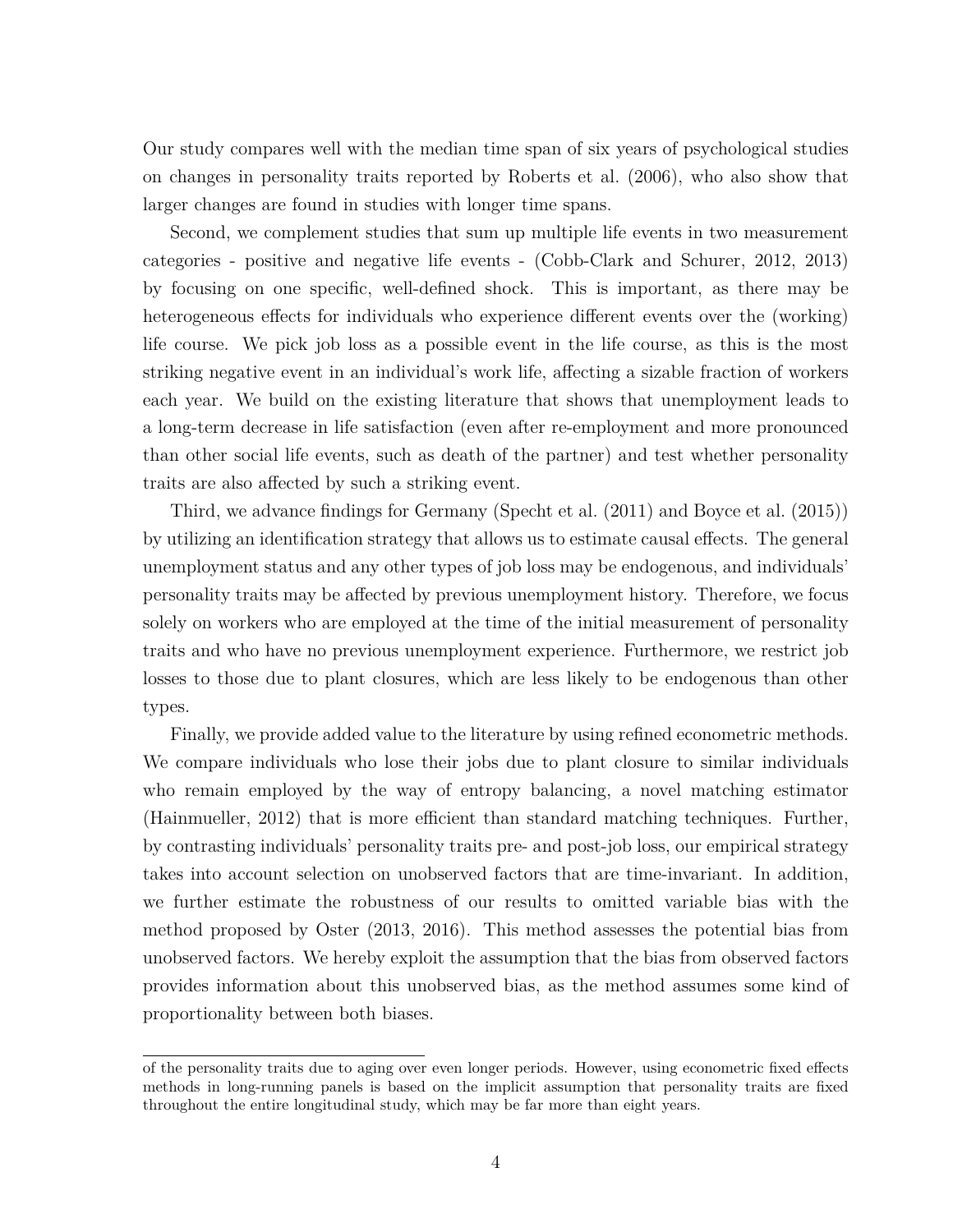Our study compares well with the median time span of six years of psychological studies on changes in personality traits reported by Roberts et al. (2006), who also show that larger changes are found in studies with longer time spans.

Second, we complement studies that sum up multiple life events in two measurement categories - positive and negative life events - (Cobb-Clark and Schurer, 2012, 2013) by focusing on one specific, well-defined shock. This is important, as there may be heterogeneous effects for individuals who experience different events over the (working) life course. We pick job loss as a possible event in the life course, as this is the most striking negative event in an individual's work life, affecting a sizable fraction of workers each year. We build on the existing literature that shows that unemployment leads to a long-term decrease in life satisfaction (even after re-employment and more pronounced than other social life events, such as death of the partner) and test whether personality traits are also affected by such a striking event.

Third, we advance findings for Germany (Specht et al. (2011) and Boyce et al. (2015)) by utilizing an identification strategy that allows us to estimate causal effects. The general unemployment status and any other types of job loss may be endogenous, and individuals' personality traits may be affected by previous unemployment history. Therefore, we focus solely on workers who are employed at the time of the initial measurement of personality traits and who have no previous unemployment experience. Furthermore, we restrict job losses to those due to plant closures, which are less likely to be endogenous than other types.

Finally, we provide added value to the literature by using refined econometric methods. We compare individuals who lose their jobs due to plant closure to similar individuals who remain employed by the way of entropy balancing, a novel matching estimator (Hainmueller, 2012) that is more efficient than standard matching techniques. Further, by contrasting individuals' personality traits pre- and post-job loss, our empirical strategy takes into account selection on unobserved factors that are time-invariant. In addition, we further estimate the robustness of our results to omitted variable bias with the method proposed by Oster (2013, 2016). This method assesses the potential bias from unobserved factors. We hereby exploit the assumption that the bias from observed factors provides information about this unobserved bias, as the method assumes some kind of proportionality between both biases.

---

of the personality traits due to aging over even longer periods. However, using econometric fixed effects methods in long-running panels is based on the implicit assumption that personality traits are fixed throughout the entire longitudinal study, which may be far more than eight years.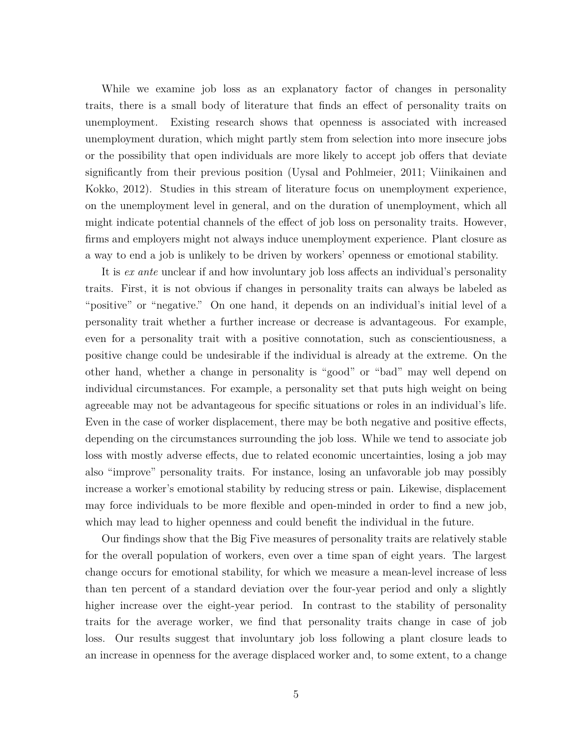While we examine job loss as an explanatory factor of changes in personality traits, there is a small body of literature that finds an effect of personality traits on unemployment. Existing research shows that openness is associated with increased unemployment duration, which might partly stem from selection into more insecure jobs or the possibility that open individuals are more likely to accept job offers that deviate significantly from their previous position (Uysal and Pohlmeier, 2011; Viinikainen and Kokko, 2012). Studies in this stream of literature focus on unemployment experience, on the unemployment level in general, and on the duration of unemployment, which all might indicate potential channels of the effect of job loss on personality traits. However, firms and employers might not always induce unemployment experience. Plant closure as a way to end a job is unlikely to be driven by workers' openness or emotional stability.

It is *ex ante* unclear if and how involuntary job loss affects an individual's personality traits. First, it is not obvious if changes in personality traits can always be labeled as "positive" or "negative." On one hand, it depends on an individual's initial level of a personality trait whether a further increase or decrease is advantageous. For example, even for a personality trait with a positive connotation, such as conscientiousness, a positive change could be undesirable if the individual is already at the extreme. On the other hand, whether a change in personality is "good" or "bad" may well depend on individual circumstances. For example, a personality set that puts high weight on being agreeable may not be advantageous for specific situations or roles in an individual's life. Even in the case of worker displacement, there may be both negative and positive effects, depending on the circumstances surrounding the job loss. While we tend to associate job loss with mostly adverse effects, due to related economic uncertainties, losing a job may also "improve" personality traits. For instance, losing an unfavorable job may possibly increase a worker's emotional stability by reducing stress or pain. Likewise, displacement may force individuals to be more flexible and open-minded in order to find a new job, which may lead to higher openness and could benefit the individual in the future.

Our findings show that the Big Five measures of personality traits are relatively stable for the overall population of workers, even over a time span of eight years. The largest change occurs for emotional stability, for which we measure a mean-level increase of less than ten percent of a standard deviation over the four-year period and only a slightly higher increase over the eight-year period. In contrast to the stability of personality traits for the average worker, we find that personality traits change in case of job loss. Our results suggest that involuntary job loss following a plant closure leads to an increase in openness for the average displaced worker and, to some extent, to a change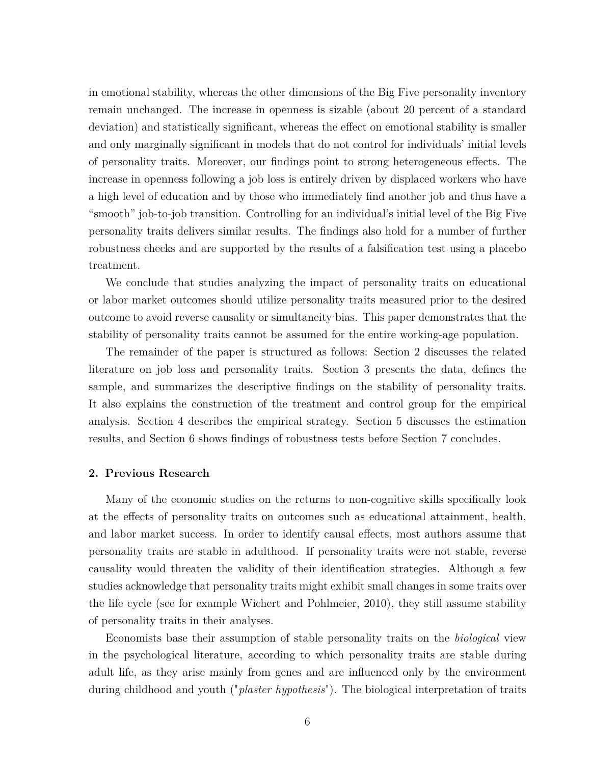in emotional stability, whereas the other dimensions of the Big Five personality inventory remain unchanged. The increase in openness is sizable (about 20 percent of a standard deviation) and statistically significant, whereas the effect on emotional stability is smaller and only marginally significant in models that do not control for individuals' initial levels of personality traits. Moreover, our findings point to strong heterogeneous effects. The increase in openness following a job loss is entirely driven by displaced workers who have a high level of education and by those who immediately find another job and thus have a "smooth" job-to-job transition. Controlling for an individual's initial level of the Big Five personality traits delivers similar results. The findings also hold for a number of further robustness checks and are supported by the results of a falsification test using a placebo treatment.

We conclude that studies analyzing the impact of personality traits on educational or labor market outcomes should utilize personality traits measured prior to the desired outcome to avoid reverse causality or simultaneity bias. This paper demonstrates that the stability of personality traits cannot be assumed for the entire working-age population.

The remainder of the paper is structured as follows: Section 2 discusses the related literature on job loss and personality traits. Section 3 presents the data, defines the sample, and summarizes the descriptive findings on the stability of personality traits. It also explains the construction of the treatment and control group for the empirical analysis. Section 4 describes the empirical strategy. Section 5 discusses the estimation results, and Section 6 shows findings of robustness tests before Section 7 concludes.

## 2. Previous Research

Many of the economic studies on the returns to non-cognitive skills specifically look at the effects of personality traits on outcomes such as educational attainment, health, and labor market success. In order to identify causal effects, most authors assume that personality traits are stable in adulthood. If personality traits were not stable, reverse causality would threaten the validity of their identification strategies. Although a few studies acknowledge that personality traits might exhibit small changes in some traits over the life cycle (see for example Wichert and Pohlmeier, 2010), they still assume stability of personality traits in their analyses.

Economists base their assumption of stable personality traits on the *biological* view in the psychological literature, according to which personality traits are stable during adult life, as they arise mainly from genes and are influenced only by the environment during childhood and youth ("*plaster hypothesis*"). The biological interpretation of traits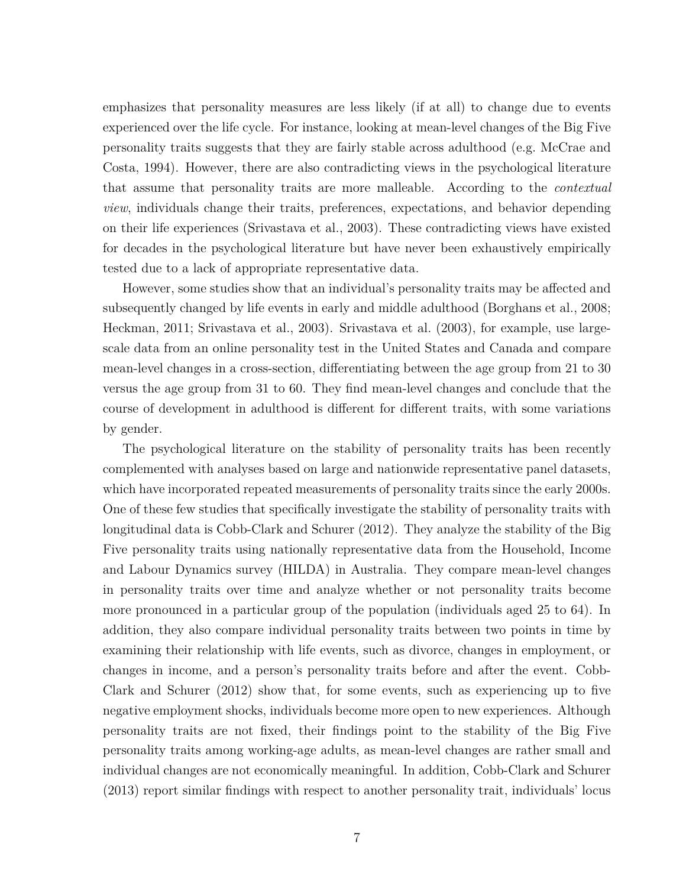emphasizes that personality measures are less likely (if at all) to change due to events experienced over the life cycle. For instance, looking at mean-level changes of the Big Five personality traits suggests that they are fairly stable across adulthood (e.g. McCrae and Costa, 1994). However, there are also contradicting views in the psychological literature that assume that personality traits are more malleable. According to the *contextual view*, individuals change their traits, preferences, expectations, and behavior depending on their life experiences (Srivastava et al., 2003). These contradicting views have existed for decades in the psychological literature but have never been exhaustively empirically tested due to a lack of appropriate representative data.

However, some studies show that an individual's personality traits may be affected and subsequently changed by life events in early and middle adulthood (Borghans et al., 2008; Heckman, 2011; Srivastava et al., 2003). Srivastava et al. (2003), for example, use large-scale data from an online personality test in the United States and Canada and compare mean-level changes in a cross-section, differentiating between the age group from 21 to 30 versus the age group from 31 to 60. They find mean-level changes and conclude that the course of development in adulthood is different for different traits, with some variations by gender.

The psychological literature on the stability of personality traits has been recently complemented with analyses based on large and nationwide representative panel datasets, which have incorporated repeated measurements of personality traits since the early 2000s. One of these few studies that specifically investigate the stability of personality traits with longitudinal data is Cobb-Clark and Schurer (2012). They analyze the stability of the Big Five personality traits using nationally representative data from the Household, Income and Labour Dynamics survey (HILDA) in Australia. They compare mean-level changes in personality traits over time and analyze whether or not personality traits become more pronounced in a particular group of the population (individuals aged 25 to 64). In addition, they also compare individual personality traits between two points in time by examining their relationship with life events, such as divorce, changes in employment, or changes in income, and a person's personality traits before and after the event. Cobb-Clark and Schurer (2012) show that, for some events, such as experiencing up to five negative employment shocks, individuals become more open to new experiences. Although personality traits are not fixed, their findings point to the stability of the Big Five personality traits among working-age adults, as mean-level changes are rather small and individual changes are not economically meaningful. In addition, Cobb-Clark and Schurer (2013) report similar findings with respect to another personality trait, individuals' locus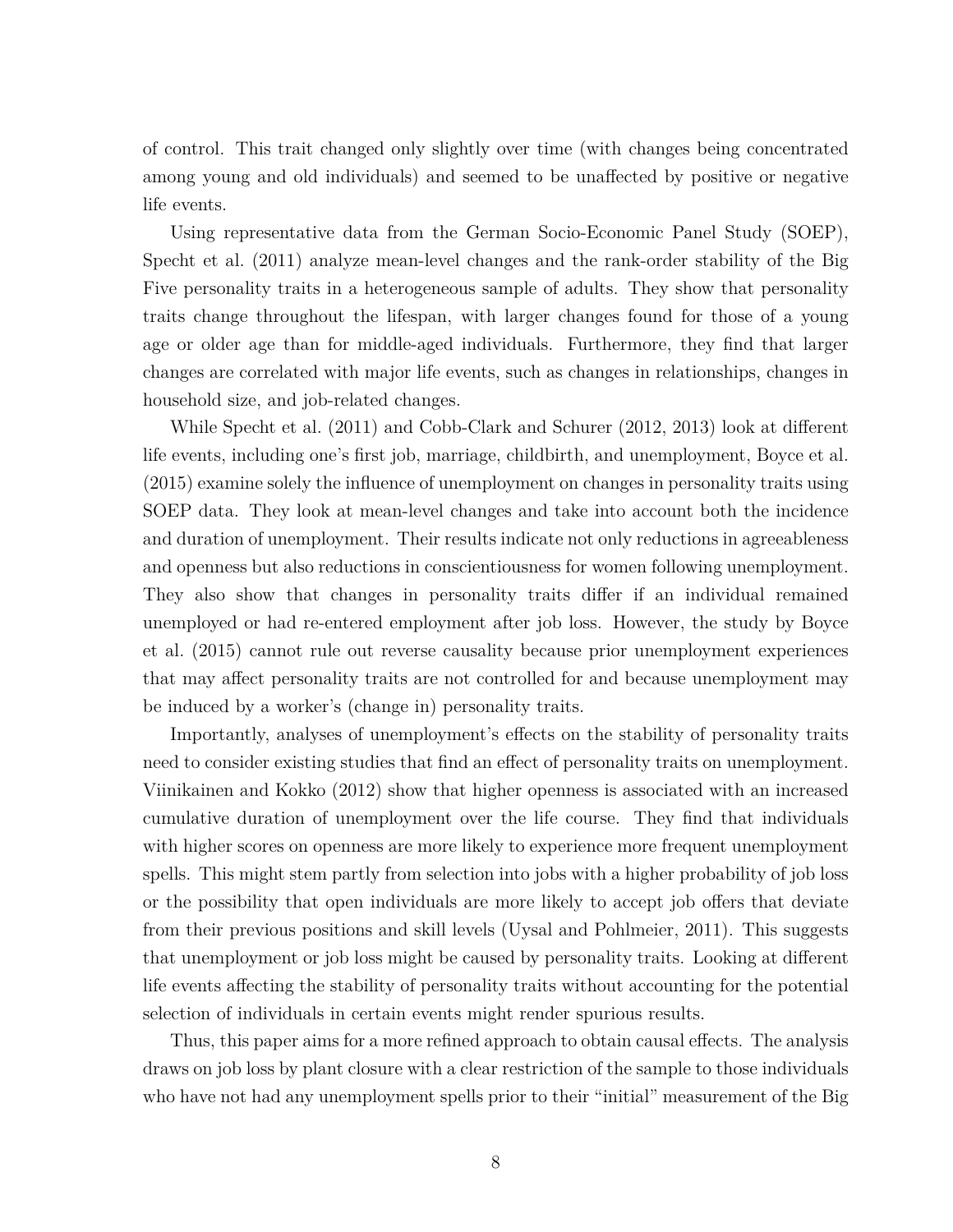of control. This trait changed only slightly over time (with changes being concentrated among young and old individuals) and seemed to be unaffected by positive or negative life events.

Using representative data from the German Socio-Economic Panel Study (SOEP), Specht et al. (2011) analyze mean-level changes and the rank-order stability of the Big Five personality traits in a heterogeneous sample of adults. They show that personality traits change throughout the lifespan, with larger changes found for those of a young age or older age than for middle-aged individuals. Furthermore, they find that larger changes are correlated with major life events, such as changes in relationships, changes in household size, and job-related changes.

While Specht et al. (2011) and Cobb-Clark and Schurer (2012, 2013) look at different life events, including one's first job, marriage, childbirth, and unemployment, Boyce et al. (2015) examine solely the influence of unemployment on changes in personality traits using SOEP data. They look at mean-level changes and take into account both the incidence and duration of unemployment. Their results indicate not only reductions in agreeableness and openness but also reductions in conscientiousness for women following unemployment. They also show that changes in personality traits differ if an individual remained unemployed or had re-entered employment after job loss. However, the study by Boyce et al. (2015) cannot rule out reverse causality because prior unemployment experiences that may affect personality traits are not controlled for and because unemployment may be induced by a worker's (change in) personality traits.

Importantly, analyses of unemployment's effects on the stability of personality traits need to consider existing studies that find an effect of personality traits on unemployment. Viinikainen and Kokko (2012) show that higher openness is associated with an increased cumulative duration of unemployment over the life course. They find that individuals with higher scores on openness are more likely to experience more frequent unemployment spells. This might stem partly from selection into jobs with a higher probability of job loss or the possibility that open individuals are more likely to accept job offers that deviate from their previous positions and skill levels (Uysal and Pohlmeier, 2011). This suggests that unemployment or job loss might be caused by personality traits. Looking at different life events affecting the stability of personality traits without accounting for the potential selection of individuals in certain events might render spurious results.

Thus, this paper aims for a more refined approach to obtain causal effects. The analysis draws on job loss by plant closure with a clear restriction of the sample to those individuals who have not had any unemployment spells prior to their "initial" measurement of the Big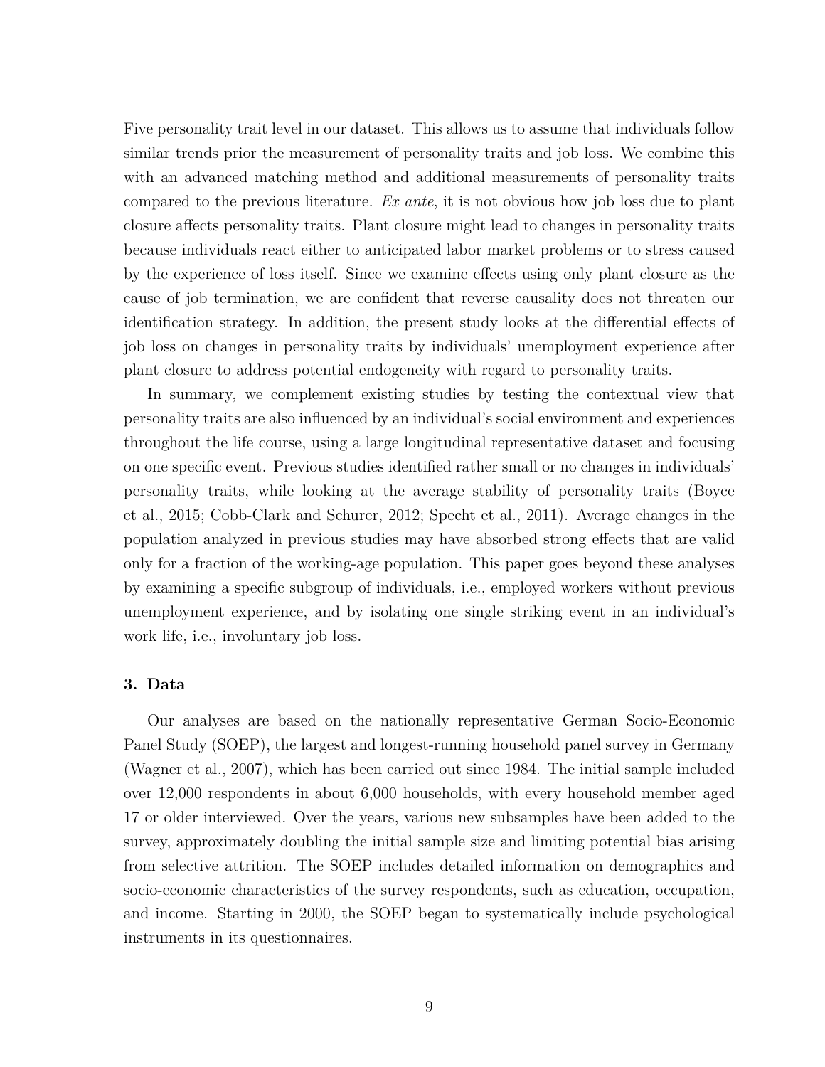Five personality trait level in our dataset. This allows us to assume that individuals follow similar trends prior the measurement of personality traits and job loss. We combine this with an advanced matching method and additional measurements of personality traits compared to the previous literature. *Ex ante*, it is not obvious how job loss due to plant closure affects personality traits. Plant closure might lead to changes in personality traits because individuals react either to anticipated labor market problems or to stress caused by the experience of loss itself. Since we examine effects using only plant closure as the cause of job termination, we are confident that reverse causality does not threaten our identification strategy. In addition, the present study looks at the differential effects of job loss on changes in personality traits by individuals' unemployment experience after plant closure to address potential endogeneity with regard to personality traits.

In summary, we complement existing studies by testing the contextual view that personality traits are also influenced by an individual's social environment and experiences throughout the life course, using a large longitudinal representative dataset and focusing on one specific event. Previous studies identified rather small or no changes in individuals' personality traits, while looking at the average stability of personality traits (Boyce et al., 2015; Cobb-Clark and Schurer, 2012; Specht et al., 2011). Average changes in the population analyzed in previous studies may have absorbed strong effects that are valid only for a fraction of the working-age population. This paper goes beyond these analyses by examining a specific subgroup of individuals, i.e., employed workers without previous unemployment experience, and by isolating one single striking event in an individual's work life, i.e., involuntary job loss.

## 3. Data

Our analyses are based on the nationally representative German Socio-Economic Panel Study (SOEP), the largest and longest-running household panel survey in Germany (Wagner et al., 2007), which has been carried out since 1984. The initial sample included over 12,000 respondents in about 6,000 households, with every household member aged 17 or older interviewed. Over the years, various new subsamples have been added to the survey, approximately doubling the initial sample size and limiting potential bias arising from selective attrition. The SOEP includes detailed information on demographics and socio-economic characteristics of the survey respondents, such as education, occupation, and income. Starting in 2000, the SOEP began to systematically include psychological instruments in its questionnaires.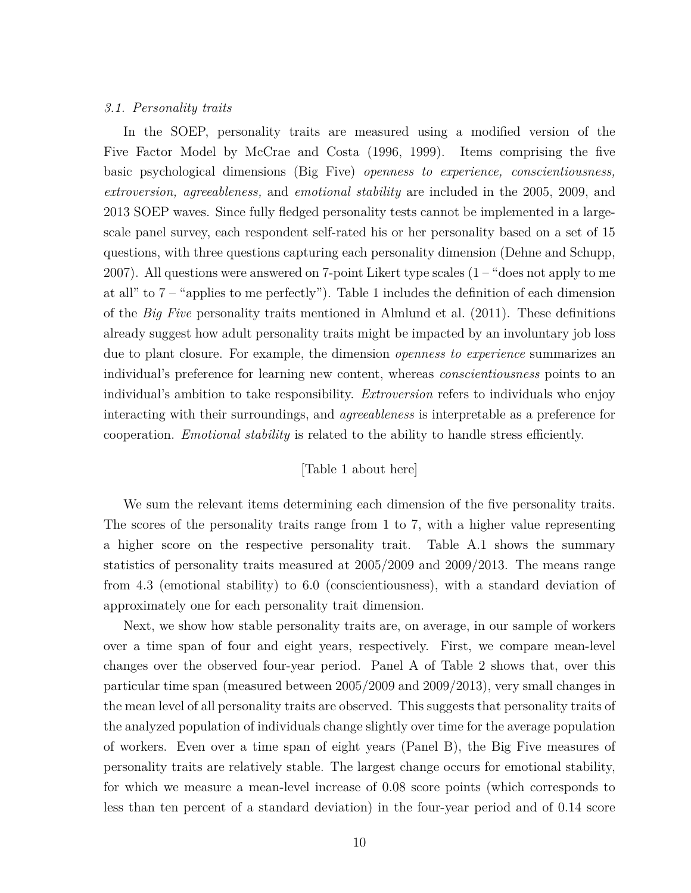### *3.1. Personality traits*

In the SOEP, personality traits are measured using a modified version of the Five Factor Model by McCrae and Costa (1996, 1999). Items comprising the five basic psychological dimensions (Big Five) *openness to experience, conscientiousness, extroversion, agreeableness,* and *emotional stability* are included in the 2005, 2009, and 2013 SOEP waves. Since fully fledged personality tests cannot be implemented in a large-scale panel survey, each respondent self-rated his or her personality based on a set of 15 questions, with three questions capturing each personality dimension (Dehne and Schupp, 2007). All questions were answered on 7-point Likert type scales (1 – "does not apply to me at all" to 7 – "applies to me perfectly"). Table 1 includes the definition of each dimension of the *Big Five* personality traits mentioned in Almlund et al. (2011). These definitions already suggest how adult personality traits might be impacted by an involuntary job loss due to plant closure. For example, the dimension *openness to experience* summarizes an individual's preference for learning new content, whereas *conscientiousness* points to an individual's ambition to take responsibility. *Extroversion* refers to individuals who enjoy interacting with their surroundings, and *agreeableness* is interpretable as a preference for cooperation. *Emotional stability* is related to the ability to handle stress efficiently.

[Table 1 about here]

We sum the relevant items determining each dimension of the five personality traits. The scores of the personality traits range from 1 to 7, with a higher value representing a higher score on the respective personality trait. Table A.1 shows the summary statistics of personality traits measured at 2005/2009 and 2009/2013. The means range from 4.3 (emotional stability) to 6.0 (conscientiousness), with a standard deviation of approximately one for each personality trait dimension.

Next, we show how stable personality traits are, on average, in our sample of workers over a time span of four and eight years, respectively. First, we compare mean-level changes over the observed four-year period. Panel A of Table 2 shows that, over this particular time span (measured between 2005/2009 and 2009/2013), very small changes in the mean level of all personality traits are observed. This suggests that personality traits of the analyzed population of individuals change slightly over time for the average population of workers. Even over a time span of eight years (Panel B), the Big Five measures of personality traits are relatively stable. The largest change occurs for emotional stability, for which we measure a mean-level increase of 0.08 score points (which corresponds to less than ten percent of a standard deviation) in the four-year period and of 0.14 score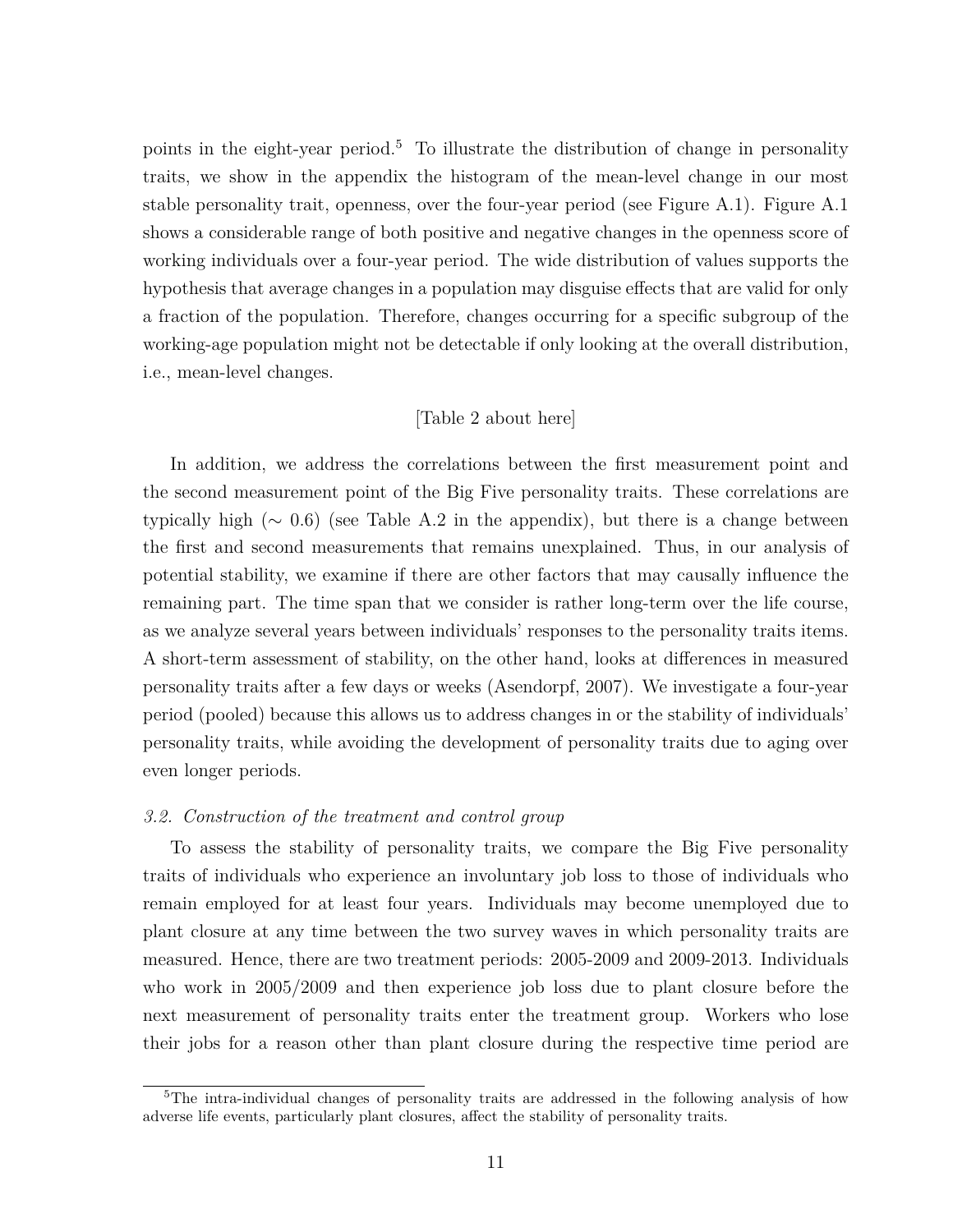points in the eight-year period.[5] To illustrate the distribution of change in personality traits, we show in the appendix the histogram of the mean-level change in our most stable personality trait, openness, over the four-year period (see Figure A.1). Figure A.1 shows a considerable range of both positive and negative changes in the openness score of working individuals over a four-year period. The wide distribution of values supports the hypothesis that average changes in a population may disguise effects that are valid for only a fraction of the population. Therefore, changes occurring for a specific subgroup of the working-age population might not be detectable if only looking at the overall distribution, i.e., mean-level changes.

[Table 2 about here]

In addition, we address the correlations between the first measurement point and the second measurement point of the Big Five personality traits. These correlations are typically high ($\sim$ 0.6) (see Table A.2 in the appendix), but there is a change between the first and second measurements that remains unexplained. Thus, in our analysis of potential stability, we examine if there are other factors that may causally influence the remaining part. The time span that we consider is rather long-term over the life course, as we analyze several years between individuals' responses to the personality traits items. A short-term assessment of stability, on the other hand, looks at differences in measured personality traits after a few days or weeks (Asendorpf, 2007). We investigate a four-year period (pooled) because this allows us to address changes in or the stability of individuals' personality traits, while avoiding the development of personality traits due to aging over even longer periods.

### *3.2. Construction of the treatment and control group*

To assess the stability of personality traits, we compare the Big Five personality traits of individuals who experience an involuntary job loss to those of individuals who remain employed for at least four years. Individuals may become unemployed due to plant closure at any time between the two survey waves in which personality traits are measured. Hence, there are two treatment periods: 2005-2009 and 2009-2013. Individuals who work in 2005/2009 and then experience job loss due to plant closure before the next measurement of personality traits enter the treatment group. Workers who lose their jobs for a reason other than plant closure during the respective time period are

[5]The intra-individual changes of personality traits are addressed in the following analysis of how adverse life events, particularly plant closures, affect the stability of personality traits.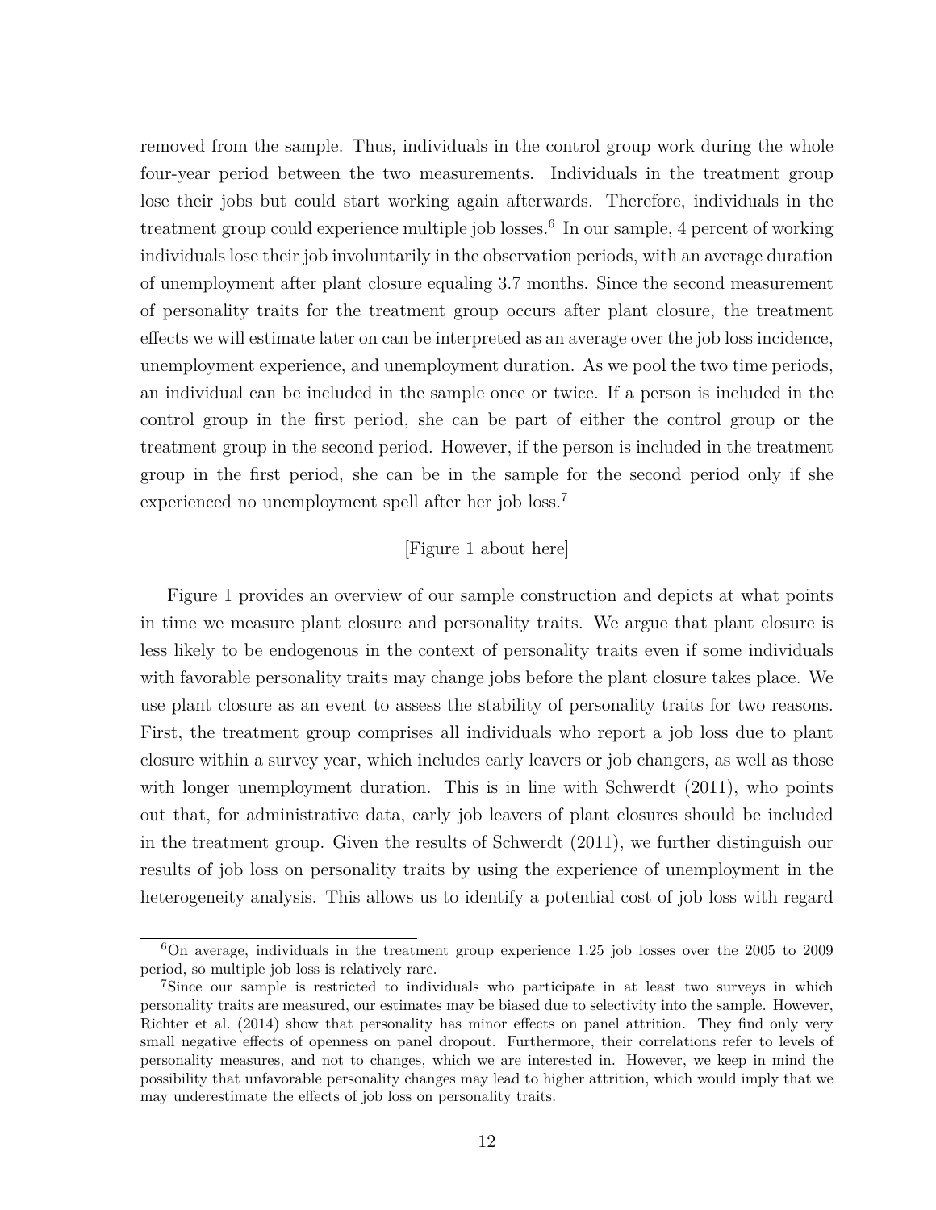removed from the sample. Thus, individuals in the control group work during the whole four-year period between the two measurements. Individuals in the treatment group lose their jobs but could start working again afterwards. Therefore, individuals in the treatment group could experience multiple job losses.[6] In our sample, 4 percent of working individuals lose their job involuntarily in the observation periods, with an average duration of unemployment after plant closure equaling 3.7 months. Since the second measurement of personality traits for the treatment group occurs after plant closure, the treatment effects we will estimate later on can be interpreted as an average over the job loss incidence, unemployment experience, and unemployment duration. As we pool the two time periods, an individual can be included in the sample once or twice. If a person is included in the control group in the first period, she can be part of either the control group or the treatment group in the second period. However, if the person is included in the treatment group in the first period, she can be in the sample for the second period only if she experienced no unemployment spell after her job loss.[7]

[Figure 1 about here]

Figure 1 provides an overview of our sample construction and depicts at what points in time we measure plant closure and personality traits. We argue that plant closure is less likely to be endogenous in the context of personality traits even if some individuals with favorable personality traits may change jobs before the plant closure takes place. We use plant closure as an event to assess the stability of personality traits for two reasons. First, the treatment group comprises all individuals who report a job loss due to plant closure within a survey year, which includes early leavers or job changers, as well as those with longer unemployment duration. This is in line with Schwerdt (2011), who points out that, for administrative data, early job leavers of plant closures should be included in the treatment group. Given the results of Schwerdt (2011), we further distinguish our results of job loss on personality traits by using the experience of unemployment in the heterogeneity analysis. This allows us to identify a potential cost of job loss with regard

[6] On average, individuals in the treatment group experience 1.25 job losses over the 2005 to 2009 period, so multiple job loss is relatively rare.

[7] Since our sample is restricted to individuals who participate in at least two surveys in which personality traits are measured, our estimates may be biased due to selectivity into the sample. However, Richter et al. (2014) show that personality has minor effects on panel attrition. They find only very small negative effects of openness on panel dropout. Furthermore, their correlations refer to levels of personality measures, and not to changes, which we are interested in. However, we keep in mind the possibility that unfavorable personality changes may lead to higher attrition, which would imply that we may underestimate the effects of job loss on personality traits.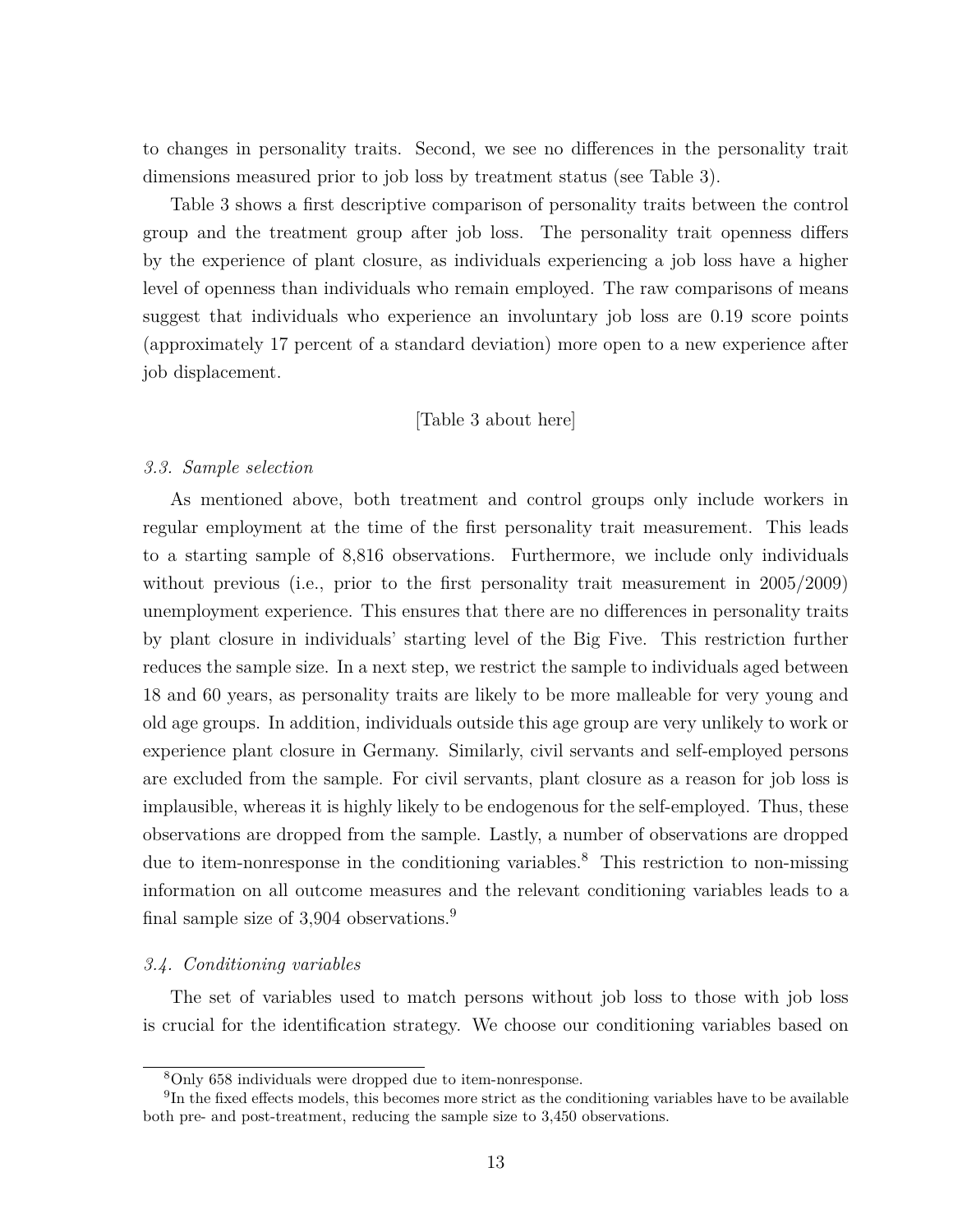to changes in personality traits. Second, we see no differences in the personality trait dimensions measured prior to job loss by treatment status (see Table 3).

Table 3 shows a first descriptive comparison of personality traits between the control group and the treatment group after job loss. The personality trait openness differs by the experience of plant closure, as individuals experiencing a job loss have a higher level of openness than individuals who remain employed. The raw comparisons of means suggest that individuals who experience an involuntary job loss are 0.19 score points (approximately 17 percent of a standard deviation) more open to a new experience after job displacement.

[Table 3 about here]

### *3.3. Sample selection*

As mentioned above, both treatment and control groups only include workers in regular employment at the time of the first personality trait measurement. This leads to a starting sample of 8,816 observations. Furthermore, we include only individuals without previous (i.e., prior to the first personality trait measurement in 2005/2009) unemployment experience. This ensures that there are no differences in personality traits by plant closure in individuals' starting level of the Big Five. This restriction further reduces the sample size. In a next step, we restrict the sample to individuals aged between 18 and 60 years, as personality traits are likely to be more malleable for very young and old age groups. In addition, individuals outside this age group are very unlikely to work or experience plant closure in Germany. Similarly, civil servants and self-employed persons are excluded from the sample. For civil servants, plant closure as a reason for job loss is implausible, whereas it is highly likely to be endogenous for the self-employed. Thus, these observations are dropped from the sample. Lastly, a number of observations are dropped due to item-nonresponse in the conditioning variables.[8] This restriction to non-missing information on all outcome measures and the relevant conditioning variables leads to a final sample size of 3,904 observations.[9]

### *3.4. Conditioning variables*

The set of variables used to match persons without job loss to those with job loss is crucial for the identification strategy. We choose our conditioning variables based on

[8] Only 658 individuals were dropped due to item-nonresponse.

[9] In the fixed effects models, this becomes more strict as the conditioning variables have to be available both pre- and post-treatment, reducing the sample size to 3,450 observations.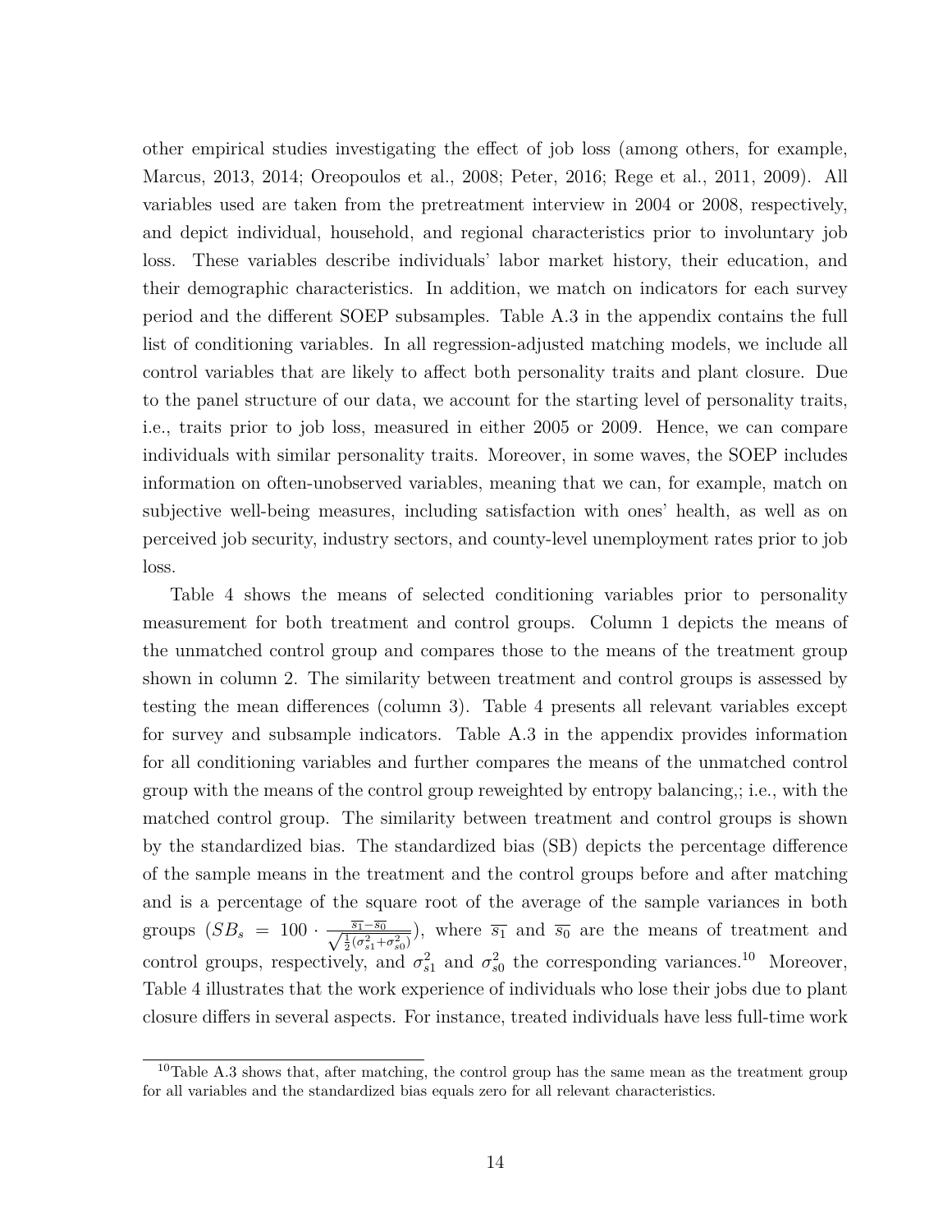other empirical studies investigating the effect of job loss (among others, for example, Marcus, 2013, 2014; Oreopoulos et al., 2008; Peter, 2016; Rege et al., 2011, 2009). All variables used are taken from the pretreatment interview in 2004 or 2008, respectively, and depict individual, household, and regional characteristics prior to involuntary job loss. These variables describe individuals' labor market history, their education, and their demographic characteristics. In addition, we match on indicators for each survey period and the different SOEP subsamples. Table A.3 in the appendix contains the full list of conditioning variables. In all regression-adjusted matching models, we include all control variables that are likely to affect both personality traits and plant closure. Due to the panel structure of our data, we account for the starting level of personality traits, i.e., traits prior to job loss, measured in either 2005 or 2009. Hence, we can compare individuals with similar personality traits. Moreover, in some waves, the SOEP includes information on often-unobserved variables, meaning that we can, for example, match on subjective well-being measures, including satisfaction with ones' health, as well as on perceived job security, industry sectors, and county-level unemployment rates prior to job loss.

Table 4 shows the means of selected conditioning variables prior to personality measurement for both treatment and control groups. Column 1 depicts the means of the unmatched control group and compares those to the means of the treatment group shown in column 2. The similarity between treatment and control groups is assessed by testing the mean differences (column 3). Table 4 presents all relevant variables except for survey and subsample indicators. Table A.3 in the appendix provides information for all conditioning variables and further compares the means of the unmatched control group with the means of the control group reweighted by entropy balancing,; i.e., with the matched control group. The similarity between treatment and control groups is shown by the standardized bias. The standardized bias (SB) depicts the percentage difference of the sample means in the treatment and the control groups before and after matching and is a percentage of the square root of the average of the sample variances in both groups ($SB_s = 100 \cdot \frac{\overline{s_1} - \overline{s_0}}{\sqrt{\frac{1}{2}(\sigma^2_{s1} + \sigma^2_{s0})}}$), where $\overline{s_1}$ and $\overline{s_0}$ are the means of treatment and control groups, respectively, and $\sigma^2_{s1}$ and $\sigma^2_{s0}$ the corresponding variances.[10] Moreover, Table 4 illustrates that the work experience of individuals who lose their jobs due to plant closure differs in several aspects. For instance, treated individuals have less full-time work

[10] Table A.3 shows that, after matching, the control group has the same mean as the treatment group for all variables and the standardized bias equals zero for all relevant characteristics.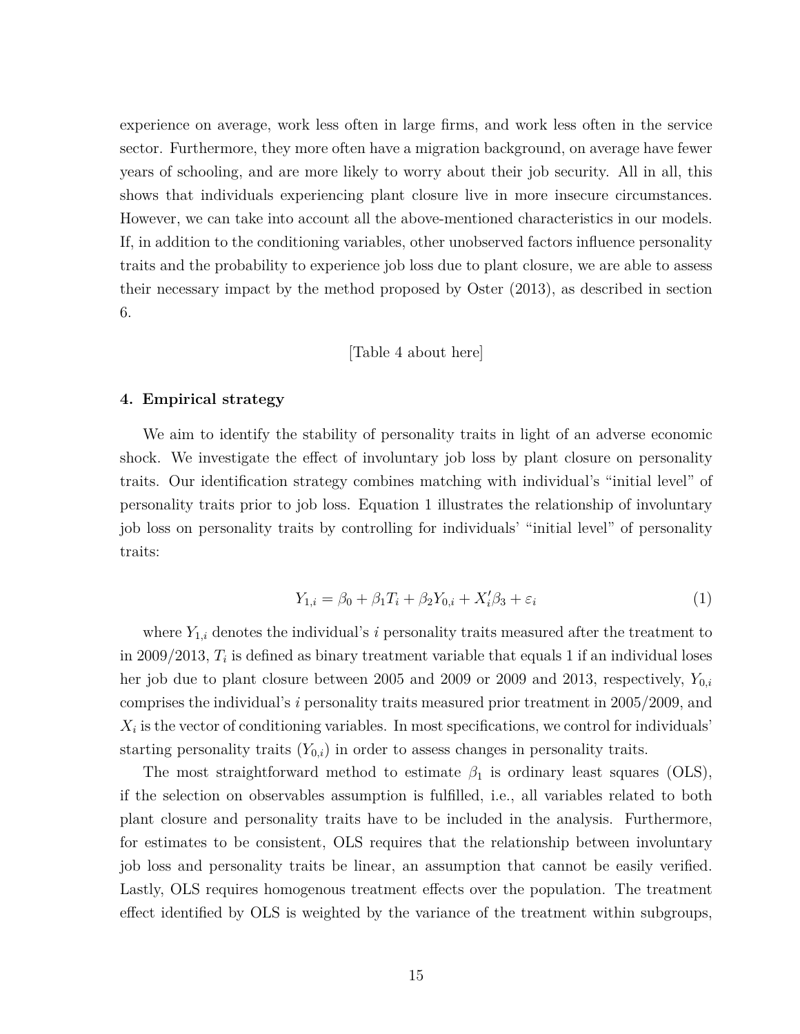experience on average, work less often in large firms, and work less often in the service sector. Furthermore, they more often have a migration background, on average have fewer years of schooling, and are more likely to worry about their job security. All in all, this shows that individuals experiencing plant closure live in more insecure circumstances. However, we can take into account all the above-mentioned characteristics in our models. If, in addition to the conditioning variables, other unobserved factors influence personality traits and the probability to experience job loss due to plant closure, we are able to assess their necessary impact by the method proposed by Oster (2013), as described in section 6.

[Table 4 about here]

## 4. Empirical strategy

We aim to identify the stability of personality traits in light of an adverse economic shock. We investigate the effect of involuntary job loss by plant closure on personality traits. Our identification strategy combines matching with individual's "initial level" of personality traits prior to job loss. Equation 1 illustrates the relationship of involuntary job loss on personality traits by controlling for individuals' "initial level" of personality traits:

$$Y_{1,i} = \beta_0 + \beta_1 T_i + \beta_2 Y_{0,i} + X_i' \beta_3 + \varepsilon_i \tag{1}$$

where $Y_{1,i}$ denotes the individual's $i$ personality traits measured after the treatment to in 2009/2013, $T_i$ is defined as binary treatment variable that equals 1 if an individual loses her job due to plant closure between 2005 and 2009 or 2009 and 2013, respectively, $Y_{0,i}$ comprises the individual's $i$ personality traits measured prior treatment in 2005/2009, and $X_i$ is the vector of conditioning variables. In most specifications, we control for individuals' starting personality traits ($Y_{0,i}$) in order to assess changes in personality traits.

The most straightforward method to estimate $\beta_1$ is ordinary least squares (OLS), if the selection on observables assumption is fulfilled, i.e., all variables related to both plant closure and personality traits have to be included in the analysis. Furthermore, for estimates to be consistent, OLS requires that the relationship between involuntary job loss and personality traits be linear, an assumption that cannot be easily verified. Lastly, OLS requires homogenous treatment effects over the population. The treatment effect identified by OLS is weighted by the variance of the treatment within subgroups,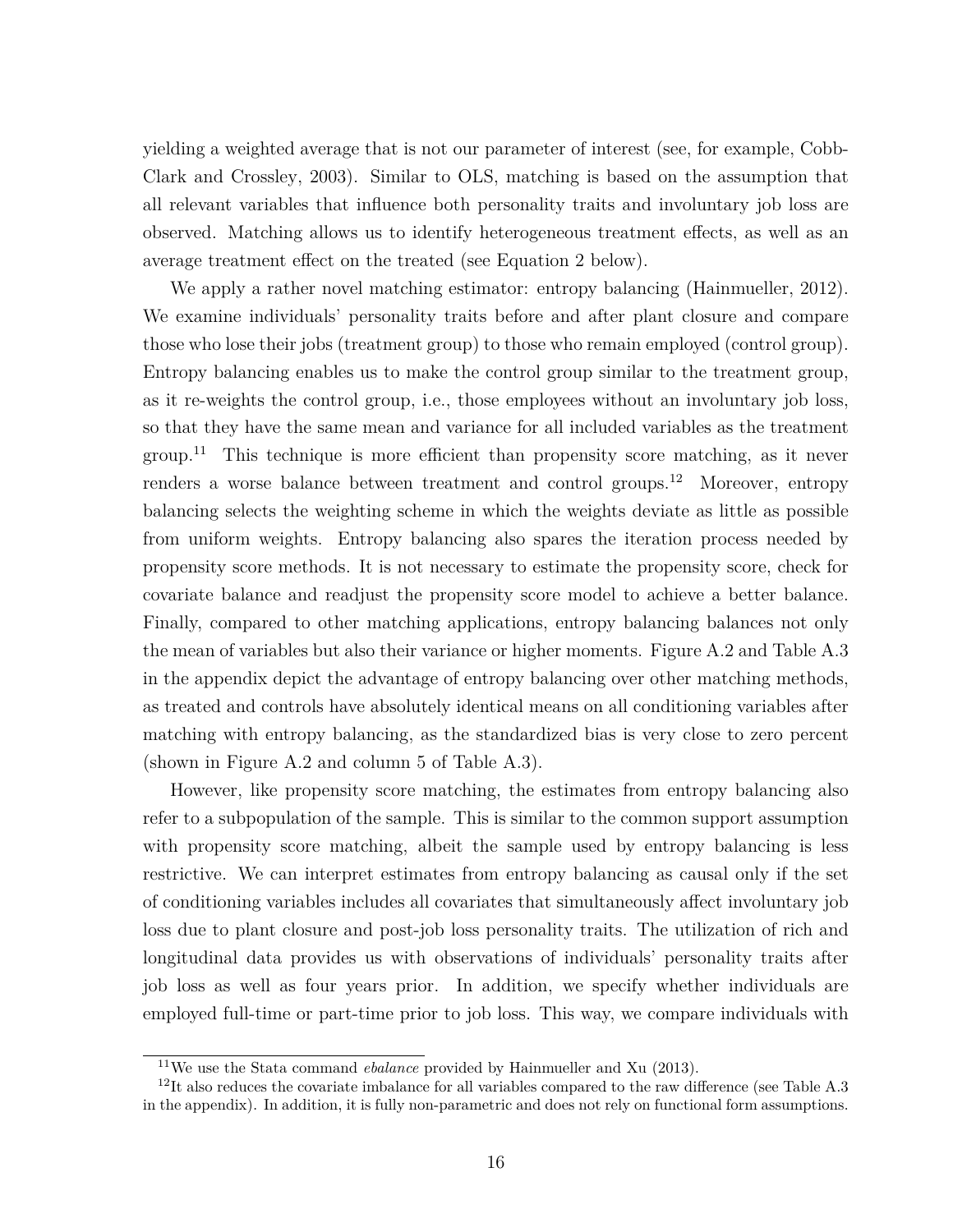yielding a weighted average that is not our parameter of interest (see, for example, Cobb-Clark and Crossley, 2003). Similar to OLS, matching is based on the assumption that all relevant variables that influence both personality traits and involuntary job loss are observed. Matching allows us to identify heterogeneous treatment effects, as well as an average treatment effect on the treated (see Equation 2 below).

We apply a rather novel matching estimator: entropy balancing (Hainmueller, 2012). We examine individuals' personality traits before and after plant closure and compare those who lose their jobs (treatment group) to those who remain employed (control group). Entropy balancing enables us to make the control group similar to the treatment group, as it re-weights the control group, i.e., those employees without an involuntary job loss, so that they have the same mean and variance for all included variables as the treatment group.[11] This technique is more efficient than propensity score matching, as it never renders a worse balance between treatment and control groups.[12] Moreover, entropy balancing selects the weighting scheme in which the weights deviate as little as possible from uniform weights. Entropy balancing also spares the iteration process needed by propensity score methods. It is not necessary to estimate the propensity score, check for covariate balance and readjust the propensity score model to achieve a better balance. Finally, compared to other matching applications, entropy balancing balances not only the mean of variables but also their variance or higher moments. Figure A.2 and Table A.3 in the appendix depict the advantage of entropy balancing over other matching methods, as treated and controls have absolutely identical means on all conditioning variables after matching with entropy balancing, as the standardized bias is very close to zero percent (shown in Figure A.2 and column 5 of Table A.3).

However, like propensity score matching, the estimates from entropy balancing also refer to a subpopulation of the sample. This is similar to the common support assumption with propensity score matching, albeit the sample used by entropy balancing is less restrictive. We can interpret estimates from entropy balancing as causal only if the set of conditioning variables includes all covariates that simultaneously affect involuntary job loss due to plant closure and post-job loss personality traits. The utilization of rich and longitudinal data provides us with observations of individuals' personality traits after job loss as well as four years prior. In addition, we specify whether individuals are employed full-time or part-time prior to job loss. This way, we compare individuals with

[11] We use the Stata command *ebalance* provided by Hainmueller and Xu (2013).

[12] It also reduces the covariate imbalance for all variables compared to the raw difference (see Table A.3 in the appendix). In addition, it is fully non-parametric and does not rely on functional form assumptions.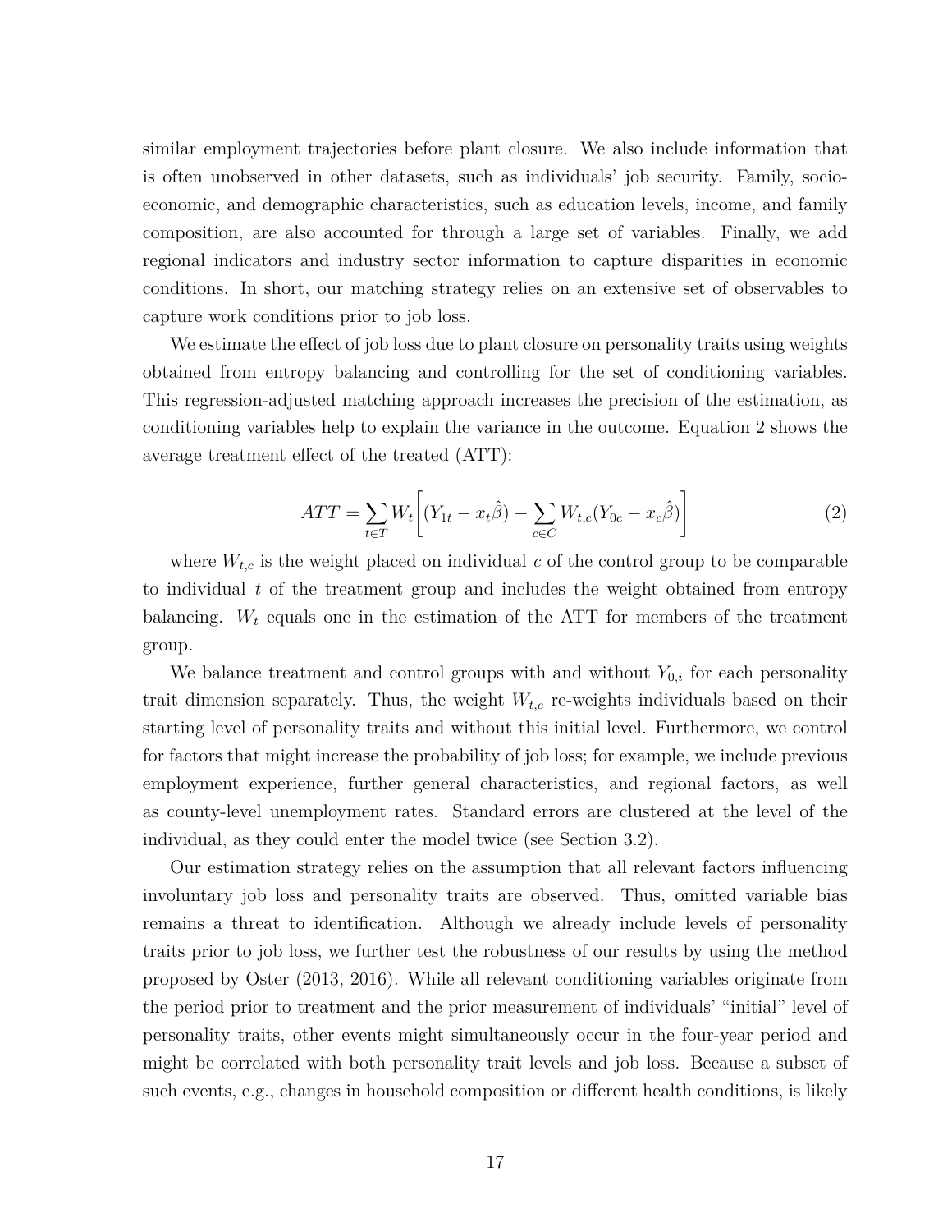similar employment trajectories before plant closure. We also include information that is often unobserved in other datasets, such as individuals' job security. Family, socio-economic, and demographic characteristics, such as education levels, income, and family composition, are also accounted for through a large set of variables. Finally, we add regional indicators and industry sector information to capture disparities in economic conditions. In short, our matching strategy relies on an extensive set of observables to capture work conditions prior to job loss.

We estimate the effect of job loss due to plant closure on personality traits using weights obtained from entropy balancing and controlling for the set of conditioning variables. This regression-adjusted matching approach increases the precision of the estimation, as conditioning variables help to explain the variance in the outcome. Equation 2 shows the average treatment effect of the treated (ATT):

$$ATT = \sum_{t \in T} W_t \left[ (Y_{1t} - x_t \hat{\beta}) - \sum_{c \in C} W_{t,c} (Y_{0c} - x_c \hat{\beta}) \right] \tag{2}$$

where $W_{t,c}$ is the weight placed on individual $c$ of the control group to be comparable to individual $t$ of the treatment group and includes the weight obtained from entropy balancing. $W_t$ equals one in the estimation of the ATT for members of the treatment group.

We balance treatment and control groups with and without $Y_{0,i}$ for each personality trait dimension separately. Thus, the weight $W_{t,c}$ re-weights individuals based on their starting level of personality traits and without this initial level. Furthermore, we control for factors that might increase the probability of job loss; for example, we include previous employment experience, further general characteristics, and regional factors, as well as county-level unemployment rates. Standard errors are clustered at the level of the individual, as they could enter the model twice (see Section 3.2).

Our estimation strategy relies on the assumption that all relevant factors influencing involuntary job loss and personality traits are observed. Thus, omitted variable bias remains a threat to identification. Although we already include levels of personality traits prior to job loss, we further test the robustness of our results by using the method proposed by Oster (2013, 2016). While all relevant conditioning variables originate from the period prior to treatment and the prior measurement of individuals' "initial" level of personality traits, other events might simultaneously occur in the four-year period and might be correlated with both personality trait levels and job loss. Because a subset of such events, e.g., changes in household composition or different health conditions, is likely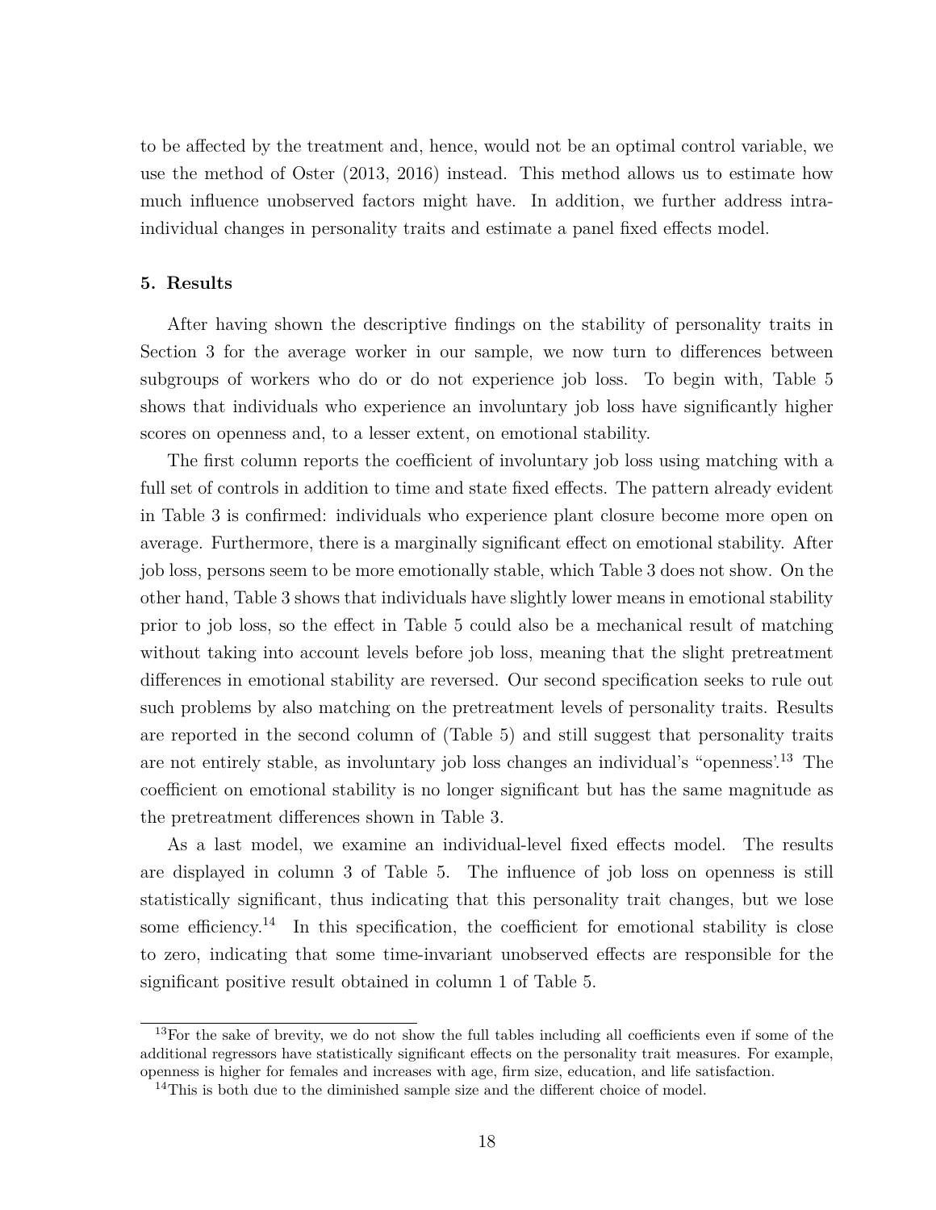to be affected by the treatment and, hence, would not be an optimal control variable, we use the method of Oster (2013, 2016) instead. This method allows us to estimate how much influence unobserved factors might have. In addition, we further address intra-individual changes in personality traits and estimate a panel fixed effects model.

## 5. Results

After having shown the descriptive findings on the stability of personality traits in Section 3 for the average worker in our sample, we now turn to differences between subgroups of workers who do or do not experience job loss. To begin with, Table 5 shows that individuals who experience an involuntary job loss have significantly higher scores on openness and, to a lesser extent, on emotional stability.

The first column reports the coefficient of involuntary job loss using matching with a full set of controls in addition to time and state fixed effects. The pattern already evident in Table 3 is confirmed: individuals who experience plant closure become more open on average. Furthermore, there is a marginally significant effect on emotional stability. After job loss, persons seem to be more emotionally stable, which Table 3 does not show. On the other hand, Table 3 shows that individuals have slightly lower means in emotional stability prior to job loss, so the effect in Table 5 could also be a mechanical result of matching without taking into account levels before job loss, meaning that the slight pretreatment differences in emotional stability are reversed. Our second specification seeks to rule out such problems by also matching on the pretreatment levels of personality traits. Results are reported in the second column of (Table 5) and still suggest that personality traits are not entirely stable, as involuntary job loss changes an individual's "openness'.[13] The coefficient on emotional stability is no longer significant but has the same magnitude as the pretreatment differences shown in Table 3.

As a last model, we examine an individual-level fixed effects model. The results are displayed in column 3 of Table 5. The influence of job loss on openness is still statistically significant, thus indicating that this personality trait changes, but we lose some efficiency.[14] In this specification, the coefficient for emotional stability is close to zero, indicating that some time-invariant unobserved effects are responsible for the significant positive result obtained in column 1 of Table 5.

[13]For the sake of brevity, we do not show the full tables including all coefficients even if some of the additional regressors have statistically significant effects on the personality trait measures. For example, openness is higher for females and increases with age, firm size, education, and life satisfaction.

[14]This is both due to the diminished sample size and the different choice of model.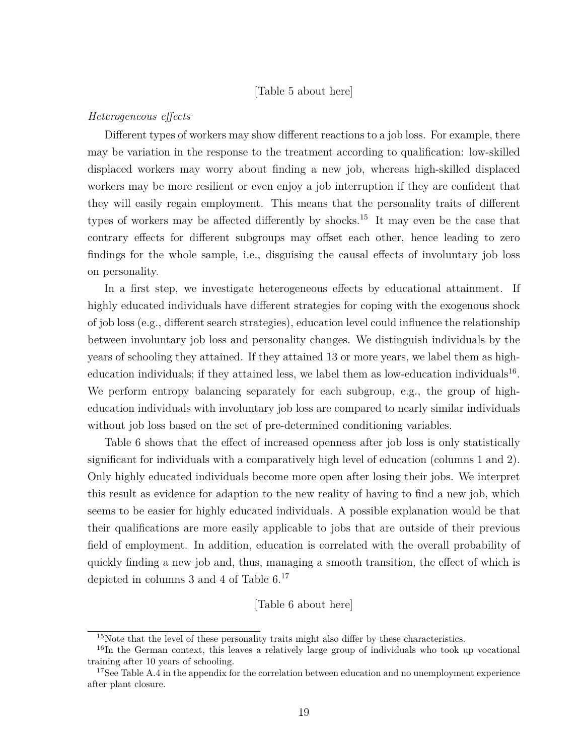[Table 5 about here]

*Heterogeneous effects*

Different types of workers may show different reactions to a job loss. For example, there may be variation in the response to the treatment according to qualification: low-skilled displaced workers may worry about finding a new job, whereas high-skilled displaced workers may be more resilient or even enjoy a job interruption if they are confident that they will easily regain employment. This means that the personality traits of different types of workers may be affected differently by shocks.[15] It may even be the case that contrary effects for different subgroups may offset each other, hence leading to zero findings for the whole sample, i.e., disguising the causal effects of involuntary job loss on personality.

In a first step, we investigate heterogeneous effects by educational attainment. If highly educated individuals have different strategies for coping with the exogenous shock of job loss (e.g., different search strategies), education level could influence the relationship between involuntary job loss and personality changes. We distinguish individuals by the years of schooling they attained. If they attained 13 or more years, we label them as high-education individuals; if they attained less, we label them as low-education individuals[16]. We perform entropy balancing separately for each subgroup, e.g., the group of high-education individuals with involuntary job loss are compared to nearly similar individuals without job loss based on the set of pre-determined conditioning variables.

Table 6 shows that the effect of increased openness after job loss is only statistically significant for individuals with a comparatively high level of education (columns 1 and 2). Only highly educated individuals become more open after losing their jobs. We interpret this result as evidence for adaption to the new reality of having to find a new job, which seems to be easier for highly educated individuals. A possible explanation would be that their qualifications are more easily applicable to jobs that are outside of their previous field of employment. In addition, education is correlated with the overall probability of quickly finding a new job and, thus, managing a smooth transition, the effect of which is depicted in columns 3 and 4 of Table 6.[17]

[Table 6 about here]

[15] Note that the level of these personality traits might also differ by these characteristics.

[16] In the German context, this leaves a relatively large group of individuals who took up vocational training after 10 years of schooling.

[17] See Table A.4 in the appendix for the correlation between education and no unemployment experience after plant closure.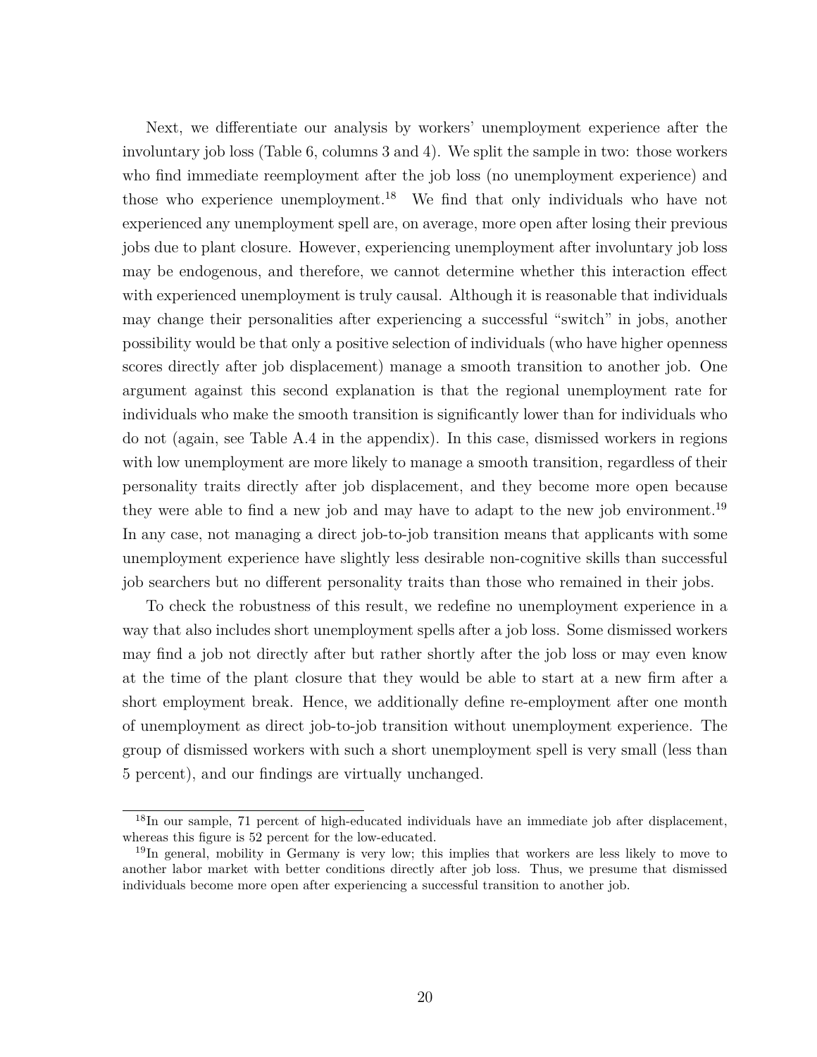Next, we differentiate our analysis by workers' unemployment experience after the involuntary job loss (Table 6, columns 3 and 4). We split the sample in two: those workers who find immediate reemployment after the job loss (no unemployment experience) and those who experience unemployment.[18] We find that only individuals who have not experienced any unemployment spell are, on average, more open after losing their previous jobs due to plant closure. However, experiencing unemployment after involuntary job loss may be endogenous, and therefore, we cannot determine whether this interaction effect with experienced unemployment is truly causal. Although it is reasonable that individuals may change their personalities after experiencing a successful "switch" in jobs, another possibility would be that only a positive selection of individuals (who have higher openness scores directly after job displacement) manage a smooth transition to another job. One argument against this second explanation is that the regional unemployment rate for individuals who make the smooth transition is significantly lower than for individuals who do not (again, see Table A.4 in the appendix). In this case, dismissed workers in regions with low unemployment are more likely to manage a smooth transition, regardless of their personality traits directly after job displacement, and they become more open because they were able to find a new job and may have to adapt to the new job environment.[19] In any case, not managing a direct job-to-job transition means that applicants with some unemployment experience have slightly less desirable non-cognitive skills than successful job searchers but no different personality traits than those who remained in their jobs.

To check the robustness of this result, we redefine no unemployment experience in a way that also includes short unemployment spells after a job loss. Some dismissed workers may find a job not directly after but rather shortly after the job loss or may even know at the time of the plant closure that they would be able to start at a new firm after a short employment break. Hence, we additionally define re-employment after one month of unemployment as direct job-to-job transition without unemployment experience. The group of dismissed workers with such a short unemployment spell is very small (less than 5 percent), and our findings are virtually unchanged.

[18]In our sample, 71 percent of high-educated individuals have an immediate job after displacement, whereas this figure is 52 percent for the low-educated.

[19]In general, mobility in Germany is very low; this implies that workers are less likely to move to another labor market with better conditions directly after job loss. Thus, we presume that dismissed individuals become more open after experiencing a successful transition to another job.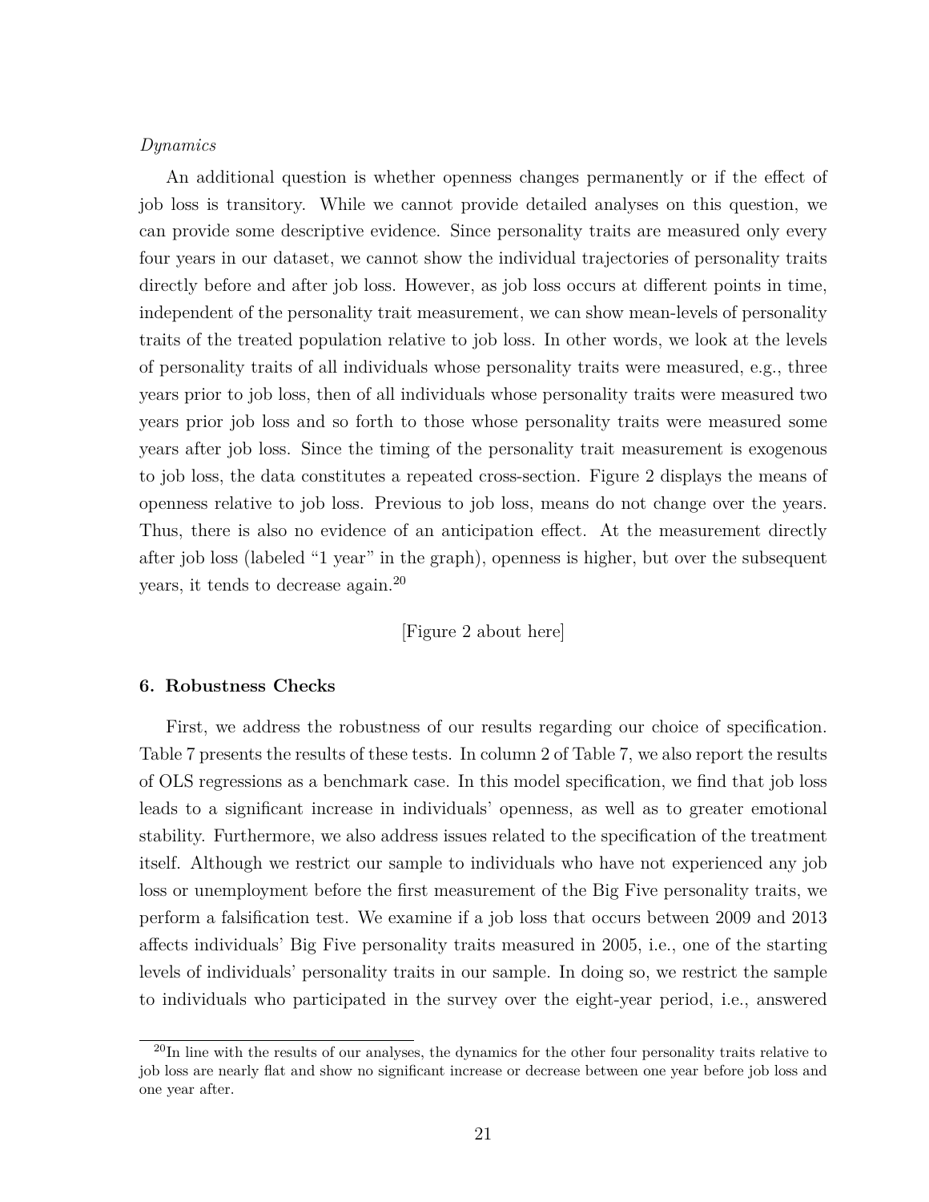*Dynamics*

An additional question is whether openness changes permanently or if the effect of job loss is transitory. While we cannot provide detailed analyses on this question, we can provide some descriptive evidence. Since personality traits are measured only every four years in our dataset, we cannot show the individual trajectories of personality traits directly before and after job loss. However, as job loss occurs at different points in time, independent of the personality trait measurement, we can show mean-levels of personality traits of the treated population relative to job loss. In other words, we look at the levels of personality traits of all individuals whose personality traits were measured, e.g., three years prior to job loss, then of all individuals whose personality traits were measured two years prior job loss and so forth to those whose personality traits were measured some years after job loss. Since the timing of the personality trait measurement is exogenous to job loss, the data constitutes a repeated cross-section. Figure 2 displays the means of openness relative to job loss. Previous to job loss, means do not change over the years. Thus, there is also no evidence of an anticipation effect. At the measurement directly after job loss (labeled "1 year" in the graph), openness is higher, but over the subsequent years, it tends to decrease again.[20]

[Figure 2 about here]

## 6. Robustness Checks

First, we address the robustness of our results regarding our choice of specification. Table 7 presents the results of these tests. In column 2 of Table 7, we also report the results of OLS regressions as a benchmark case. In this model specification, we find that job loss leads to a significant increase in individuals' openness, as well as to greater emotional stability. Furthermore, we also address issues related to the specification of the treatment itself. Although we restrict our sample to individuals who have not experienced any job loss or unemployment before the first measurement of the Big Five personality traits, we perform a falsification test. We examine if a job loss that occurs between 2009 and 2013 affects individuals' Big Five personality traits measured in 2005, i.e., one of the starting levels of individuals' personality traits in our sample. In doing so, we restrict the sample to individuals who participated in the survey over the eight-year period, i.e., answered

[20] In line with the results of our analyses, the dynamics for the other four personality traits relative to job loss are nearly flat and show no significant increase or decrease between one year before job loss and one year after.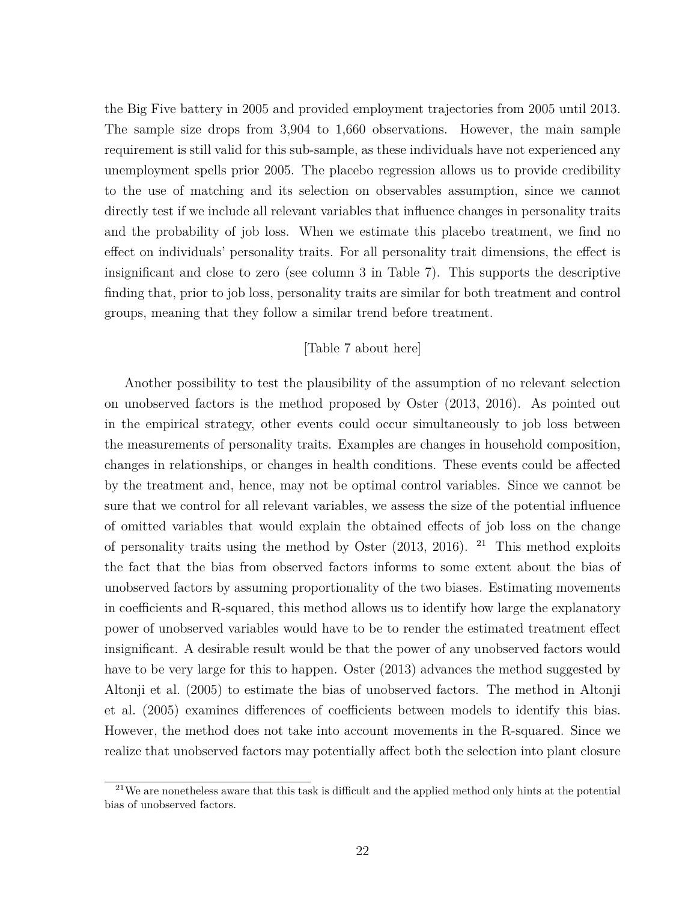the Big Five battery in 2005 and provided employment trajectories from 2005 until 2013. The sample size drops from 3,904 to 1,660 observations. However, the main sample requirement is still valid for this sub-sample, as these individuals have not experienced any unemployment spells prior 2005. The placebo regression allows us to provide credibility to the use of matching and its selection on observables assumption, since we cannot directly test if we include all relevant variables that influence changes in personality traits and the probability of job loss. When we estimate this placebo treatment, we find no effect on individuals' personality traits. For all personality trait dimensions, the effect is insignificant and close to zero (see column 3 in Table 7). This supports the descriptive finding that, prior to job loss, personality traits are similar for both treatment and control groups, meaning that they follow a similar trend before treatment.

[Table 7 about here]

Another possibility to test the plausibility of the assumption of no relevant selection on unobserved factors is the method proposed by Oster (2013, 2016). As pointed out in the empirical strategy, other events could occur simultaneously to job loss between the measurements of personality traits. Examples are changes in household composition, changes in relationships, or changes in health conditions. These events could be affected by the treatment and, hence, may not be optimal control variables. Since we cannot be sure that we control for all relevant variables, we assess the size of the potential influence of omitted variables that would explain the obtained effects of job loss on the change of personality traits using the method by Oster (2013, 2016). [21] This method exploits the fact that the bias from observed factors informs to some extent about the bias of unobserved factors by assuming proportionality of the two biases. Estimating movements in coefficients and R-squared, this method allows us to identify how large the explanatory power of unobserved variables would have to be to render the estimated treatment effect insignificant. A desirable result would be that the power of any unobserved factors would have to be very large for this to happen. Oster (2013) advances the method suggested by Altonji et al. (2005) to estimate the bias of unobserved factors. The method in Altonji et al. (2005) examines differences of coefficients between models to identify this bias. However, the method does not take into account movements in the R-squared. Since we realize that unobserved factors may potentially affect both the selection into plant closure

[21] We are nonetheless aware that this task is difficult and the applied method only hints at the potential bias of unobserved factors.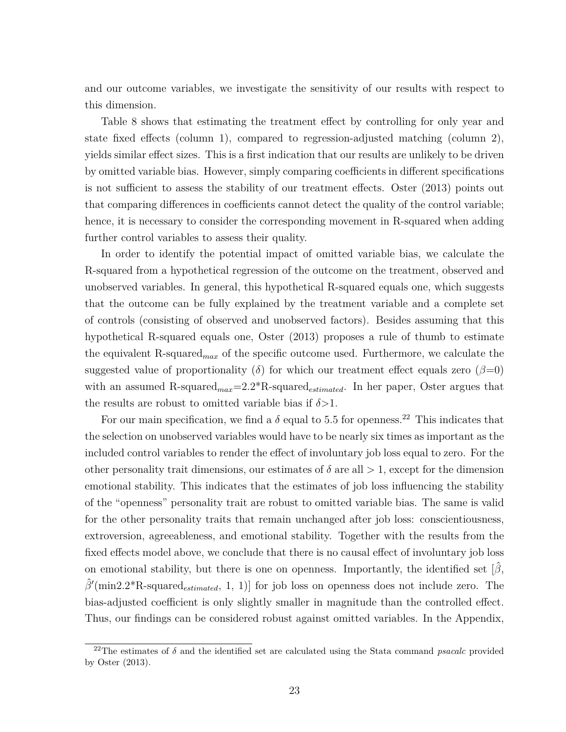and our outcome variables, we investigate the sensitivity of our results with respect to this dimension.

Table 8 shows that estimating the treatment effect by controlling for only year and state fixed effects (column 1), compared to regression-adjusted matching (column 2), yields similar effect sizes. This is a first indication that our results are unlikely to be driven by omitted variable bias. However, simply comparing coefficients in different specifications is not sufficient to assess the stability of our treatment effects. Oster (2013) points out that comparing differences in coefficients cannot detect the quality of the control variable; hence, it is necessary to consider the corresponding movement in R-squared when adding further control variables to assess their quality.

In order to identify the potential impact of omitted variable bias, we calculate the R-squared from a hypothetical regression of the outcome on the treatment, observed and unobserved variables. In general, this hypothetical R-squared equals one, which suggests that the outcome can be fully explained by the treatment variable and a complete set of controls (consisting of observed and unobserved factors). Besides assuming that this hypothetical R-squared equals one, Oster (2013) proposes a rule of thumb to estimate the equivalent R-squared$_{max}$ of the specific outcome used. Furthermore, we calculate the suggested value of proportionality ($\delta$) for which our treatment effect equals zero ($\beta$=0) with an assumed R-squared$_{max}$=2.2*R-squared$_{estimated}$. In her paper, Oster argues that the results are robust to omitted variable bias if $\delta$>1.

For our main specification, we find a $\delta$ equal to 5.5 for openness.[22] This indicates that the selection on unobserved variables would have to be nearly six times as important as the included control variables to render the effect of involuntary job loss equal to zero. For the other personality trait dimensions, our estimates of $\delta$ are all > 1, except for the dimension emotional stability. This indicates that the estimates of job loss influencing the stability of the "openness" personality trait are robust to omitted variable bias. The same is valid for the other personality traits that remain unchanged after job loss: conscientiousness, extroversion, agreeableness, and emotional stability. Together with the results from the fixed effects model above, we conclude that there is no causal effect of involuntary job loss on emotional stability, but there is one on openness. Importantly, the identified set [$\hat{\beta}$, $\hat{\beta}'$(min2.2*R-squared$_{estimated}$, 1, 1)] for job loss on openness does not include zero. The bias-adjusted coefficient is only slightly smaller in magnitude than the controlled effect. Thus, our findings can be considered robust against omitted variables. In the Appendix,

[22]The estimates of $\delta$ and the identified set are calculated using the Stata command *psacalc* provided by Oster (2013).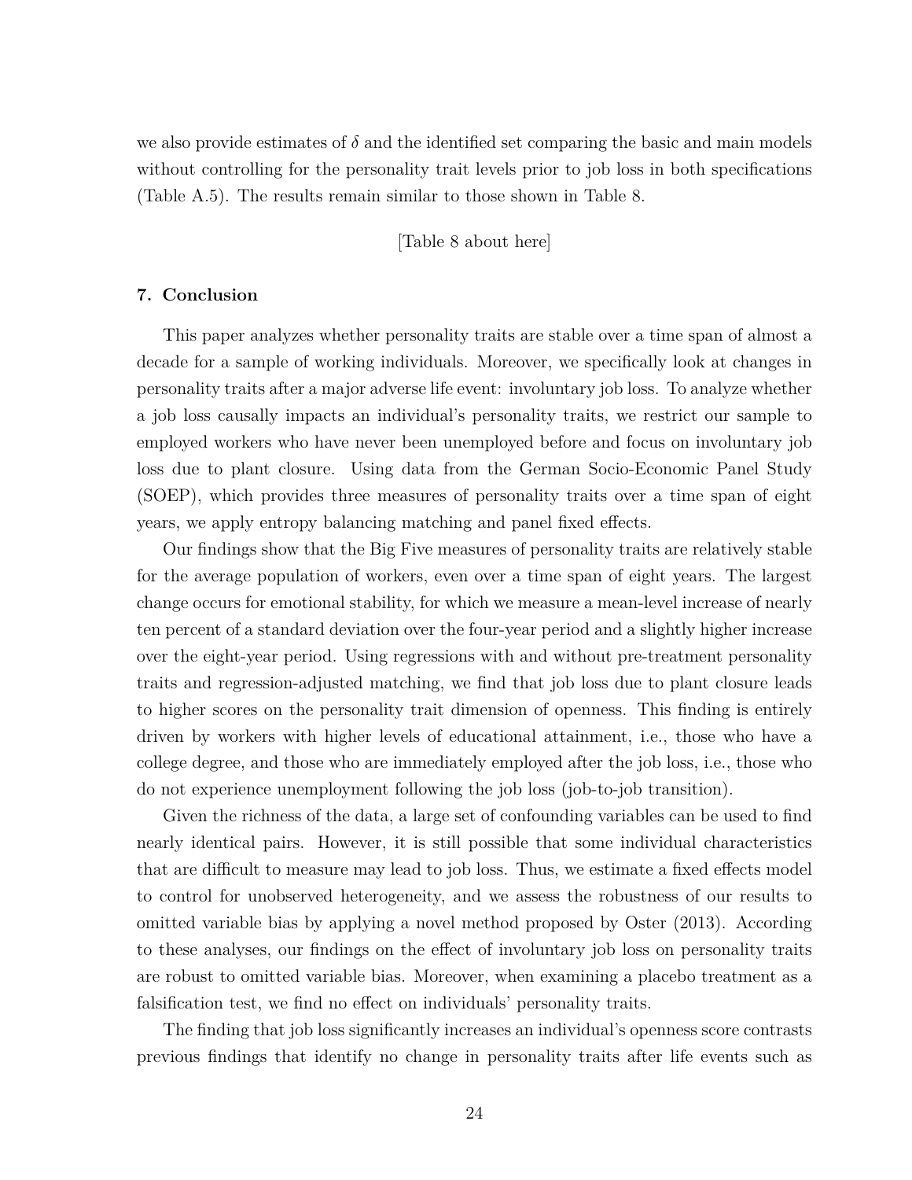we also provide estimates of $\delta$ and the identified set comparing the basic and main models without controlling for the personality trait levels prior to job loss in both specifications (Table A.5). The results remain similar to those shown in Table 8.

[Table 8 about here]

## 7. Conclusion

This paper analyzes whether personality traits are stable over a time span of almost a decade for a sample of working individuals. Moreover, we specifically look at changes in personality traits after a major adverse life event: involuntary job loss. To analyze whether a job loss causally impacts an individual's personality traits, we restrict our sample to employed workers who have never been unemployed before and focus on involuntary job loss due to plant closure. Using data from the German Socio-Economic Panel Study (SOEP), which provides three measures of personality traits over a time span of eight years, we apply entropy balancing matching and panel fixed effects.

Our findings show that the Big Five measures of personality traits are relatively stable for the average population of workers, even over a time span of eight years. The largest change occurs for emotional stability, for which we measure a mean-level increase of nearly ten percent of a standard deviation over the four-year period and a slightly higher increase over the eight-year period. Using regressions with and without pre-treatment personality traits and regression-adjusted matching, we find that job loss due to plant closure leads to higher scores on the personality trait dimension of openness. This finding is entirely driven by workers with higher levels of educational attainment, i.e., those who have a college degree, and those who are immediately employed after the job loss, i.e., those who do not experience unemployment following the job loss (job-to-job transition).

Given the richness of the data, a large set of confounding variables can be used to find nearly identical pairs. However, it is still possible that some individual characteristics that are difficult to measure may lead to job loss. Thus, we estimate a fixed effects model to control for unobserved heterogeneity, and we assess the robustness of our results to omitted variable bias by applying a novel method proposed by Oster (2013). According to these analyses, our findings on the effect of involuntary job loss on personality traits are robust to omitted variable bias. Moreover, when examining a placebo treatment as a falsification test, we find no effect on individuals' personality traits.

The finding that job loss significantly increases an individual's openness score contrasts previous findings that identify no change in personality traits after life events such as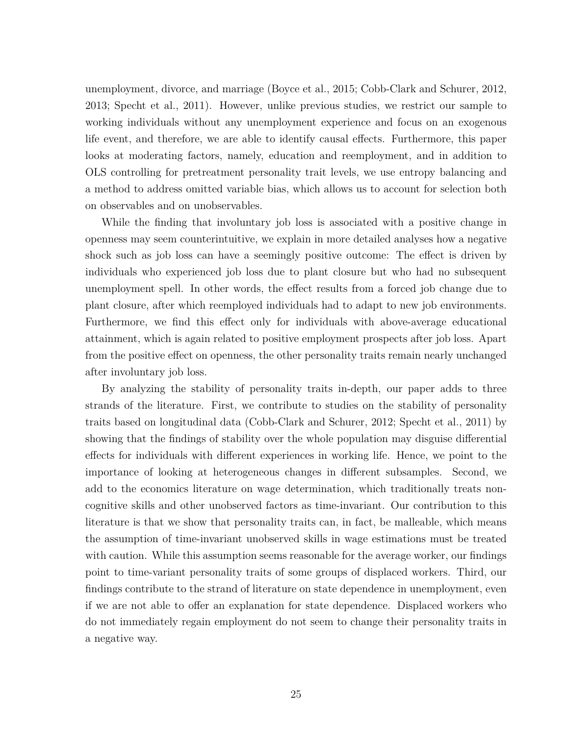unemployment, divorce, and marriage (Boyce et al., 2015; Cobb-Clark and Schurer, 2012, 2013; Specht et al., 2011). However, unlike previous studies, we restrict our sample to working individuals without any unemployment experience and focus on an exogenous life event, and therefore, we are able to identify causal effects. Furthermore, this paper looks at moderating factors, namely, education and reemployment, and in addition to OLS controlling for pretreatment personality trait levels, we use entropy balancing and a method to address omitted variable bias, which allows us to account for selection both on observables and on unobservables.

While the finding that involuntary job loss is associated with a positive change in openness may seem counterintuitive, we explain in more detailed analyses how a negative shock such as job loss can have a seemingly positive outcome: The effect is driven by individuals who experienced job loss due to plant closure but who had no subsequent unemployment spell. In other words, the effect results from a forced job change due to plant closure, after which reemployed individuals had to adapt to new job environments. Furthermore, we find this effect only for individuals with above-average educational attainment, which is again related to positive employment prospects after job loss. Apart from the positive effect on openness, the other personality traits remain nearly unchanged after involuntary job loss.

By analyzing the stability of personality traits in-depth, our paper adds to three strands of the literature. First, we contribute to studies on the stability of personality traits based on longitudinal data (Cobb-Clark and Schurer, 2012; Specht et al., 2011) by showing that the findings of stability over the whole population may disguise differential effects for individuals with different experiences in working life. Hence, we point to the importance of looking at heterogeneous changes in different subsamples. Second, we add to the economics literature on wage determination, which traditionally treats non-cognitive skills and other unobserved factors as time-invariant. Our contribution to this literature is that we show that personality traits can, in fact, be malleable, which means the assumption of time-invariant unobserved skills in wage estimations must be treated with caution. While this assumption seems reasonable for the average worker, our findings point to time-variant personality traits of some groups of displaced workers. Third, our findings contribute to the strand of literature on state dependence in unemployment, even if we are not able to offer an explanation for state dependence. Displaced workers who do not immediately regain employment do not seem to change their personality traits in a negative way.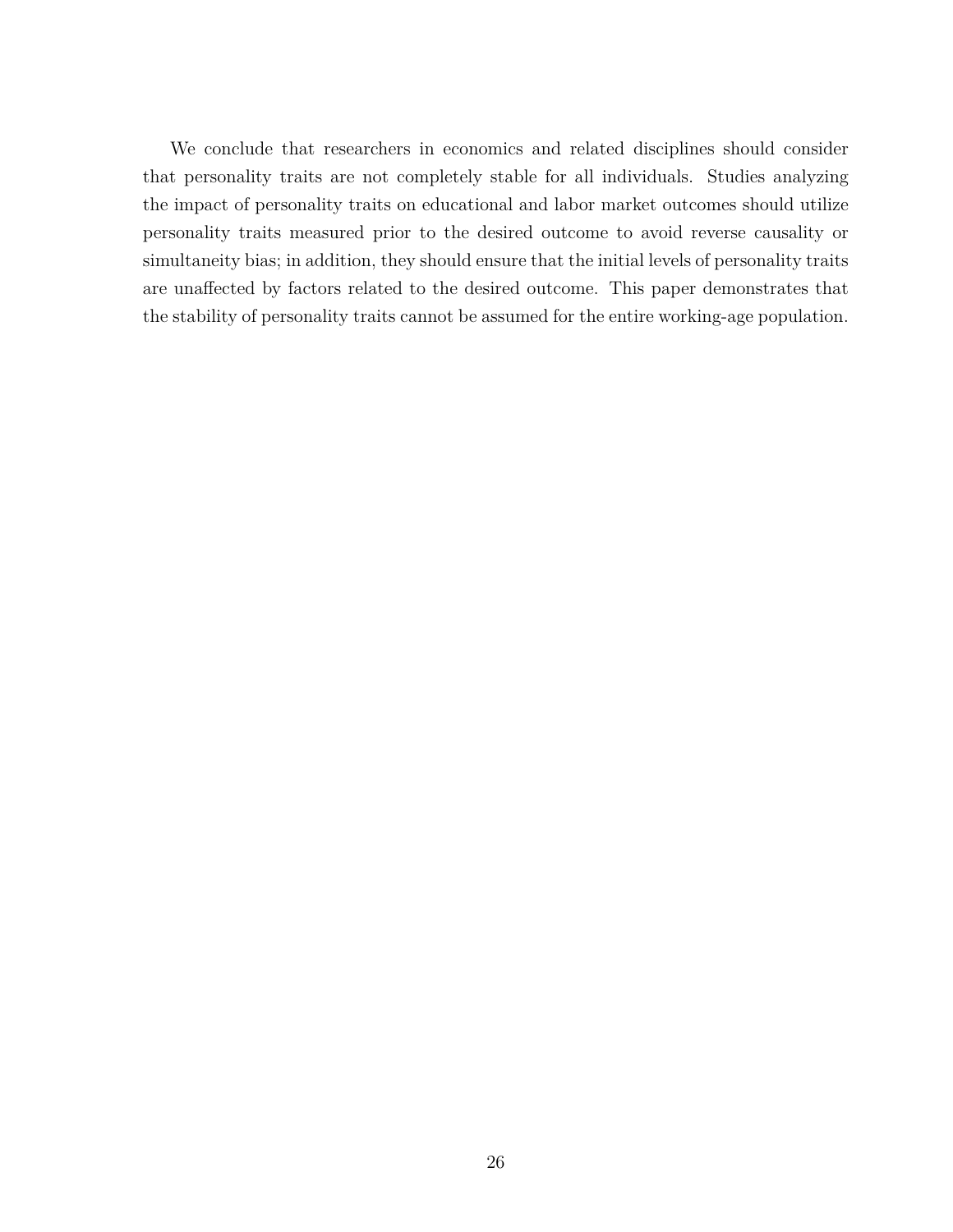We conclude that researchers in economics and related disciplines should consider that personality traits are not completely stable for all individuals. Studies analyzing the impact of personality traits on educational and labor market outcomes should utilize personality traits measured prior to the desired outcome to avoid reverse causality or simultaneity bias; in addition, they should ensure that the initial levels of personality traits are unaffected by factors related to the desired outcome. This paper demonstrates that the stability of personality traits cannot be assumed for the entire working-age population.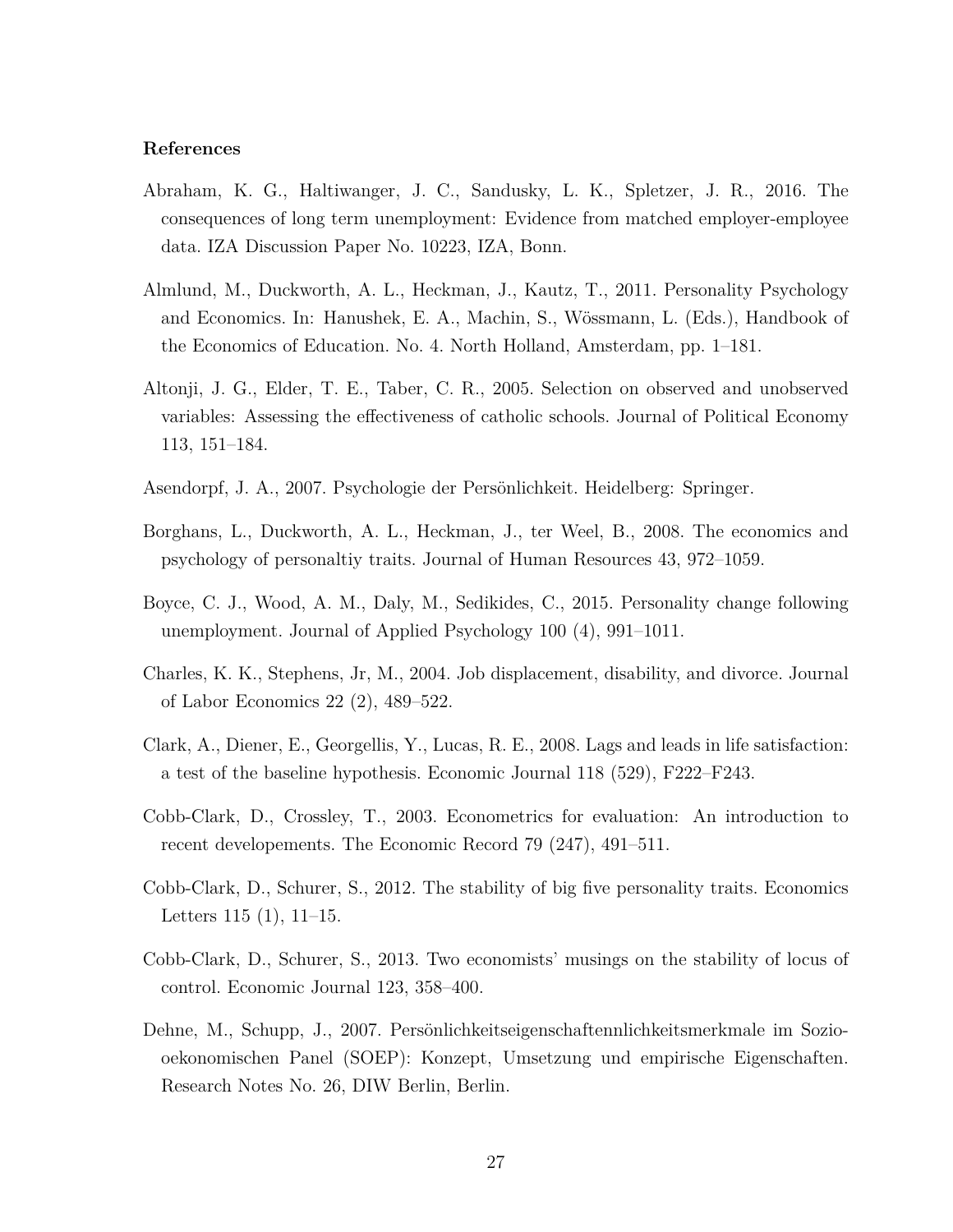### References

Abraham, K. G., Haltiwanger, J. C., Sandusky, L. K., Spletzer, J. R., 2016. The consequences of long term unemployment: Evidence from matched employer-employee data. IZA Discussion Paper No. 10223, IZA, Bonn.

Almlund, M., Duckworth, A. L., Heckman, J., Kautz, T., 2011. Personality Psychology and Economics. In: Hanushek, E. A., Machin, S., Wössmann, L. (Eds.), Handbook of the Economics of Education. No. 4. North Holland, Amsterdam, pp. 1–181.

Altonji, J. G., Elder, T. E., Taber, C. R., 2005. Selection on observed and unobserved variables: Assessing the effectiveness of catholic schools. Journal of Political Economy 113, 151–184.

Asendorpf, J. A., 2007. Psychologie der Persönlichkeit. Heidelberg: Springer.

Borghans, L., Duckworth, A. L., Heckman, J., ter Weel, B., 2008. The economics and psychology of personaltiy traits. Journal of Human Resources 43, 972–1059.

Boyce, C. J., Wood, A. M., Daly, M., Sedikides, C., 2015. Personality change following unemployment. Journal of Applied Psychology 100 (4), 991–1011.

Charles, K. K., Stephens, Jr, M., 2004. Job displacement, disability, and divorce. Journal of Labor Economics 22 (2), 489–522.

Clark, A., Diener, E., Georgellis, Y., Lucas, R. E., 2008. Lags and leads in life satisfaction: a test of the baseline hypothesis. Economic Journal 118 (529), F222–F243.

Cobb-Clark, D., Crossley, T., 2003. Econometrics for evaluation: An introduction to recent developements. The Economic Record 79 (247), 491–511.

Cobb-Clark, D., Schurer, S., 2012. The stability of big five personality traits. Economics Letters 115 (1), 11–15.

Cobb-Clark, D., Schurer, S., 2013. Two economists' musings on the stability of locus of control. Economic Journal 123, 358–400.

Dehne, M., Schupp, J., 2007. Persönlichkeitseigenschaftennlichkeitsmerkmale im Sozio-oekonomischen Panel (SOEP): Konzept, Umsetzung und empirische Eigenschaften. Research Notes No. 26, DIW Berlin, Berlin.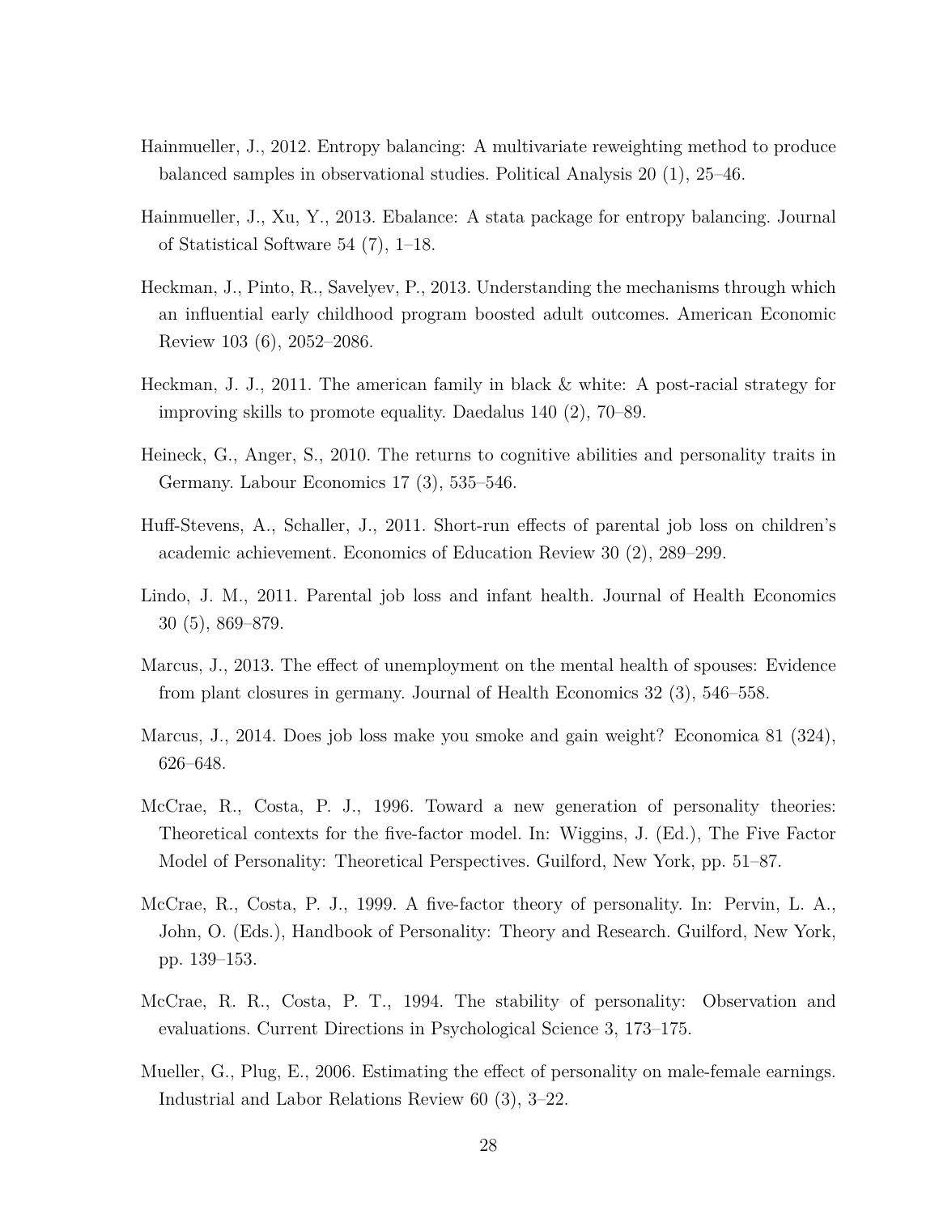Hainmueller, J., 2012. Entropy balancing: A multivariate reweighting method to produce balanced samples in observational studies. Political Analysis 20 (1), 25–46.

Hainmueller, J., Xu, Y., 2013. Ebalance: A stata package for entropy balancing. Journal of Statistical Software 54 (7), 1–18.

Heckman, J., Pinto, R., Savelyev, P., 2013. Understanding the mechanisms through which an influential early childhood program boosted adult outcomes. American Economic Review 103 (6), 2052–2086.

Heckman, J. J., 2011. The american family in black & white: A post-racial strategy for improving skills to promote equality. Daedalus 140 (2), 70–89.

Heineck, G., Anger, S., 2010. The returns to cognitive abilities and personality traits in Germany. Labour Economics 17 (3), 535–546.

Huff-Stevens, A., Schaller, J., 2011. Short-run effects of parental job loss on children's academic achievement. Economics of Education Review 30 (2), 289–299.

Lindo, J. M., 2011. Parental job loss and infant health. Journal of Health Economics 30 (5), 869–879.

Marcus, J., 2013. The effect of unemployment on the mental health of spouses: Evidence from plant closures in germany. Journal of Health Economics 32 (3), 546–558.

Marcus, J., 2014. Does job loss make you smoke and gain weight? Economica 81 (324), 626–648.

McCrae, R., Costa, P. J., 1996. Toward a new generation of personality theories: Theoretical contexts for the five-factor model. In: Wiggins, J. (Ed.), The Five Factor Model of Personality: Theoretical Perspectives. Guilford, New York, pp. 51–87.

McCrae, R., Costa, P. J., 1999. A five-factor theory of personality. In: Pervin, L. A., John, O. (Eds.), Handbook of Personality: Theory and Research. Guilford, New York, pp. 139–153.

McCrae, R. R., Costa, P. T., 1994. The stability of personality: Observation and evaluations. Current Directions in Psychological Science 3, 173–175.

Mueller, G., Plug, E., 2006. Estimating the effect of personality on male-female earnings. Industrial and Labor Relations Review 60 (3), 3–22.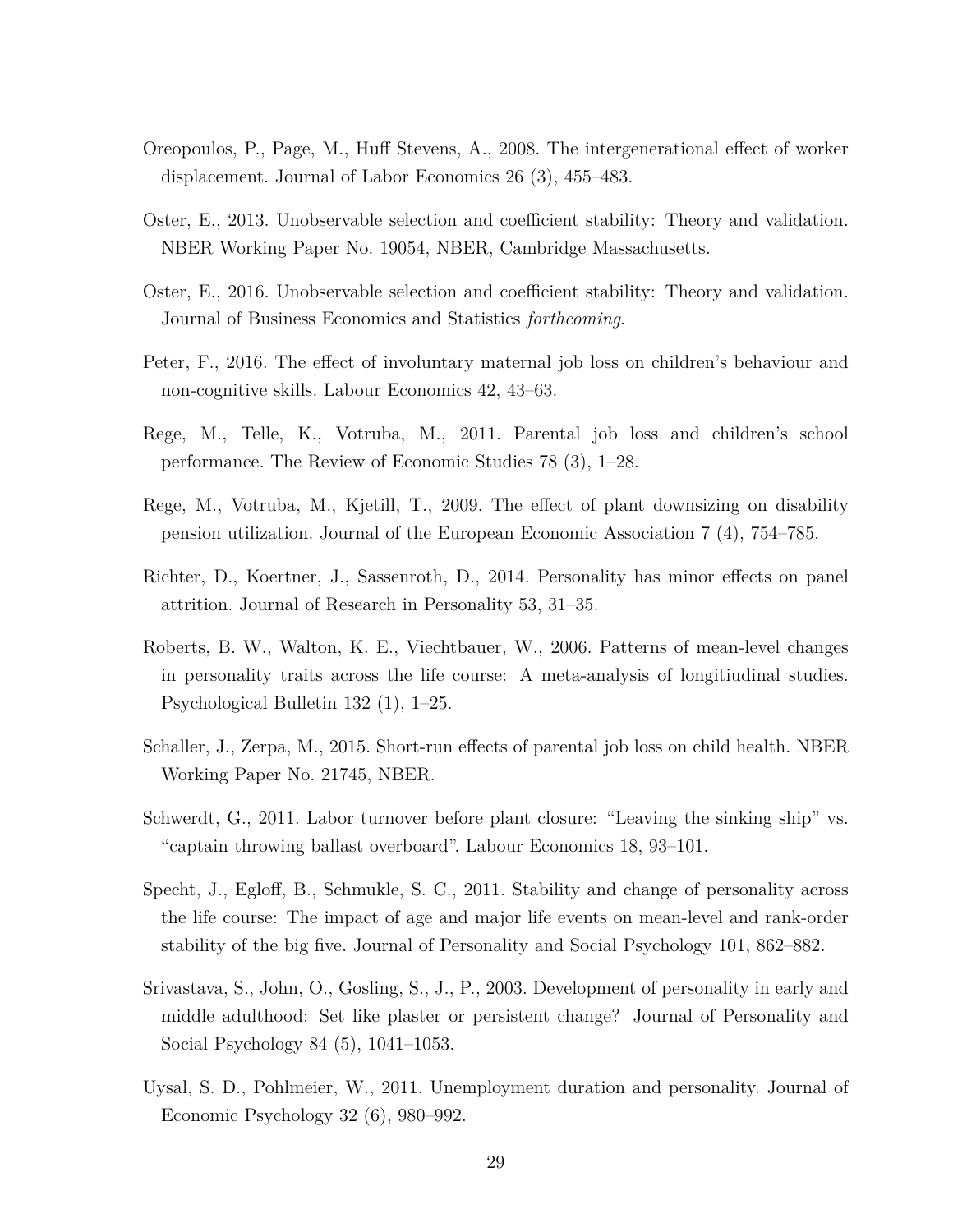Oreopoulos, P., Page, M., Huff Stevens, A., 2008. The intergenerational effect of worker displacement. Journal of Labor Economics 26 (3), 455–483.

Oster, E., 2013. Unobservable selection and coefficient stability: Theory and validation. NBER Working Paper No. 19054, NBER, Cambridge Massachusetts.

Oster, E., 2016. Unobservable selection and coefficient stability: Theory and validation. Journal of Business Economics and Statistics *forthcoming*.

Peter, F., 2016. The effect of involuntary maternal job loss on children's behaviour and non-cognitive skills. Labour Economics 42, 43–63.

Rege, M., Telle, K., Votruba, M., 2011. Parental job loss and children's school performance. The Review of Economic Studies 78 (3), 1–28.

Rege, M., Votruba, M., Kjetill, T., 2009. The effect of plant downsizing on disability pension utilization. Journal of the European Economic Association 7 (4), 754–785.

Richter, D., Koertner, J., Sassenroth, D., 2014. Personality has minor effects on panel attrition. Journal of Research in Personality 53, 31–35.

Roberts, B. W., Walton, K. E., Viechtbauer, W., 2006. Patterns of mean-level changes in personality traits across the life course: A meta-analysis of longitiudinal studies. Psychological Bulletin 132 (1), 1–25.

Schaller, J., Zerpa, M., 2015. Short-run effects of parental job loss on child health. NBER Working Paper No. 21745, NBER.

Schwerdt, G., 2011. Labor turnover before plant closure: "Leaving the sinking ship" vs. "captain throwing ballast overboard". Labour Economics 18, 93–101.

Specht, J., Egloff, B., Schmukle, S. C., 2011. Stability and change of personality across the life course: The impact of age and major life events on mean-level and rank-order stability of the big five. Journal of Personality and Social Psychology 101, 862–882.

Srivastava, S., John, O., Gosling, S., J., P., 2003. Development of personality in early and middle adulthood: Set like plaster or persistent change? Journal of Personality and Social Psychology 84 (5), 1041–1053.

Uysal, S. D., Pohlmeier, W., 2011. Unemployment duration and personality. Journal of Economic Psychology 32 (6), 980–992.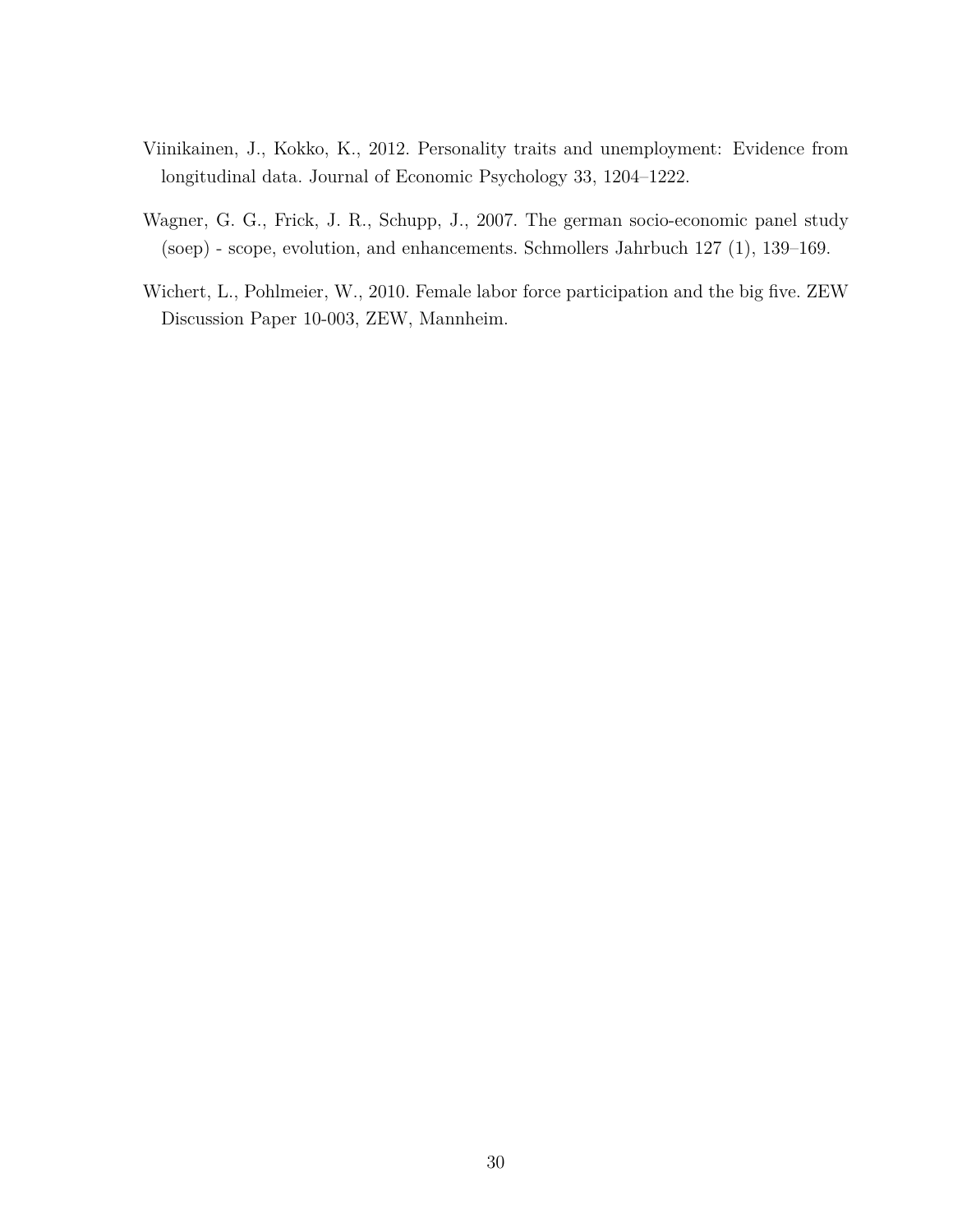Viinikainen, J., Kokko, K., 2012. Personality traits and unemployment: Evidence from longitudinal data. Journal of Economic Psychology 33, 1204–1222.

Wagner, G. G., Frick, J. R., Schupp, J., 2007. The german socio-economic panel study (soep) - scope, evolution, and enhancements. Schmollers Jahrbuch 127 (1), 139–169.

Wichert, L., Pohlmeier, W., 2010. Female labor force participation and the big five. ZEW Discussion Paper 10-003, ZEW, Mannheim.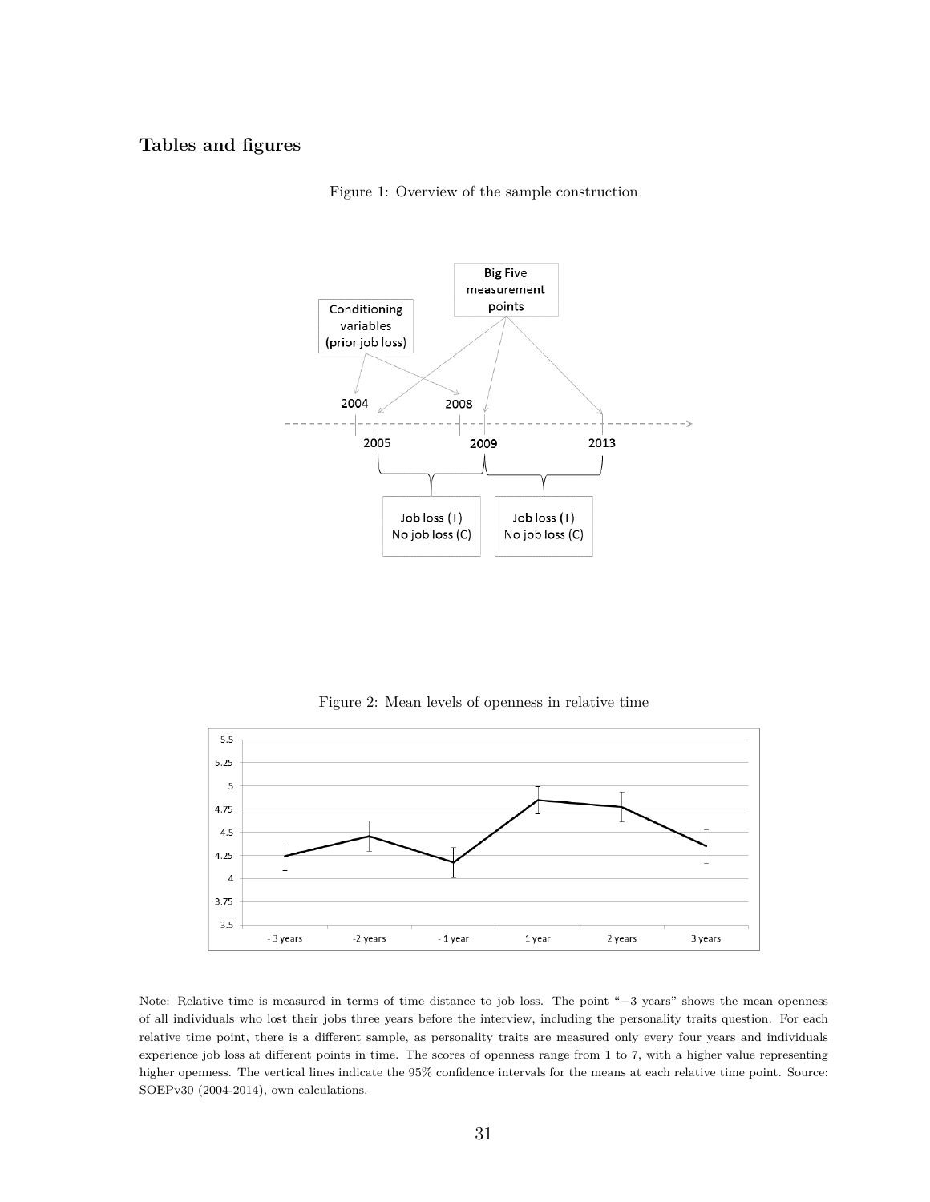## Tables and figures

Figure 1: Overview of the sample construction

Figure 2: Mean levels of openness in relative time

Note: Relative time is measured in terms of time distance to job loss. The point "−3 years" shows the mean openness of all individuals who lost their jobs three years before the interview, including the personality traits question. For each relative time point, there is a different sample, as personality traits are measured only every four years and individuals experience job loss at different points in time. The scores of openness range from 1 to 7, with a higher value representing higher openness. The vertical lines indicate the 95% confidence intervals for the means at each relative time point. Source: SOEPv30 (2004-2014), own calculations.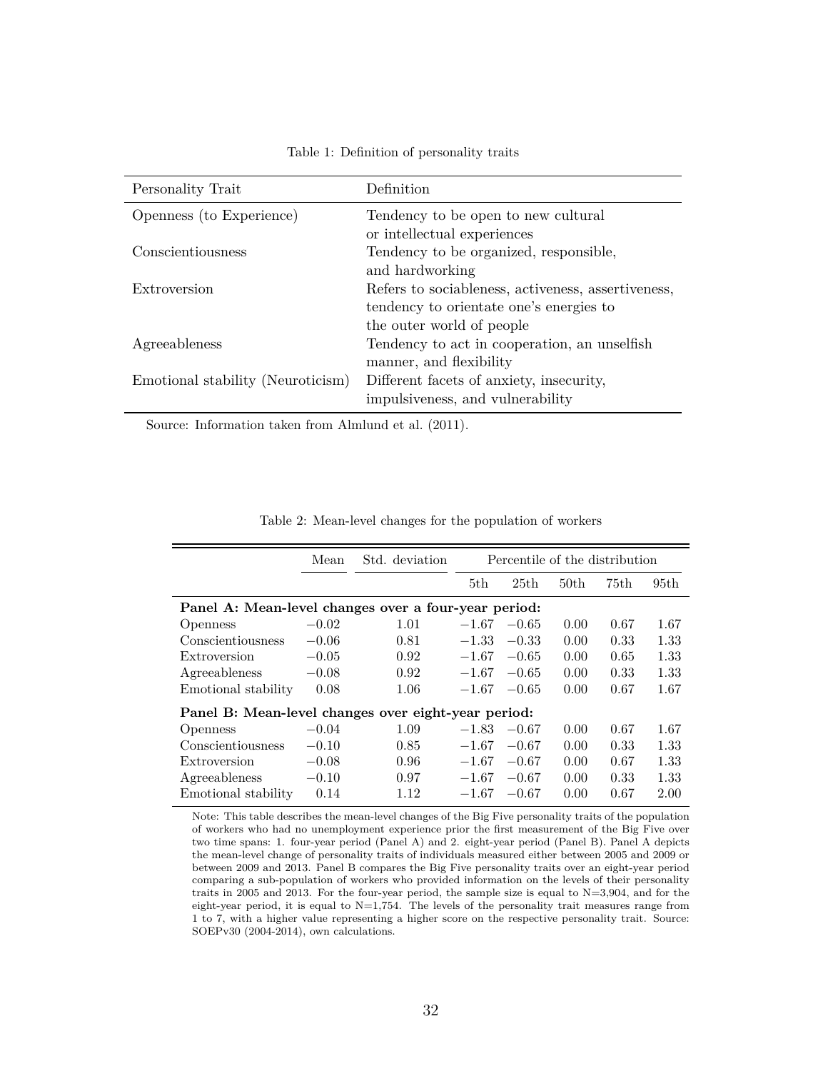Table 1: Definition of personality traits

| Personality Trait | Definition |
| --- | --- |
| Openness (to Experience) | Tendency to be open to new cultural or intellectual experiences |
| Conscientiousness | Tendency to be organized, responsible, and hardworking |
| Extroversion | Refers to sociableness, activeness, assertiveness, tendency to orientate one's energies to the outer world of people |
| Agreeableness | Tendency to act in cooperation, an unselfish manner, and flexibility |
| Emotional stability (Neuroticism) | Different facets of anxiety, insecurity, impulsiveness, and vulnerability |

Source: Information taken from Almlund et al. (2011).

Table 2: Mean-level changes for the population of workers

| | Mean | Std. deviation | Percentile of the distribution | | | | |
| --- | --- | --- | --- | --- | --- | --- | --- |
| | | | 5th | 25th | 50th | 75th | 95th |
| **Panel A: Mean-level changes over a four-year period:** | | | | | | | |
| Openness | −0.02 | 1.01 | −1.67 | −0.65 | 0.00 | 0.67 | 1.67 |
| Conscientiousness | −0.06 | 0.81 | −1.33 | −0.33 | 0.00 | 0.33 | 1.33 |
| Extroversion | −0.05 | 0.92 | −1.67 | −0.65 | 0.00 | 0.65 | 1.33 |
| Agreeableness | −0.08 | 0.92 | −1.67 | −0.65 | 0.00 | 0.33 | 1.33 |
| Emotional stability | 0.08 | 1.06 | −1.67 | −0.65 | 0.00 | 0.67 | 1.67 |
| **Panel B: Mean-level changes over eight-year period:** | | | | | | | |
| Openness | −0.04 | 1.09 | −1.83 | −0.67 | 0.00 | 0.67 | 1.67 |
| Conscientiousness | −0.10 | 0.85 | −1.67 | −0.67 | 0.00 | 0.33 | 1.33 |
| Extroversion | −0.08 | 0.96 | −1.67 | −0.67 | 0.00 | 0.67 | 1.33 |
| Agreeableness | −0.10 | 0.97 | −1.67 | −0.67 | 0.00 | 0.33 | 1.33 |
| Emotional stability | 0.14 | 1.12 | −1.67 | −0.67 | 0.00 | 0.67 | 2.00 |

Note: This table describes the mean-level changes of the Big Five personality traits of the population of workers who had no unemployment experience prior the first measurement of the Big Five over two time spans: 1. four-year period (Panel A) and 2. eight-year period (Panel B). Panel A depicts the mean-level change of personality traits of individuals measured either between 2005 and 2009 or between 2009 and 2013. Panel B compares the Big Five personality traits over an eight-year period comparing a sub-population of workers who provided information on the levels of their personality traits in 2005 and 2013. For the four-year period, the sample size is equal to N=3,904, and for the eight-year period, it is equal to N=1,754. The levels of the personality trait measures range from 1 to 7, with a higher value representing a higher score on the respective personality trait. Source: SOEPv30 (2004-2014), own calculations.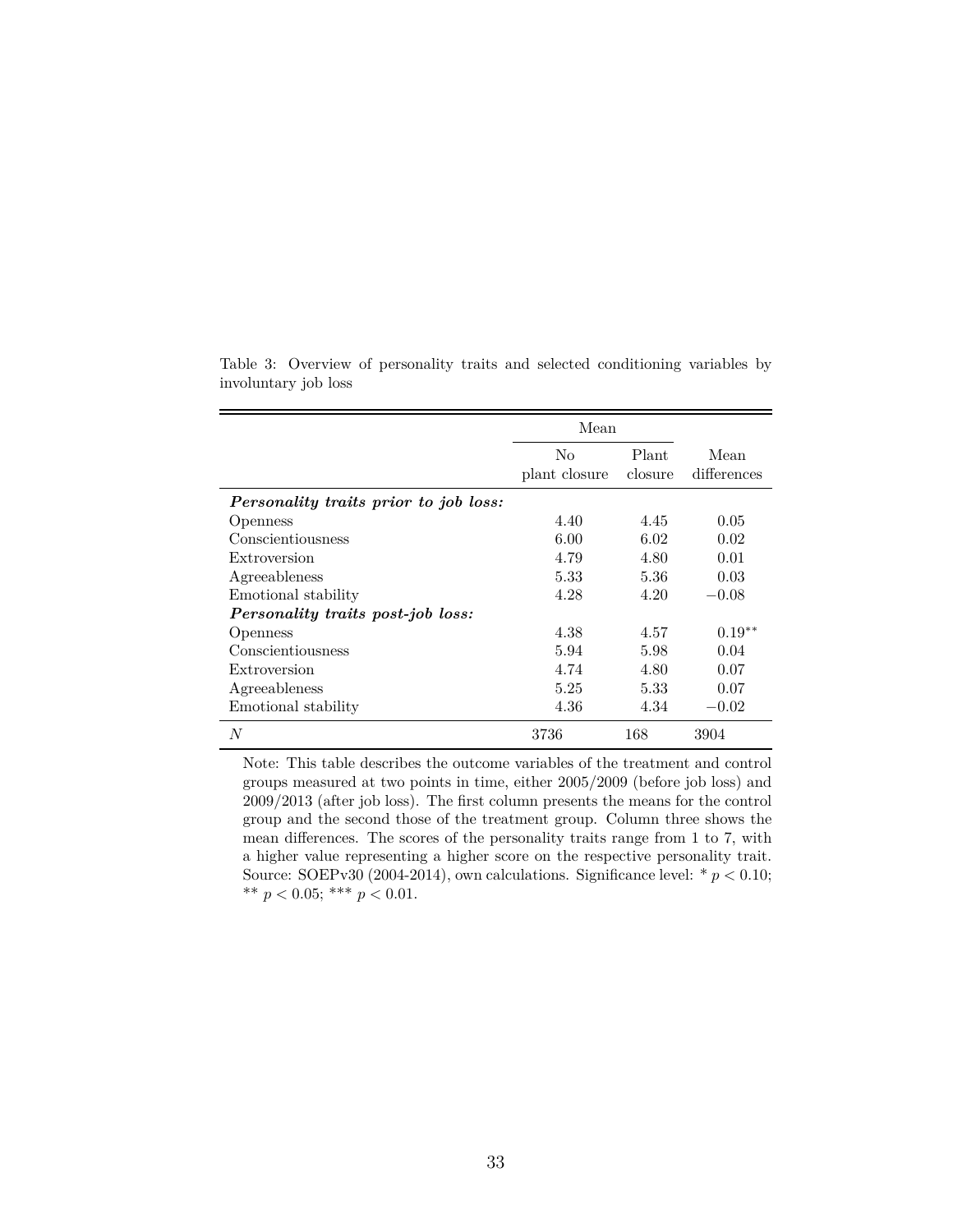Table 3: Overview of personality traits and selected conditioning variables by involuntary job loss

| | Mean | | |
|---|---|---|---|
| | No plant closure | Plant closure | Mean differences |
| ***Personality traits prior to job loss:*** | | | |
| Openness | 4.40 | 4.45 | 0.05 |
| Conscientiousness | 6.00 | 6.02 | 0.02 |
| Extroversion | 4.79 | 4.80 | 0.01 |
| Agreeableness | 5.33 | 5.36 | 0.03 |
| Emotional stability | 4.28 | 4.20 | $-0.08$ |
| ***Personality traits post-job loss:*** | | | |
| Openness | 4.38 | 4.57 | $0.19^{**}$ |
| Conscientiousness | 5.94 | 5.98 | 0.04 |
| Extroversion | 4.74 | 4.80 | 0.07 |
| Agreeableness | 5.25 | 5.33 | 0.07 |
| Emotional stability | 4.36 | 4.34 | $-0.02$ |
| $N$ | 3736 | 168 | 3904 |

Note: This table describes the outcome variables of the treatment and control groups measured at two points in time, either 2005/2009 (before job loss) and 2009/2013 (after job loss). The first column presents the means for the control group and the second those of the treatment group. Column three shows the mean differences. The scores of the personality traits range from 1 to 7, with a higher value representing a higher score on the respective personality trait. Source: SOEPv30 (2004-2014), own calculations. Significance level: * $p < 0.10$; ** $p < 0.05$; *** $p < 0.01$.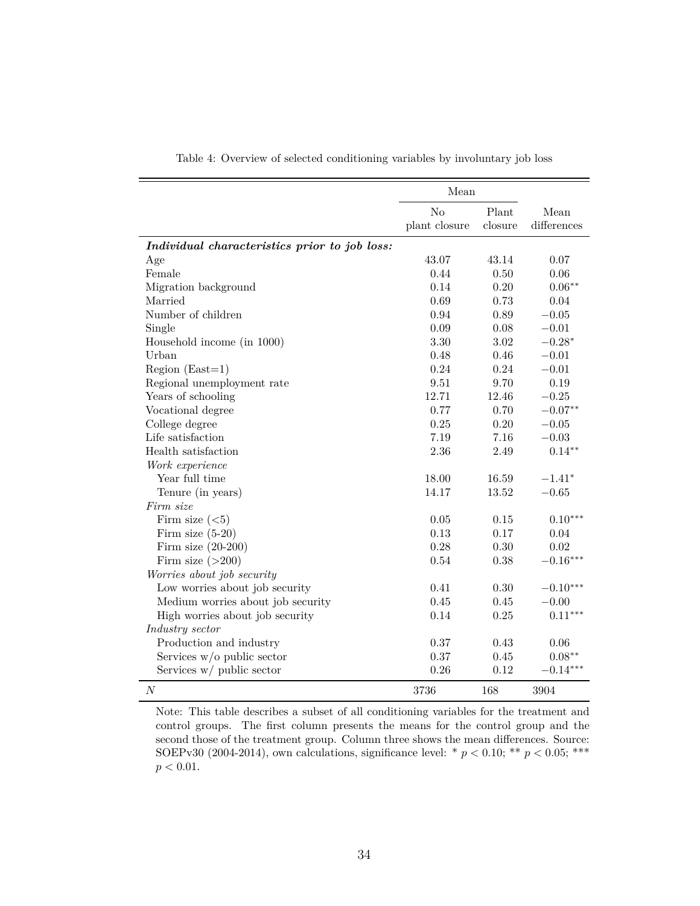Table 4: Overview of selected conditioning variables by involuntary job loss

| | Mean | | |
|---|---|---|---|
| | No plant closure | Plant closure | Mean differences |
| ***Individual characteristics prior to job loss:*** | | | |
| Age | 43.07 | 43.14 | 0.07 |
| Female | 0.44 | 0.50 | 0.06 |
| Migration background | 0.14 | 0.20 | $0.06^{**}$ |
| Married | 0.69 | 0.73 | 0.04 |
| Number of children | 0.94 | 0.89 | $-0.05$ |
| Single | 0.09 | 0.08 | $-0.01$ |
| Household income (in 1000) | 3.30 | 3.02 | $-0.28^{*}$ |
| Urban | 0.48 | 0.46 | $-0.01$ |
| Region (East=1) | 0.24 | 0.24 | $-0.01$ |
| Regional unemployment rate | 9.51 | 9.70 | 0.19 |
| Years of schooling | 12.71 | 12.46 | $-0.25$ |
| Vocational degree | 0.77 | 0.70 | $-0.07^{**}$ |
| College degree | 0.25 | 0.20 | $-0.05$ |
| Life satisfaction | 7.19 | 7.16 | $-0.03$ |
| Health satisfaction | 2.36 | 2.49 | $0.14^{**}$ |
| *Work experience* | | | |
| Year full time | 18.00 | 16.59 | $-1.41^{*}$ |
| Tenure (in years) | 14.17 | 13.52 | $-0.65$ |
| *Firm size* | | | |
| Firm size (<5) | 0.05 | 0.15 | $0.10^{***}$ |
| Firm size (5-20) | 0.13 | 0.17 | 0.04 |
| Firm size (20-200) | 0.28 | 0.30 | 0.02 |
| Firm size (>200) | 0.54 | 0.38 | $-0.16^{***}$ |
| *Worries about job security* | | | |
| Low worries about job security | 0.41 | 0.30 | $-0.10^{***}$ |
| Medium worries about job security | 0.45 | 0.45 | $-0.00$ |
| High worries about job security | 0.14 | 0.25 | $0.11^{***}$ |
| *Industry sector* | | | |
| Production and industry | 0.37 | 0.43 | 0.06 |
| Services w/o public sector | 0.37 | 0.45 | $0.08^{**}$ |
| Services w/ public sector | 0.26 | 0.12 | $-0.14^{***}$ |
| $N$ | 3736 | 168 | 3904 |

Note: This table describes a subset of all conditioning variables for the treatment and control groups. The first column presents the means for the control group and the second those of the treatment group. Column three shows the mean differences. Source: SOEPv30 (2004-2014), own calculations, significance level: * $p < 0.10$; ** $p < 0.05$; *** $p < 0.01$.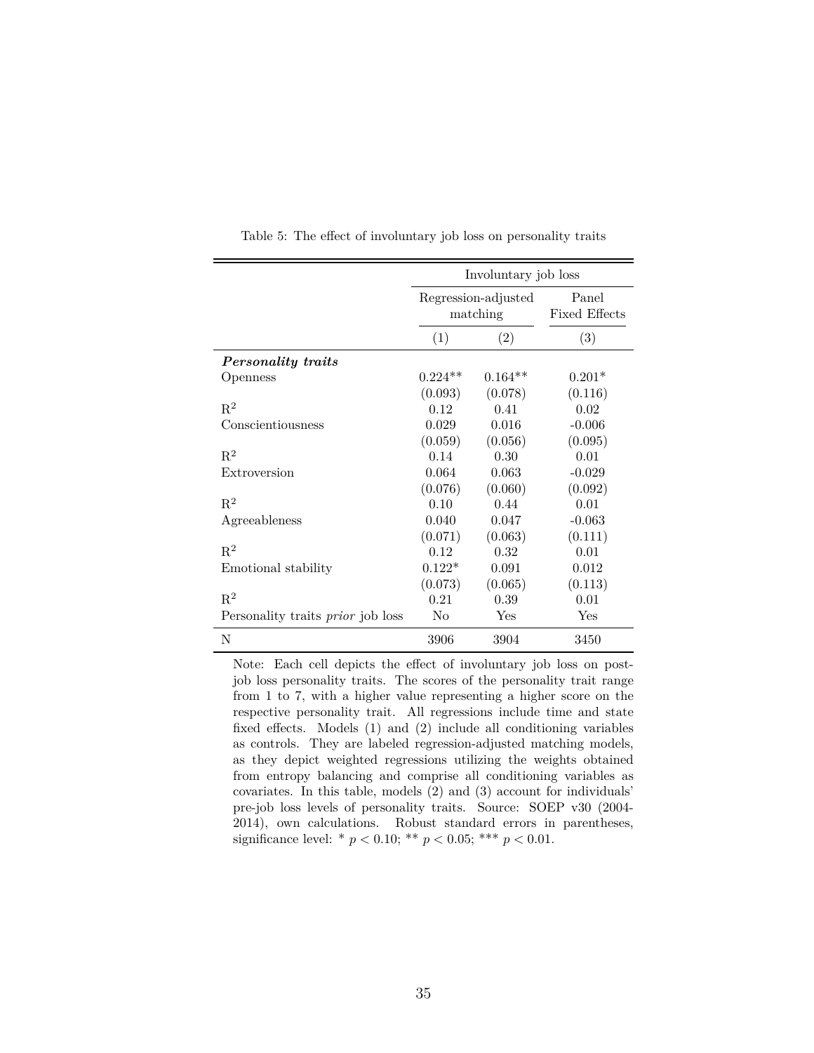Table 5: The effect of involuntary job loss on personality traits

| | Involuntary job loss | | |
|---|---|---|---|
| | Regression-adjusted matching | | Panel Fixed Effects |
| | (1) | (2) | (3) |
| ***Personality traits*** | | | |
| Openness | 0.224** | 0.164** | 0.201* |
| | (0.093) | (0.078) | (0.116) |
| $R^2$ | 0.12 | 0.41 | 0.02 |
| Conscientiousness | 0.029 | 0.016 | -0.006 |
| | (0.059) | (0.056) | (0.095) |
| $R^2$ | 0.14 | 0.30 | 0.01 |
| Extroversion | 0.064 | 0.063 | -0.029 |
| | (0.076) | (0.060) | (0.092) |
| $R^2$ | 0.10 | 0.44 | 0.01 |
| Agreeableness | 0.040 | 0.047 | -0.063 |
| | (0.071) | (0.063) | (0.111) |
| $R^2$ | 0.12 | 0.32 | 0.01 |
| Emotional stability | 0.122* | 0.091 | 0.012 |
| | (0.073) | (0.065) | (0.113) |
| $R^2$ | 0.21 | 0.39 | 0.01 |
| Personality traits *prior* job loss | No | Yes | Yes |
| N | 3906 | 3904 | 3450 |

Note: Each cell depicts the effect of involuntary job loss on post-job loss personality traits. The scores of the personality trait range from 1 to 7, with a higher value representing a higher score on the respective personality trait. All regressions include time and state fixed effects. Models (1) and (2) include all conditioning variables as controls. They are labeled regression-adjusted matching models, as they depict weighted regressions utilizing the weights obtained from entropy balancing and comprise all conditioning variables as covariates. In this table, models (2) and (3) account for individuals' pre-job loss levels of personality traits. Source: SOEP v30 (2004-2014), own calculations. Robust standard errors in parentheses, significance level: * $p < 0.10$; ** $p < 0.05$; *** $p < 0.01$.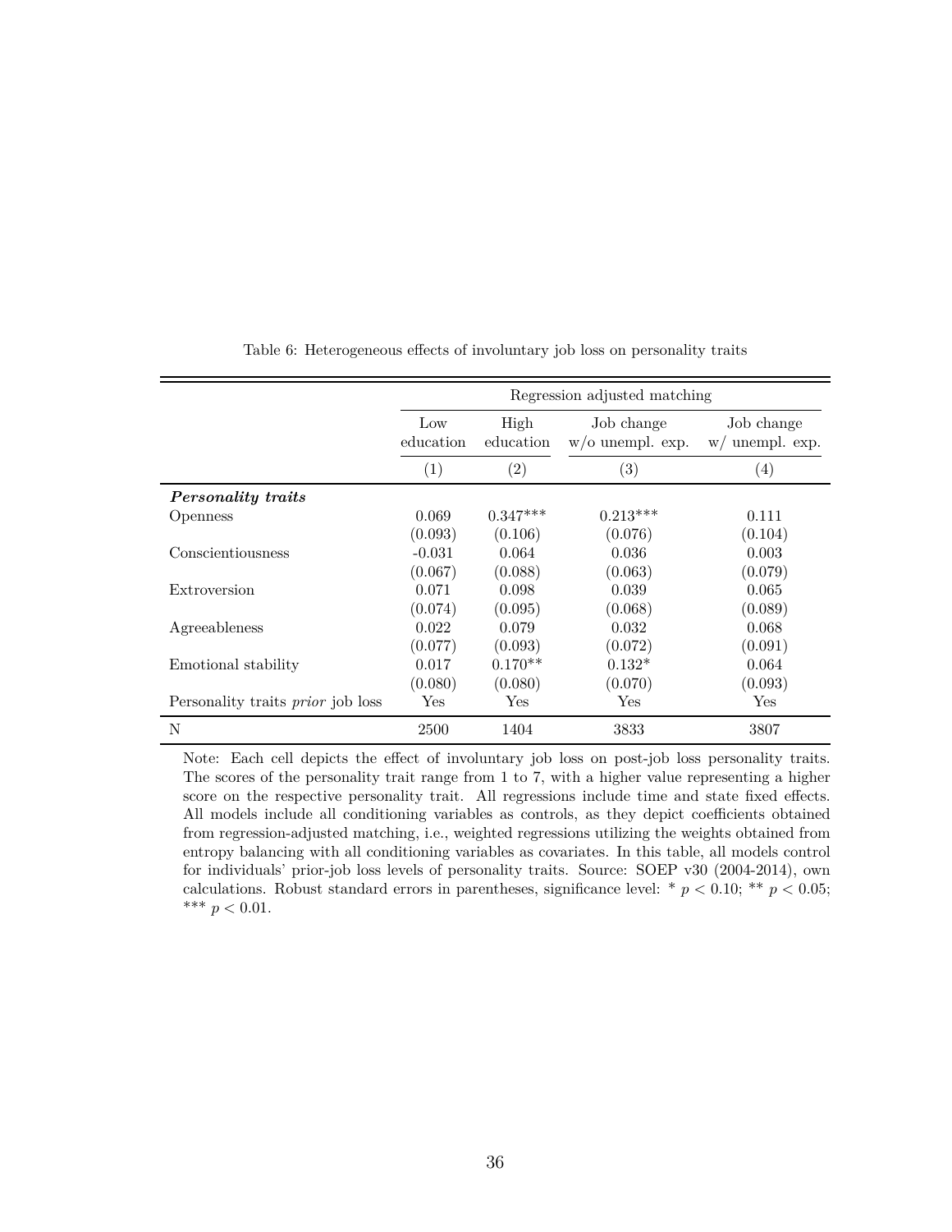Table 6: Heterogeneous effects of involuntary job loss on personality traits

| | Regression adjusted matching | | | |
|---|---|---|---|---|
| | Low education | High education | Job change w/o unempl. exp. | Job change w/ unempl. exp. |
| | (1) | (2) | (3) | (4) |
| ***Personality traits*** | | | | |
| Openness | 0.069 | 0.347*** | 0.213*** | 0.111 |
| | (0.093) | (0.106) | (0.076) | (0.104) |
| Conscientiousness | -0.031 | 0.064 | 0.036 | 0.003 |
| | (0.067) | (0.088) | (0.063) | (0.079) |
| Extroversion | 0.071 | 0.098 | 0.039 | 0.065 |
| | (0.074) | (0.095) | (0.068) | (0.089) |
| Agreeableness | 0.022 | 0.079 | 0.032 | 0.068 |
| | (0.077) | (0.093) | (0.072) | (0.091) |
| Emotional stability | 0.017 | 0.170** | 0.132* | 0.064 |
| | (0.080) | (0.080) | (0.070) | (0.093) |
| Personality traits *prior* job loss | Yes | Yes | Yes | Yes |
| N | 2500 | 1404 | 3833 | 3807 |

Note: Each cell depicts the effect of involuntary job loss on post-job loss personality traits. The scores of the personality trait range from 1 to 7, with a higher value representing a higher score on the respective personality trait. All regressions include time and state fixed effects. All models include all conditioning variables as controls, as they depict coefficients obtained from regression-adjusted matching, i.e., weighted regressions utilizing the weights obtained from entropy balancing with all conditioning variables as covariates. In this table, all models control for individuals' prior-job loss levels of personality traits. Source: SOEP v30 (2004-2014), own calculations. Robust standard errors in parentheses, significance level: * $p < 0.10$; ** $p < 0.05$; *** $p < 0.01$.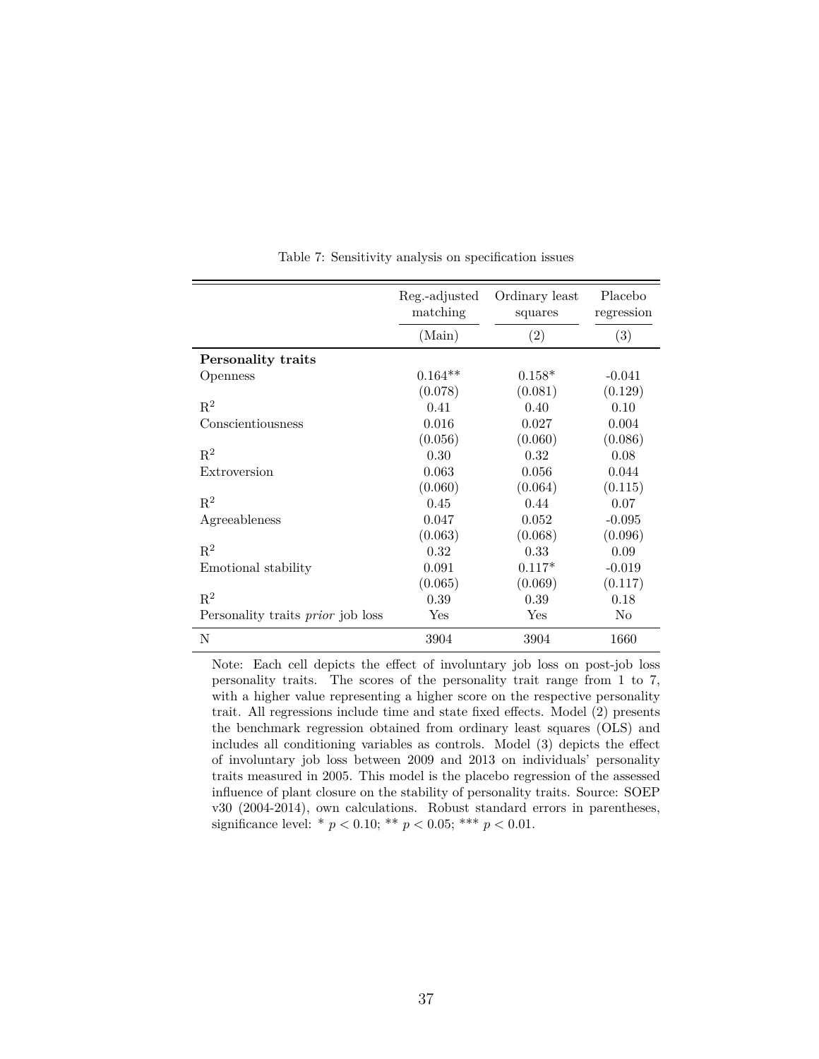Table 7: Sensitivity analysis on specification issues

| | Reg.-adjusted matching | Ordinary least squares | Placebo regression |
|---|---|---|---|
| | (Main) | (2) | (3) |
| **Personality traits** | | | |
| Openness | 0.164** | 0.158* | -0.041 |
| | (0.078) | (0.081) | (0.129) |
| $R^2$ | 0.41 | 0.40 | 0.10 |
| Conscientiousness | 0.016 | 0.027 | 0.004 |
| | (0.056) | (0.060) | (0.086) |
| $R^2$ | 0.30 | 0.32 | 0.08 |
| Extroversion | 0.063 | 0.056 | 0.044 |
| | (0.060) | (0.064) | (0.115) |
| $R^2$ | 0.45 | 0.44 | 0.07 |
| Agreeableness | 0.047 | 0.052 | -0.095 |
| | (0.063) | (0.068) | (0.096) |
| $R^2$ | 0.32 | 0.33 | 0.09 |
| Emotional stability | 0.091 | 0.117* | -0.019 |
| | (0.065) | (0.069) | (0.117) |
| $R^2$ | 0.39 | 0.39 | 0.18 |
| Personality traits *prior* job loss | Yes | Yes | No |
| N | 3904 | 3904 | 1660 |

Note: Each cell depicts the effect of involuntary job loss on post-job loss personality traits. The scores of the personality trait range from 1 to 7, with a higher value representing a higher score on the respective personality trait. All regressions include time and state fixed effects. Model (2) presents the benchmark regression obtained from ordinary least squares (OLS) and includes all conditioning variables as controls. Model (3) depicts the effect of involuntary job loss between 2009 and 2013 on individuals' personality traits measured in 2005. This model is the placebo regression of the assessed influence of plant closure on the stability of personality traits. Source: SOEP v30 (2004-2014), own calculations. Robust standard errors in parentheses, significance level: * $p < 0.10$; ** $p < 0.05$; *** $p < 0.01$.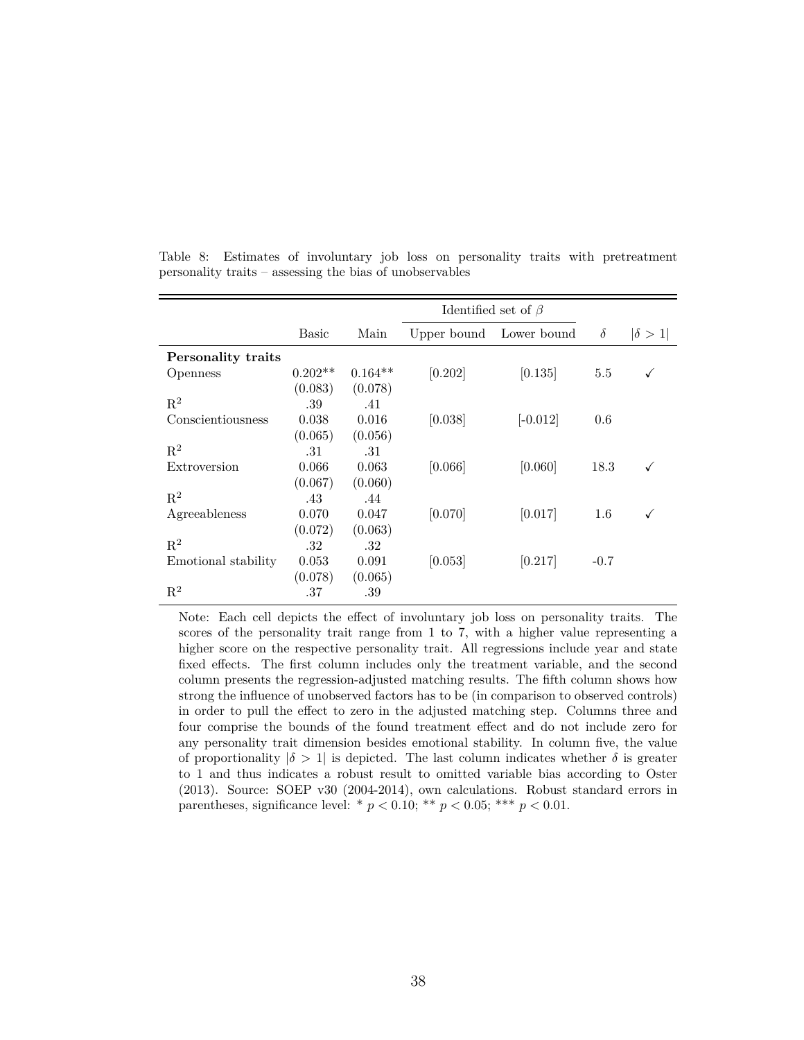Table 8: Estimates of involuntary job loss on personality traits with pretreatment personality traits – assessing the bias of unobservables

| | Basic | Main | Identified set of $\beta$ | | $\delta$ | $\|\delta > 1\|$ |
|---|---|---|---|---|---|---|
| | | | Upper bound | Lower bound | | |
| **Personality traits** | | | | | | |
| Openness | 0.202** | 0.164** | [0.202] | [0.135] | 5.5 | ✓ |
| | (0.083) | (0.078) | | | | |
| $R^2$ | .39 | .41 | | | | |
| Conscientiousness | 0.038 | 0.016 | [0.038] | [-0.012] | 0.6 | |
| | (0.065) | (0.056) | | | | |
| $R^2$ | .31 | .31 | | | | |
| Extroversion | 0.066 | 0.063 | [0.066] | [0.060] | 18.3 | ✓ |
| | (0.067) | (0.060) | | | | |
| $R^2$ | .43 | .44 | | | | |
| Agreeableness | 0.070 | 0.047 | [0.070] | [0.017] | 1.6 | ✓ |
| | (0.072) | (0.063) | | | | |
| $R^2$ | .32 | .32 | | | | |
| Emotional stability | 0.053 | 0.091 | [0.053] | [0.217] | -0.7 | |
| | (0.078) | (0.065) | | | | |
| $R^2$ | .37 | .39 | | | | |

Note: Each cell depicts the effect of involuntary job loss on personality traits. The scores of the personality trait range from 1 to 7, with a higher value representing a higher score on the respective personality trait. All regressions include year and state fixed effects. The first column includes only the treatment variable, and the second column presents the regression-adjusted matching results. The fifth column shows how strong the influence of unobserved factors has to be (in comparison to observed controls) in order to pull the effect to zero in the adjusted matching step. Columns three and four comprise the bounds of the found treatment effect and do not include zero for any personality trait dimension besides emotional stability. In column five, the value of proportionality $|\delta > 1|$ is depicted. The last column indicates whether $\delta$ is greater to 1 and thus indicates a robust result to omitted variable bias according to Oster (2013). Source: SOEP v30 (2004-2014), own calculations. Robust standard errors in parentheses, significance level: * $p < 0.10$; ** $p < 0.05$; *** $p < 0.01$.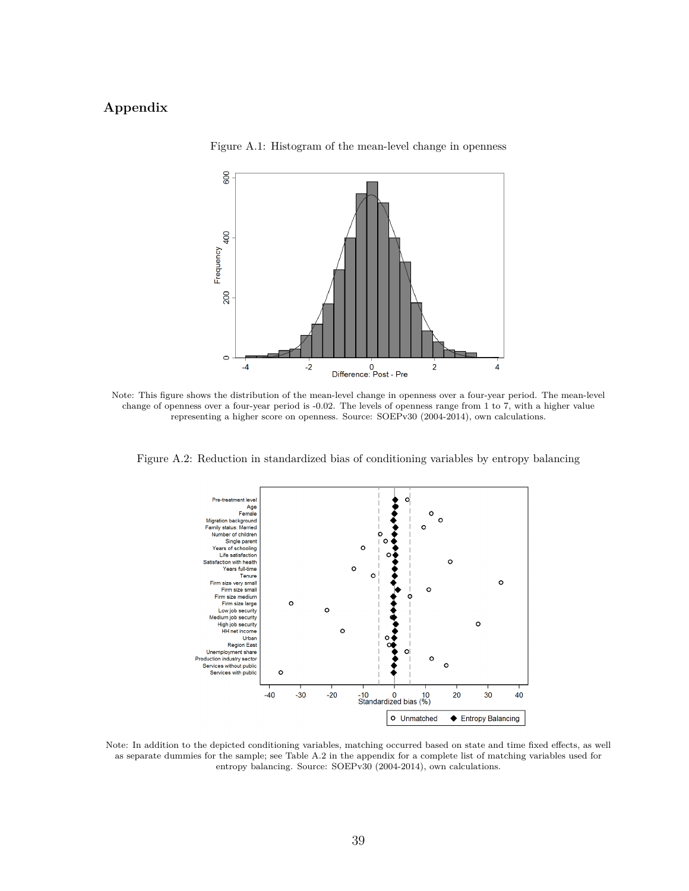# Appendix

Figure A.1: Histogram of the mean-level change in openness

Note: This figure shows the distribution of the mean-level change in openness over a four-year period. The mean-level change of openness over a four-year period is -0.02. The levels of openness range from 1 to 7, with a higher value representing a higher score on openness. Source: SOEPv30 (2004-2014), own calculations.

Figure A.2: Reduction in standardized bias of conditioning variables by entropy balancing

Note: In addition to the depicted conditioning variables, matching occurred based on state and time fixed effects, as well as separate dummies for the sample; see Table A.2 in the appendix for a complete list of matching variables used for entropy balancing. Source: SOEPv30 (2004-2014), own calculations.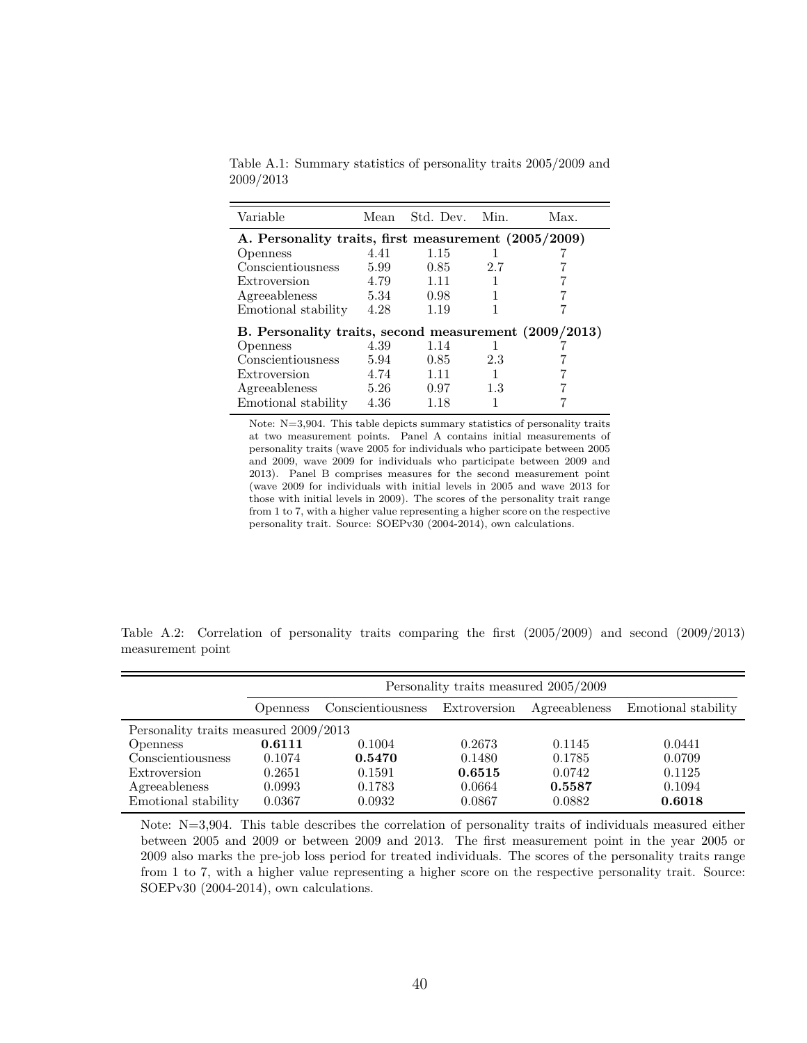Table A.1: Summary statistics of personality traits 2005/2009 and 2009/2013

| Variable | Mean | Std. Dev. | Min. | Max. |
|---|---|---|---|---|
| **A. Personality traits, first measurement (2005/2009)** | | | | |
| Openness | 4.41 | 1.15 | 1 | 7 |
| Conscientiousness | 5.99 | 0.85 | 2.7 | 7 |
| Extroversion | 4.79 | 1.11 | 1 | 7 |
| Agreeableness | 5.34 | 0.98 | 1 | 7 |
| Emotional stability | 4.28 | 1.19 | 1 | 7 |
| **B. Personality traits, second measurement (2009/2013)** | | | | |
| Openness | 4.39 | 1.14 | 1 | 7 |
| Conscientiousness | 5.94 | 0.85 | 2.3 | 7 |
| Extroversion | 4.74 | 1.11 | 1 | 7 |
| Agreeableness | 5.26 | 0.97 | 1.3 | 7 |
| Emotional stability | 4.36 | 1.18 | 1 | 7 |

Note: N=3,904. This table depicts summary statistics of personality traits at two measurement points. Panel A contains initial measurements of personality traits (wave 2005 for individuals who participate between 2005 and 2009, wave 2009 for individuals who participate between 2009 and 2013). Panel B comprises measures for the second measurement point (wave 2009 for individuals with initial levels in 2005 and wave 2013 for those with initial levels in 2009). The scores of the personality trait range from 1 to 7, with a higher value representing a higher score on the respective personality trait. Source: SOEPv30 (2004-2014), own calculations.

Table A.2: Correlation of personality traits comparing the first (2005/2009) and second (2009/2013) measurement point

| | Personality traits measured 2005/2009 | | | | |
|---|---|---|---|---|---|
| | Openness | Conscientiousness | Extroversion | Agreeableness | Emotional stability |
| Personality traits measured 2009/2013 | | | | | |
| Openness | **0.6111** | 0.1004 | 0.2673 | 0.1145 | 0.0441 |
| Conscientiousness | 0.1074 | **0.5470** | 0.1480 | 0.1785 | 0.0709 |
| Extroversion | 0.2651 | 0.1591 | **0.6515** | 0.0742 | 0.1125 |
| Agreeableness | 0.0993 | 0.1783 | 0.0664 | **0.5587** | 0.1094 |
| Emotional stability | 0.0367 | 0.0932 | 0.0867 | 0.0882 | **0.6018** |

Note: N=3,904. This table describes the correlation of personality traits of individuals measured either between 2005 and 2009 or between 2009 and 2013. The first measurement point in the year 2005 or 2009 also marks the pre-job loss period for treated individuals. The scores of the personality traits range from 1 to 7, with a higher value representing a higher score on the respective personality trait. Source: SOEPv30 (2004-2014), own calculations.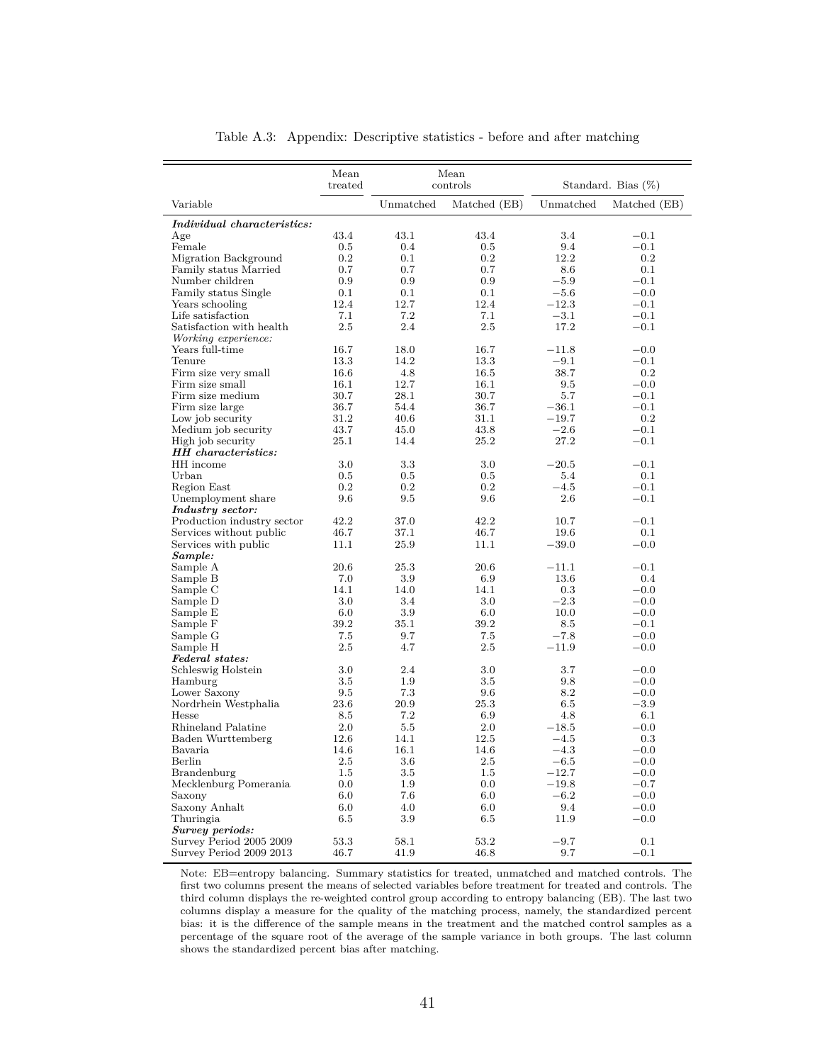Table A.3: Appendix: Descriptive statistics - before and after matching

| Variable | Mean treated | Mean controls | | Standard. Bias (%) | |
|---|---|---|---|---|---|
| | | Unmatched | Matched (EB) | Unmatched | Matched (EB) |
| ***Individual characteristics:*** | | | | | |
| Age | 43.4 | 43.1 | 43.4 | 3.4 | −0.1 |
| Female | 0.5 | 0.4 | 0.5 | 9.4 | −0.1 |
| Migration Background | 0.2 | 0.1 | 0.2 | 12.2 | 0.2 |
| Family status Married | 0.7 | 0.7 | 0.7 | 8.6 | 0.1 |
| Number children | 0.9 | 0.9 | 0.9 | −5.9 | −0.1 |
| Family status Single | 0.1 | 0.1 | 0.1 | −5.6 | −0.0 |
| Years schooling | 12.4 | 12.7 | 12.4 | −12.3 | −0.1 |
| Life satisfaction | 7.1 | 7.2 | 7.1 | −3.1 | −0.1 |
| Satisfaction with health | 2.5 | 2.4 | 2.5 | 17.2 | −0.1 |
| *Working experience:* | | | | | |
| Years full-time | 16.7 | 18.0 | 16.7 | −11.8 | −0.0 |
| Tenure | 13.3 | 14.2 | 13.3 | −9.1 | −0.1 |
| Firm size very small | 16.6 | 4.8 | 16.5 | 38.7 | 0.2 |
| Firm size small | 16.1 | 12.7 | 16.1 | 9.5 | −0.0 |
| Firm size medium | 30.7 | 28.1 | 30.7 | 5.7 | −0.1 |
| Firm size large | 36.7 | 54.4 | 36.7 | −36.1 | −0.1 |
| Low job security | 31.2 | 40.6 | 31.1 | −19.7 | 0.2 |
| Medium job security | 43.7 | 45.0 | 43.8 | −2.6 | −0.1 |
| High job security | 25.1 | 14.4 | 25.2 | 27.2 | −0.1 |
| ***HH characteristics:*** | | | | | |
| HH income | 3.0 | 3.3 | 3.0 | −20.5 | −0.1 |
| Urban | 0.5 | 0.5 | 0.5 | 5.4 | 0.1 |
| Region East | 0.2 | 0.2 | 0.2 | −4.5 | −0.1 |
| Unemployment share | 9.6 | 9.5 | 9.6 | 2.6 | −0.1 |
| ***Industry sector:*** | | | | | |
| Production industry sector | 42.2 | 37.0 | 42.2 | 10.7 | −0.1 |
| Services without public | 46.7 | 37.1 | 46.7 | 19.6 | 0.1 |
| Services with public | 11.1 | 25.9 | 11.1 | −39.0 | −0.0 |
| ***Sample:*** | | | | | |
| Sample A | 20.6 | 25.3 | 20.6 | −11.1 | −0.1 |
| Sample B | 7.0 | 3.9 | 6.9 | 13.6 | 0.4 |
| Sample C | 14.1 | 14.0 | 14.1 | 0.3 | −0.0 |
| Sample D | 3.0 | 3.4 | 3.0 | −2.3 | −0.0 |
| Sample E | 6.0 | 3.9 | 6.0 | 10.0 | −0.0 |
| Sample F | 39.2 | 35.1 | 39.2 | 8.5 | −0.1 |
| Sample G | 7.5 | 9.7 | 7.5 | −7.8 | −0.0 |
| Sample H | 2.5 | 4.7 | 2.5 | −11.9 | −0.0 |
| ***Federal states:*** | | | | | |
| Schleswig Holstein | 3.0 | 2.4 | 3.0 | 3.7 | −0.0 |
| Hamburg | 3.5 | 1.9 | 3.5 | 9.8 | −0.0 |
| Lower Saxony | 9.5 | 7.3 | 9.6 | 8.2 | −0.0 |
| Nordrhein Westphalia | 23.6 | 20.9 | 25.3 | 6.5 | −3.9 |
| Hesse | 8.5 | 7.2 | 6.9 | 4.8 | 6.1 |
| Rhineland Palatine | 2.0 | 5.5 | 2.0 | −18.5 | −0.0 |
| Baden Wurttemberg | 12.6 | 14.1 | 12.5 | −4.5 | 0.3 |
| Bavaria | 14.6 | 16.1 | 14.6 | −4.3 | −0.0 |
| Berlin | 2.5 | 3.6 | 2.5 | −6.5 | −0.0 |
| Brandenburg | 1.5 | 3.5 | 1.5 | −12.7 | −0.0 |
| Mecklenburg Pomerania | 0.0 | 1.9 | 0.0 | −19.8 | −0.7 |
| Saxony | 6.0 | 7.6 | 6.0 | −6.2 | −0.0 |
| Saxony Anhalt | 6.0 | 4.0 | 6.0 | 9.4 | −0.0 |
| Thuringia | 6.5 | 3.9 | 6.5 | 11.9 | −0.0 |
| ***Survey periods:*** | | | | | |
| Survey Period 2005 2009 | 53.3 | 58.1 | 53.2 | −9.7 | 0.1 |
| Survey Period 2009 2013 | 46.7 | 41.9 | 46.8 | 9.7 | −0.1 |

Note: EB=entropy balancing. Summary statistics for treated, unmatched and matched controls. The first two columns present the means of selected variables before treatment for treated and controls. The third column displays the re-weighted control group according to entropy balancing (EB). The last two columns display a measure for the quality of the matching process, namely, the standardized percent bias: it is the difference of the sample means in the treatment and the matched control samples as a percentage of the square root of the average of the sample variance in both groups. The last column shows the standardized percent bias after matching.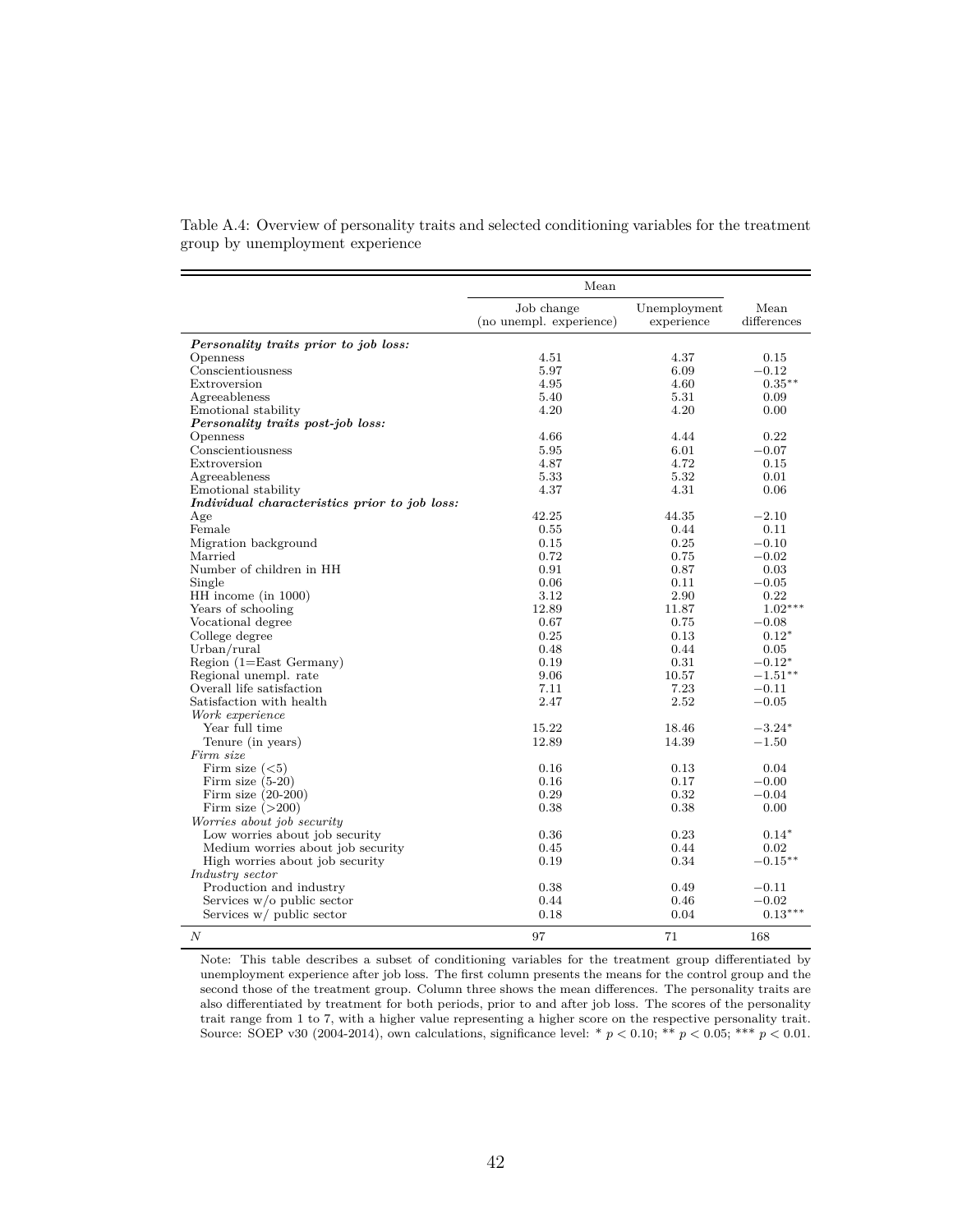Table A.4: Overview of personality traits and selected conditioning variables for the treatment group by unemployment experience

| | Mean | | |
|---|---|---|---|
| | Job change (no unempl. experience) | Unemployment experience | Mean differences |
| ***Personality traits prior to job loss:*** | | | |
| Openness | 4.51 | 4.37 | 0.15 |
| Conscientiousness | 5.97 | 6.09 | $-0.12$ |
| Extroversion | 4.95 | 4.60 | $0.35^{**}$ |
| Agreeableness | 5.40 | 5.31 | 0.09 |
| Emotional stability | 4.20 | 4.20 | 0.00 |
| ***Personality traits post-job loss:*** | | | |
| Openness | 4.66 | 4.44 | 0.22 |
| Conscientiousness | 5.95 | 6.01 | $-0.07$ |
| Extroversion | 4.87 | 4.72 | 0.15 |
| Agreeableness | 5.33 | 5.32 | 0.01 |
| Emotional stability | 4.37 | 4.31 | 0.06 |
| ***Individual characteristics prior to job loss:*** | | | |
| Age | 42.25 | 44.35 | $-2.10$ |
| Female | 0.55 | 0.44 | 0.11 |
| Migration background | 0.15 | 0.25 | $-0.10$ |
| Married | 0.72 | 0.75 | $-0.02$ |
| Number of children in HH | 0.91 | 0.87 | 0.03 |
| Single | 0.06 | 0.11 | $-0.05$ |
| HH income (in 1000) | 3.12 | 2.90 | 0.22 |
| Years of schooling | 12.89 | 11.87 | $1.02^{***}$ |
| Vocational degree | 0.67 | 0.75 | $-0.08$ |
| College degree | 0.25 | 0.13 | $0.12^{*}$ |
| Urban/rural | 0.48 | 0.44 | 0.05 |
| Region (1=East Germany) | 0.19 | 0.31 | $-0.12^{*}$ |
| Regional unempl. rate | 9.06 | 10.57 | $-1.51^{**}$ |
| Overall life satisfaction | 7.11 | 7.23 | $-0.11$ |
| Satisfaction with health | 2.47 | 2.52 | $-0.05$ |
| *Work experience* | | | |
| Year full time | 15.22 | 18.46 | $-3.24^{*}$ |
| Tenure (in years) | 12.89 | 14.39 | $-1.50$ |
| *Firm size* | | | |
| Firm size (<5) | 0.16 | 0.13 | 0.04 |
| Firm size (5-20) | 0.16 | 0.17 | $-0.00$ |
| Firm size (20-200) | 0.29 | 0.32 | $-0.04$ |
| Firm size (>200) | 0.38 | 0.38 | 0.00 |
| *Worries about job security* | | | |
| Low worries about job security | 0.36 | 0.23 | $0.14^{*}$ |
| Medium worries about job security | 0.45 | 0.44 | 0.02 |
| High worries about job security | 0.19 | 0.34 | $-0.15^{**}$ |
| *Industry sector* | | | |
| Production and industry | 0.38 | 0.49 | $-0.11$ |
| Services w/o public sector | 0.44 | 0.46 | $-0.02$ |
| Services w/ public sector | 0.18 | 0.04 | $0.13^{***}$ |
| $N$ | 97 | 71 | 168 |

Note: This table describes a subset of conditioning variables for the treatment group differentiated by unemployment experience after job loss. The first column presents the means for the control group and the second those of the treatment group. Column three shows the mean differences. The personality traits are also differentiated by treatment for both periods, prior to and after job loss. The scores of the personality trait range from 1 to 7, with a higher value representing a higher score on the respective personality trait. Source: SOEP v30 (2004-2014), own calculations, significance level: * $p < 0.10$; ** $p < 0.05$; *** $p < 0.01$.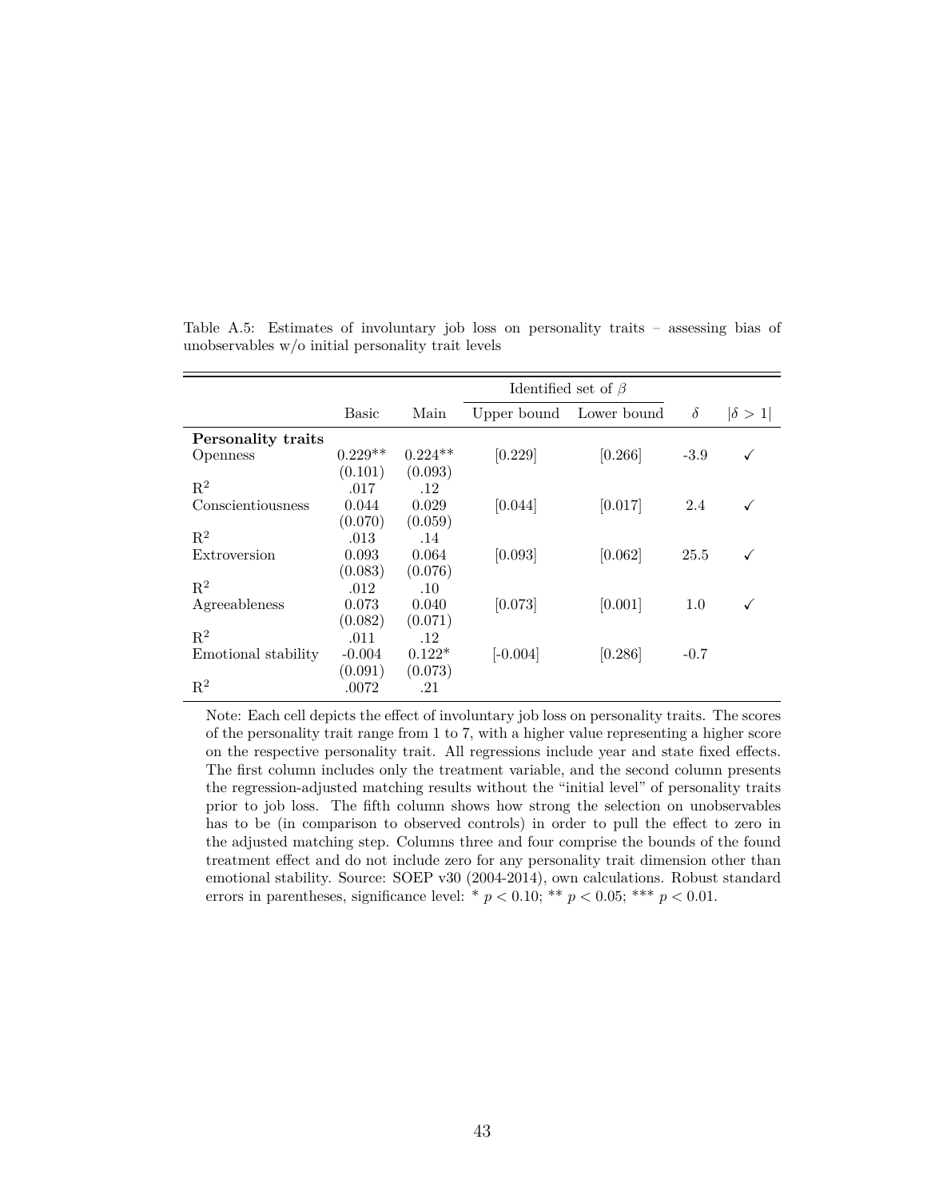Table A.5: Estimates of involuntary job loss on personality traits – assessing bias of unobservables w/o initial personality trait levels

| | | | Identified set of $\beta$ | | | |
|---|---|---|---|---|---|---|
| | Basic | Main | Upper bound | Lower bound | $\delta$ | $\|\delta > 1\|$ |
| **Personality traits** | | | | | | |
| Openness | 0.229** | 0.224** | [0.229] | [0.266] | -3.9 | ✓ |
| | (0.101) | (0.093) | | | | |
| $R^2$ | .017 | .12 | | | | |
| Conscientiousness | 0.044 | 0.029 | [0.044] | [0.017] | 2.4 | ✓ |
| | (0.070) | (0.059) | | | | |
| $R^2$ | .013 | .14 | | | | |
| Extroversion | 0.093 | 0.064 | [0.093] | [0.062] | 25.5 | ✓ |
| | (0.083) | (0.076) | | | | |
| $R^2$ | .012 | .10 | | | | |
| Agreeableness | 0.073 | 0.040 | [0.073] | [0.001] | 1.0 | ✓ |
| | (0.082) | (0.071) | | | | |
| $R^2$ | .011 | .12 | | | | |
| Emotional stability | -0.004 | 0.122* | [-0.004] | [0.286] | -0.7 | |
| | (0.091) | (0.073) | | | | |
| $R^2$ | .0072 | .21 | | | | |

Note: Each cell depicts the effect of involuntary job loss on personality traits. The scores of the personality trait range from 1 to 7, with a higher value representing a higher score on the respective personality trait. All regressions include year and state fixed effects. The first column includes only the treatment variable, and the second column presents the regression-adjusted matching results without the "initial level" of personality traits prior to job loss. The fifth column shows how strong the selection on unobservables has to be (in comparison to observed controls) in order to pull the effect to zero in the adjusted matching step. Columns three and four comprise the bounds of the found treatment effect and do not include zero for any personality trait dimension other than emotional stability. Source: SOEP v30 (2004-2014), own calculations. Robust standard errors in parentheses, significance level: * $p < 0.10$; ** $p < 0.05$; *** $p < 0.01$.